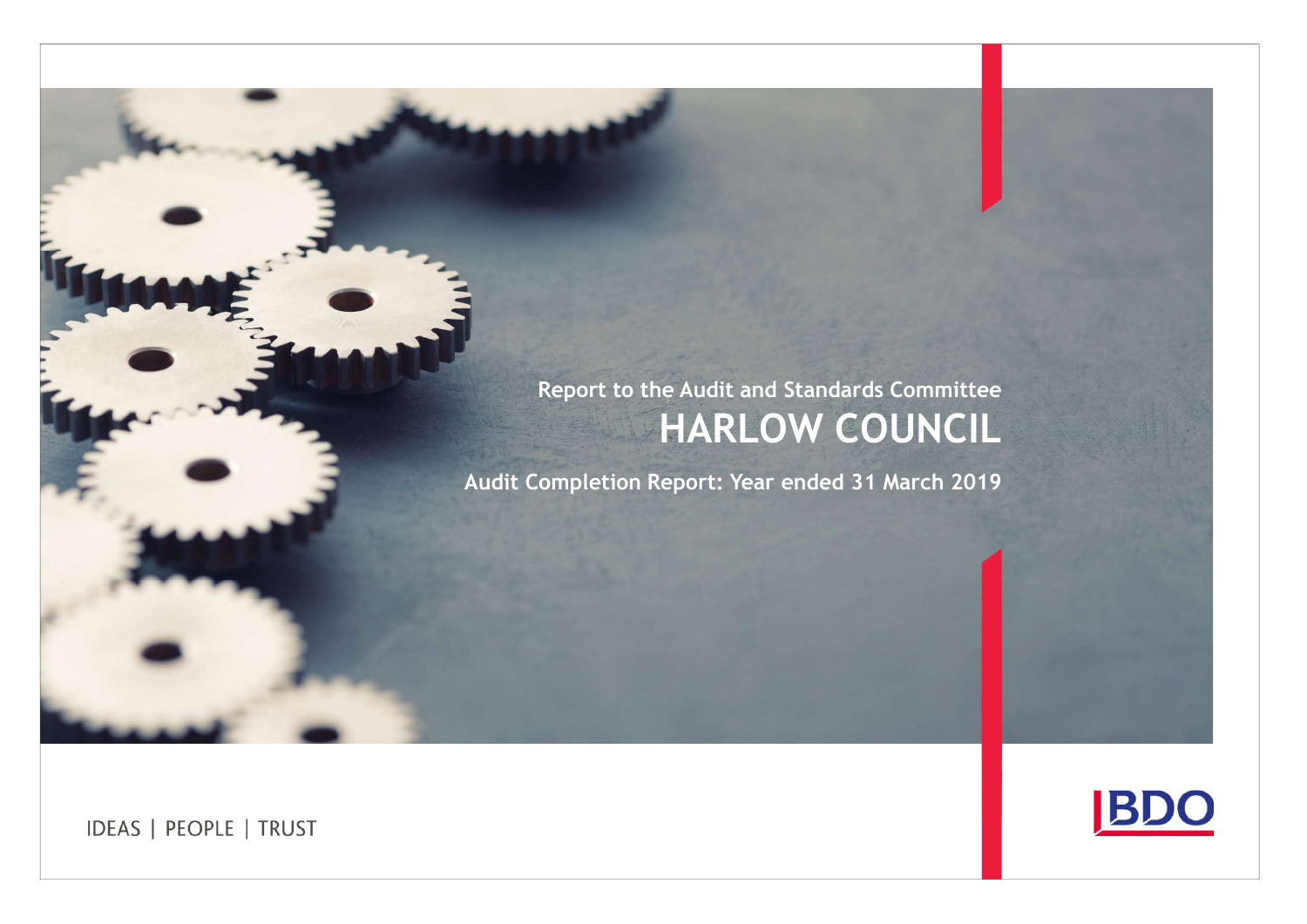Report to the Audit and Standards Committee

# HARLOW COUNCIL

## Audit Completion Report: Year ended 31 March 2019

IDEAS | PEOPLE | TRUST

BDO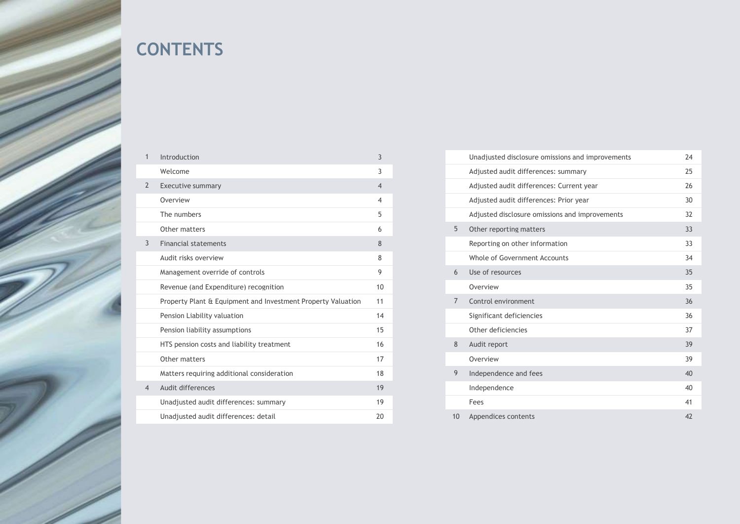# CONTENTS

| | | |
|---|---|---|
| 1 | Introduction | 3 |
| | Welcome | 3 |
| 2 | Executive summary | 4 |
| | Overview | 4 |
| | The numbers | 5 |
| | Other matters | 6 |
| 3 | Financial statements | 8 |
| | Audit risks overview | 8 |
| | Management override of controls | 9 |
| | Revenue (and Expenditure) recognition | 10 |
| | Property Plant & Equipment and Investment Property Valuation | 11 |
| | Pension Liability valuation | 14 |
| | Pension liability assumptions | 15 |
| | HTS pension costs and liability treatment | 16 |
| | Other matters | 17 |
| | Matters requiring additional consideration | 18 |
| 4 | Audit differences | 19 |
| | Unadjusted audit differences: summary | 19 |
| | Unadjusted audit differences: detail | 20 |
| | Unadjusted disclosure omissions and improvements | 24 |
| | Adjusted audit differences: summary | 25 |
| | Adjusted audit differences: Current year | 26 |
| | Adjusted audit differences: Prior year | 30 |
| | Adjusted disclosure omissions and improvements | 32 |
| 5 | Other reporting matters | 33 |
| | Reporting on other information | 33 |
| | Whole of Government Accounts | 34 |
| 6 | Use of resources | 35 |
| | Overview | 35 |
| 7 | Control environment | 36 |
| | Significant deficiencies | 36 |
| | Other deficiencies | 37 |
| 8 | Audit report | 39 |
| | Overview | 39 |
| 9 | Independence and fees | 40 |
| | Independence | 40 |
| | Fees | 41 |
| 10 | Appendices contents | 42 |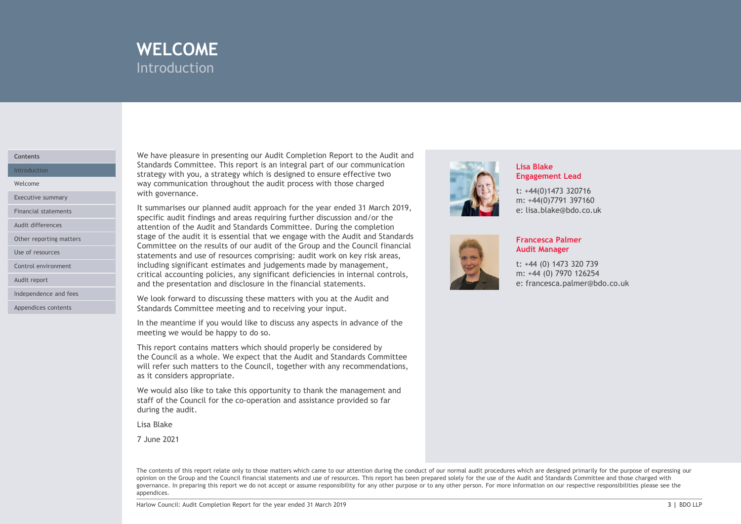# WELCOME

## Introduction

Contents

- Introduction
- Welcome
- Executive summary
- Financial statements
- Audit differences
- Other reporting matters
- Use of resources
- Control environment
- Audit report
- Independence and fees
- Appendices contents

We have pleasure in presenting our Audit Completion Report to the Audit and Standards Committee. This report is an integral part of our communication strategy with you, a strategy which is designed to ensure effective two way communication throughout the audit process with those charged with governance.

It summarises our planned audit approach for the year ended 31 March 2019, specific audit findings and areas requiring further discussion and/or the attention of the Audit and Standards Committee. During the completion stage of the audit it is essential that we engage with the Audit and Standards Committee on the results of our audit of the Group and the Council financial statements and use of resources comprising: audit work on key risk areas, including significant estimates and judgements made by management, critical accounting policies, any significant deficiencies in internal controls, and the presentation and disclosure in the financial statements.

We look forward to discussing these matters with you at the Audit and Standards Committee meeting and to receiving your input.

In the meantime if you would like to discuss any aspects in advance of the meeting we would be happy to do so.

This report contains matters which should properly be considered by the Council as a whole. We expect that the Audit and Standards Committee will refer such matters to the Council, together with any recommendations, as it considers appropriate.

We would also like to take this opportunity to thank the management and staff of the Council for the co-operation and assistance provided so far during the audit.

Lisa Blake

7 June 2021

**Lisa Blake**
**Engagement Lead**

t: +44(0)1473 320716
m: +44(0)7791 397160
e: lisa.blake@bdo.co.uk

**Francesca Palmer**
**Audit Manager**

t: +44 (0) 1473 320 739
m: +44 (0) 7970 126254
e: francesca.palmer@bdo.co.uk

The contents of this report relate only to those matters which came to our attention during the conduct of our normal audit procedures which are designed primarily for the purpose of expressing our opinion on the Group and the Council financial statements and use of resources. This report has been prepared solely for the use of the Audit and Standards Committee and those charged with governance. In preparing this report we do not accept or assume responsibility for any other purpose or to any other person. For more information on our respective responsibilities please see the appendices.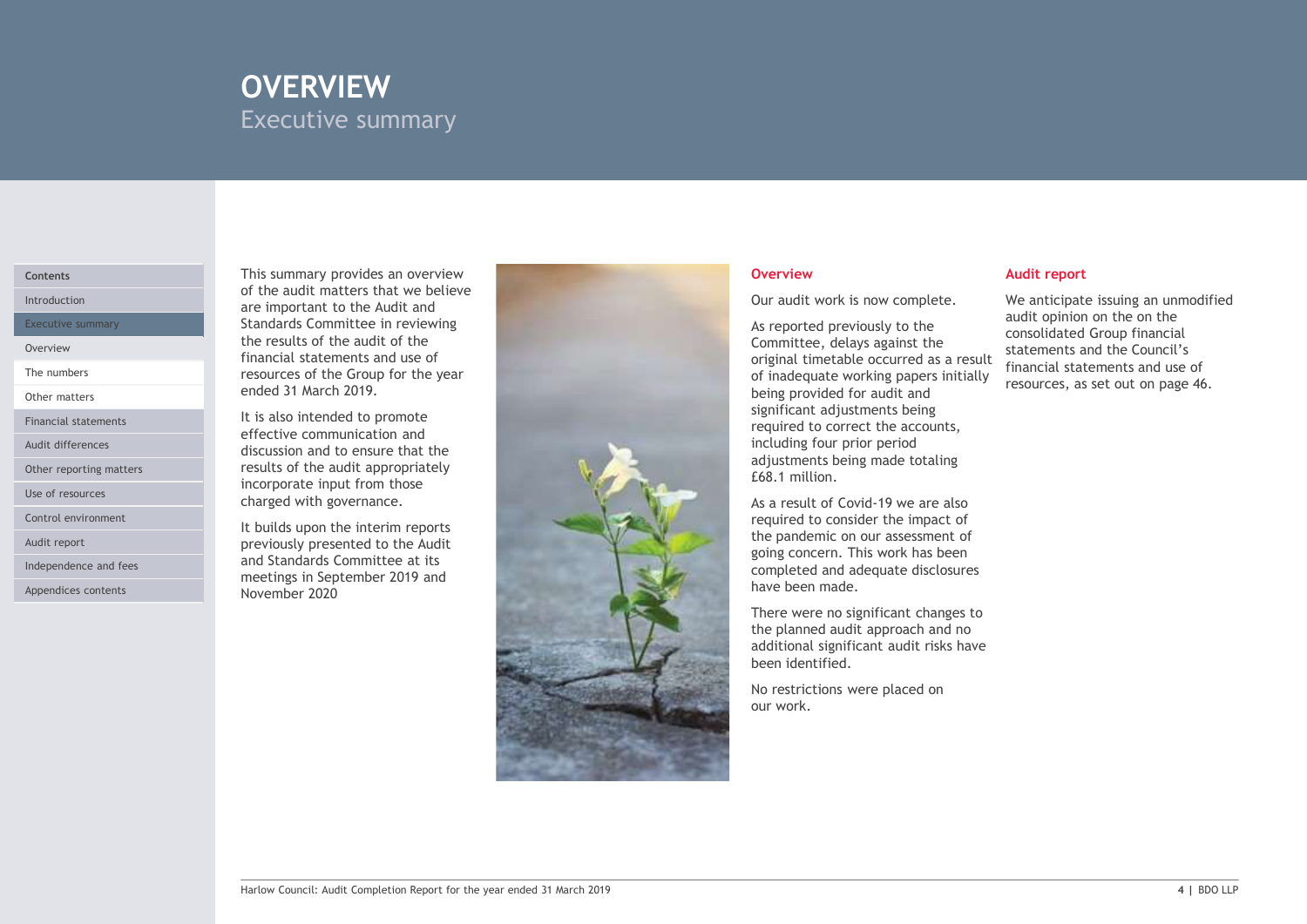# OVERVIEW

## Executive summary

This summary provides an overview of the audit matters that we believe are important to the Audit and Standards Committee in reviewing the results of the audit of the financial statements and use of resources of the Group for the year ended 31 March 2019.

It is also intended to promote effective communication and discussion and to ensure that the results of the audit appropriately incorporate input from those charged with governance.

It builds upon the interim reports previously presented to the Audit and Standards Committee at its meetings in September 2019 and November 2020

### Overview

Our audit work is now complete.

As reported previously to the Committee, delays against the original timetable occurred as a result of inadequate working papers initially being provided for audit and significant adjustments being required to correct the accounts, including four prior period adjustments being made totaling £68.1 million.

As a result of Covid-19 we are also required to consider the impact of the pandemic on our assessment of going concern. This work has been completed and adequate disclosures have been made.

There were no significant changes to the planned audit approach and no additional significant audit risks have been identified.

No restrictions were placed on our work.

### Audit report

We anticipate issuing an unmodified audit opinion on the on the consolidated Group financial statements and the Council's financial statements and use of resources, as set out on page 46.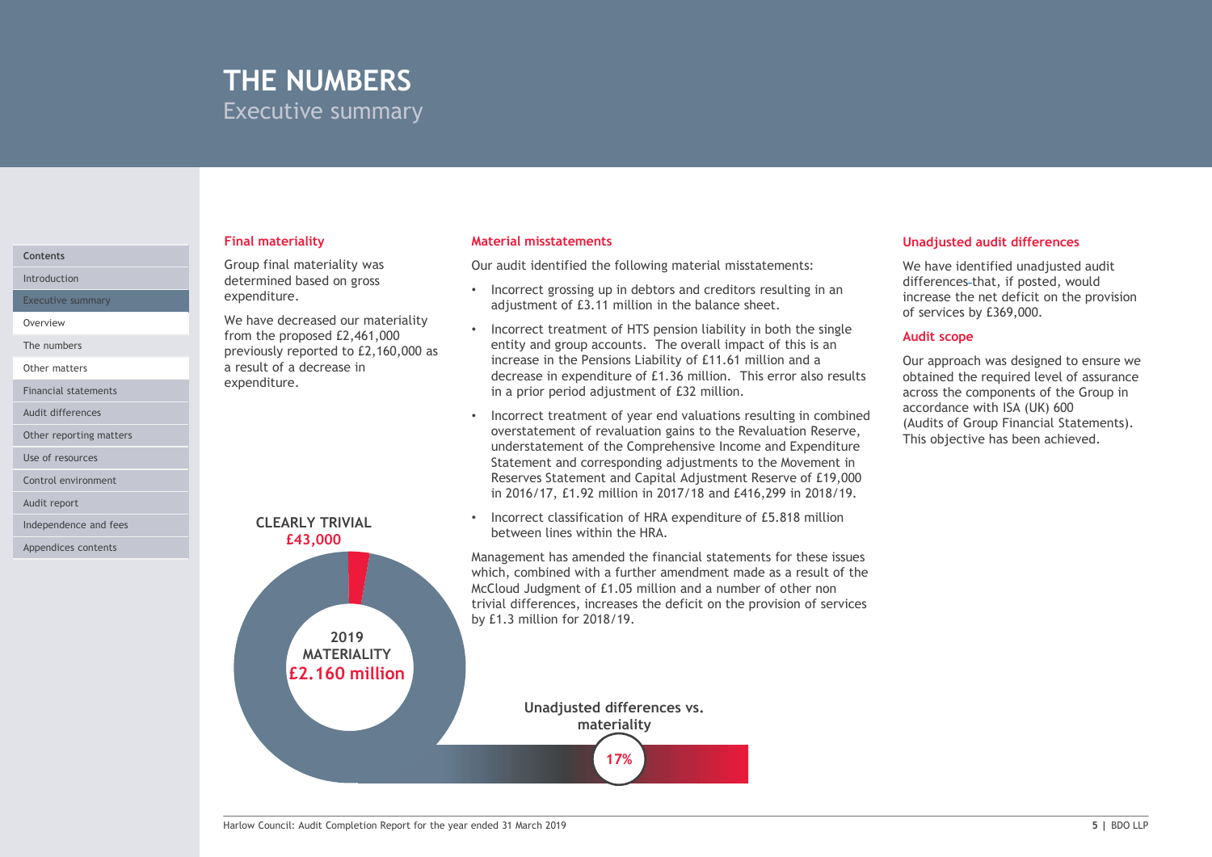# THE NUMBERS

Executive summary

## Final materiality

Group final materiality was determined based on gross expenditure.

We have decreased our materiality from the proposed £2,461,000 previously reported to £2,160,000 as a result of a decrease in expenditure.

CLEARLY TRIVIAL
£43,000

2019 MATERIALITY
£2.160 million

## Material misstatements

Our audit identified the following material misstatements:

- Incorrect grossing up in debtors and creditors resulting in an adjustment of £3.11 million in the balance sheet.
- Incorrect treatment of HTS pension liability in both the single entity and group accounts. The overall impact of this is an increase in the Pensions Liability of £11.61 million and a decrease in expenditure of £1.36 million. This error also results in a prior period adjustment of £32 million.
- Incorrect treatment of year end valuations resulting in combined overstatement of revaluation gains to the Revaluation Reserve, understatement of the Comprehensive Income and Expenditure Statement and corresponding adjustments to the Movement in Reserves Statement and Capital Adjustment Reserve of £19,000 in 2016/17, £1.92 million in 2017/18 and £416,299 in 2018/19.
- Incorrect classification of HRA expenditure of £5.818 million between lines within the HRA.

Management has amended the financial statements for these issues which, combined with a further amendment made as a result of the McCloud Judgment of £1.05 million and a number of other non trivial differences, increases the deficit on the provision of services by £1.3 million for 2018/19.

Unadjusted differences vs. materiality

17%

## Unadjusted audit differences

We have identified unadjusted audit differences that, if posted, would increase the net deficit on the provision of services by £369,000.

## Audit scope

Our approach was designed to ensure we obtained the required level of assurance across the components of the Group in accordance with ISA (UK) 600 (Audits of Group Financial Statements). This objective has been achieved.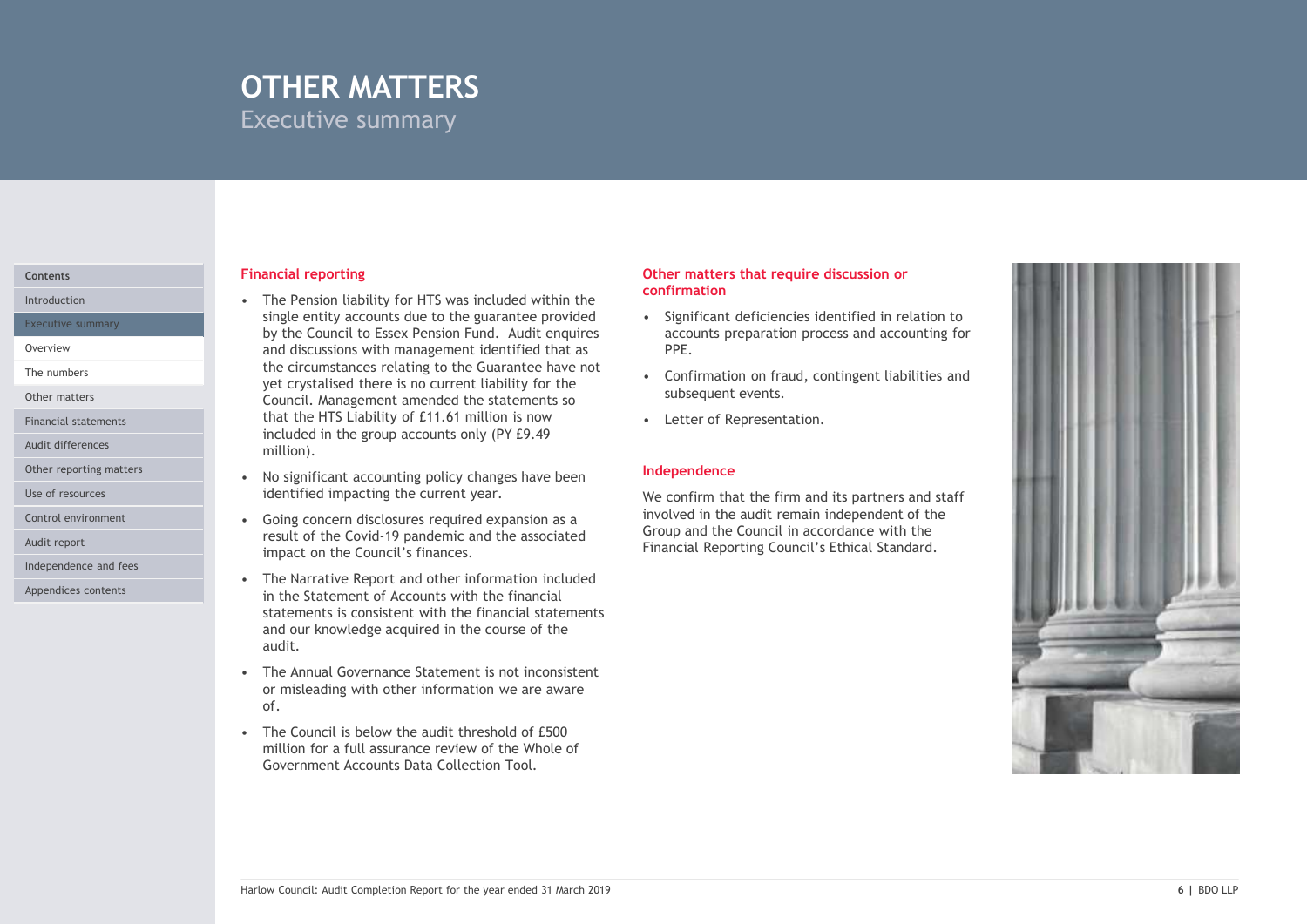# OTHER MATTERS

Executive summary

## Financial reporting

- The Pension liability for HTS was included within the single entity accounts due to the guarantee provided by the Council to Essex Pension Fund. Audit enquires and discussions with management identified that as the circumstances relating to the Guarantee have not yet crystalised there is no current liability for the Council. Management amended the statements so that the HTS Liability of £11.61 million is now included in the group accounts only (PY £9.49 million).
- No significant accounting policy changes have been identified impacting the current year.
- Going concern disclosures required expansion as a result of the Covid-19 pandemic and the associated impact on the Council's finances.
- The Narrative Report and other information included in the Statement of Accounts with the financial statements is consistent with the financial statements and our knowledge acquired in the course of the audit.
- The Annual Governance Statement is not inconsistent or misleading with other information we are aware of.
- The Council is below the audit threshold of £500 million for a full assurance review of the Whole of Government Accounts Data Collection Tool.

## Other matters that require discussion or confirmation

- Significant deficiencies identified in relation to accounts preparation process and accounting for PPE.
- Confirmation on fraud, contingent liabilities and subsequent events.
- Letter of Representation.

## Independence

We confirm that the firm and its partners and staff involved in the audit remain independent of the Group and the Council in accordance with the Financial Reporting Council's Ethical Standard.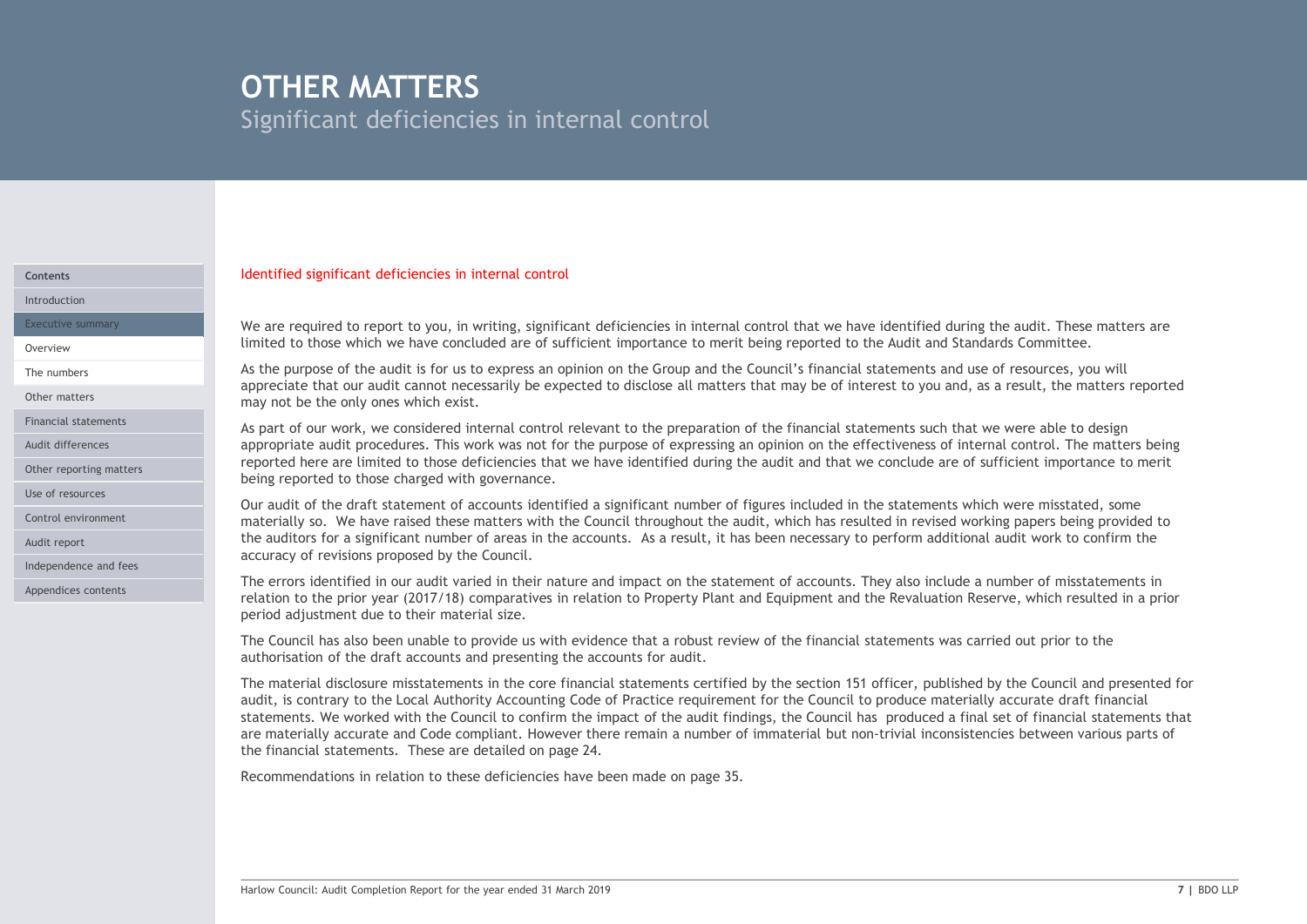# OTHER MATTERS

## Significant deficiencies in internal control

### Identified significant deficiencies in internal control

We are required to report to you, in writing, significant deficiencies in internal control that we have identified during the audit. These matters are limited to those which we have concluded are of sufficient importance to merit being reported to the Audit and Standards Committee.

As the purpose of the audit is for us to express an opinion on the Group and the Council's financial statements and use of resources, you will appreciate that our audit cannot necessarily be expected to disclose all matters that may be of interest to you and, as a result, the matters reported may not be the only ones which exist.

As part of our work, we considered internal control relevant to the preparation of the financial statements such that we were able to design appropriate audit procedures. This work was not for the purpose of expressing an opinion on the effectiveness of internal control. The matters being reported here are limited to those deficiencies that we have identified during the audit and that we conclude are of sufficient importance to merit being reported to those charged with governance.

Our audit of the draft statement of accounts identified a significant number of figures included in the statements which were misstated, some materially so. We have raised these matters with the Council throughout the audit, which has resulted in revised working papers being provided to the auditors for a significant number of areas in the accounts. As a result, it has been necessary to perform additional audit work to confirm the accuracy of revisions proposed by the Council.

The errors identified in our audit varied in their nature and impact on the statement of accounts. They also include a number of misstatements in relation to the prior year (2017/18) comparatives in relation to Property Plant and Equipment and the Revaluation Reserve, which resulted in a prior period adjustment due to their material size.

The Council has also been unable to provide us with evidence that a robust review of the financial statements was carried out prior to the authorisation of the draft accounts and presenting the accounts for audit.

The material disclosure misstatements in the core financial statements certified by the section 151 officer, published by the Council and presented for audit, is contrary to the Local Authority Accounting Code of Practice requirement for the Council to produce materially accurate draft financial statements. We worked with the Council to confirm the impact of the audit findings, the Council has produced a final set of financial statements that are materially accurate and Code compliant. However there remain a number of immaterial but non-trivial inconsistencies between various parts of the financial statements. These are detailed on page 24.

Recommendations in relation to these deficiencies have been made on page 35.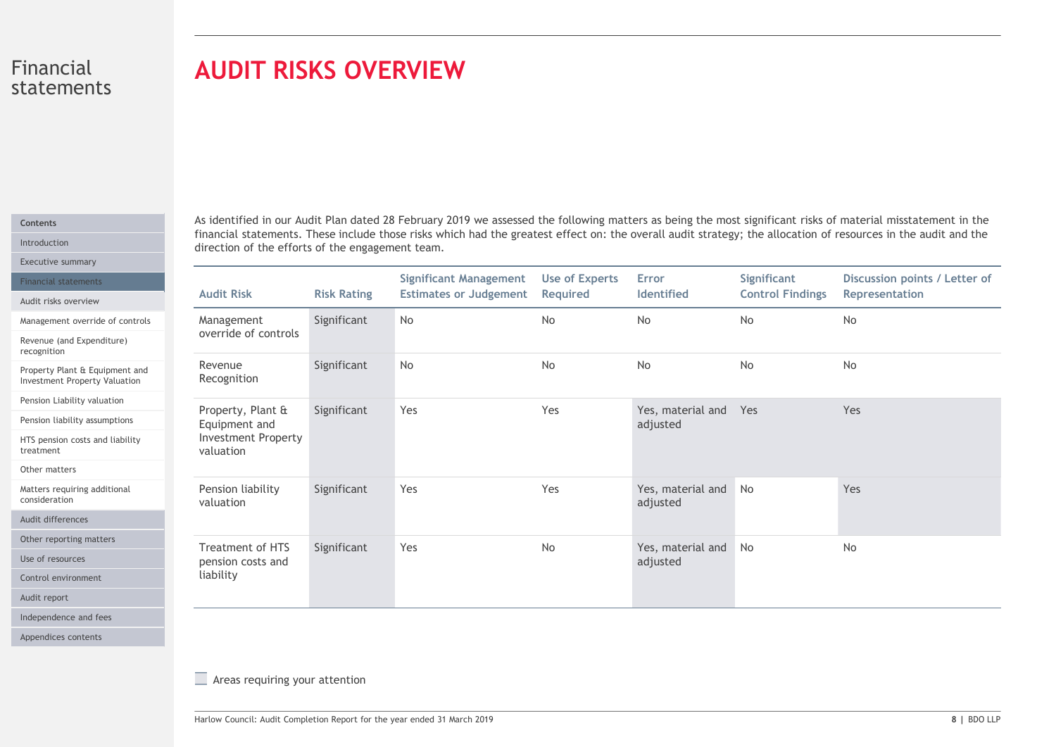Financial statements

# AUDIT RISKS OVERVIEW

As identified in our Audit Plan dated 28 February 2019 we assessed the following matters as being the most significant risks of material misstatement in the financial statements. These include those risks which had the greatest effect on: the overall audit strategy; the allocation of resources in the audit and the direction of the efforts of the engagement team.

| Audit Risk | Risk Rating | Significant Management Estimates or Judgement | Use of Experts Required | Error Identified | Significant Control Findings | Discussion points / Letter of Representation |
|---|---|---|---|---|---|---|
| Management override of controls | Significant | No | No | No | No | No |
| Revenue Recognition | Significant | No | No | No | No | No |
| Property, Plant & Equipment and Investment Property valuation | Significant | Yes | Yes | Yes, material and adjusted | Yes | Yes |
| Pension liability valuation | Significant | Yes | Yes | Yes, material and adjusted | No | Yes |
| Treatment of HTS pension costs and liability | Significant | Yes | No | Yes, material and adjusted | No | No |

Areas requiring your attention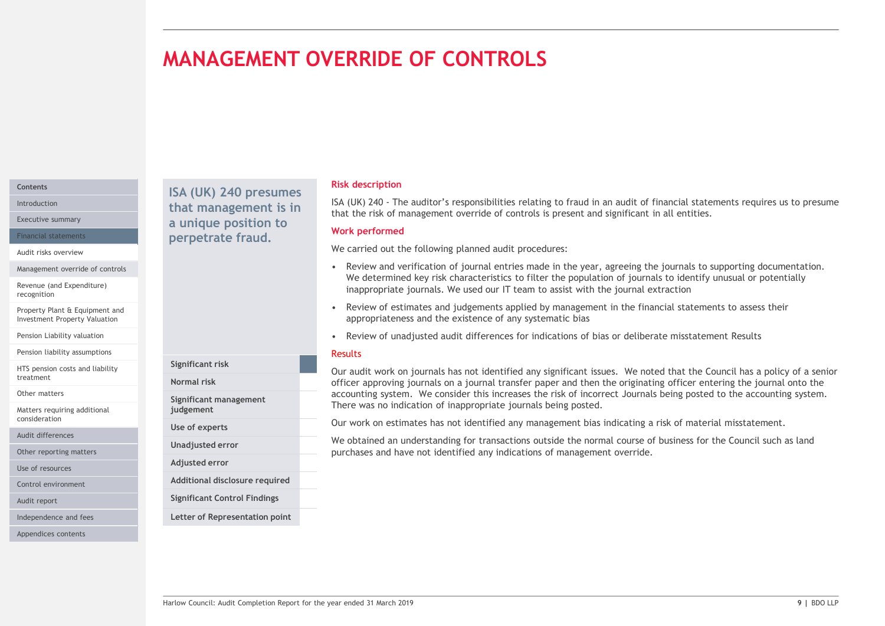# MANAGEMENT OVERRIDE OF CONTROLS

**ISA (UK) 240 presumes that management is in a unique position to perpetrate fraud.**

| | |
|---|---|
| Significant risk | ■ |
| Normal risk | |
| Significant management judgement | |
| Use of experts | |
| Unadjusted error | |
| Adjusted error | |
| Additional disclosure required | |
| Significant Control Findings | |
| Letter of Representation point | |

### Risk description

ISA (UK) 240 - The auditor's responsibilities relating to fraud in an audit of financial statements requires us to presume that the risk of management override of controls is present and significant in all entities.

### Work performed

We carried out the following planned audit procedures:

- Review and verification of journal entries made in the year, agreeing the journals to supporting documentation. We determined key risk characteristics to filter the population of journals to identify unusual or potentially inappropriate journals. We used our IT team to assist with the journal extraction
- Review of estimates and judgements applied by management in the financial statements to assess their appropriateness and the existence of any systematic bias
- Review of unadjusted audit differences for indications of bias or deliberate misstatement Results

### Results

Our audit work on journals has not identified any significant issues. We noted that the Council has a policy of a senior officer approving journals on a journal transfer paper and then the originating officer entering the journal onto the accounting system. We consider this increases the risk of incorrect Journals being posted to the accounting system. There was no indication of inappropriate journals being posted.

Our work on estimates has not identified any management bias indicating a risk of material misstatement.

We obtained an understanding for transactions outside the normal course of business for the Council such as land purchases and have not identified any indications of management override.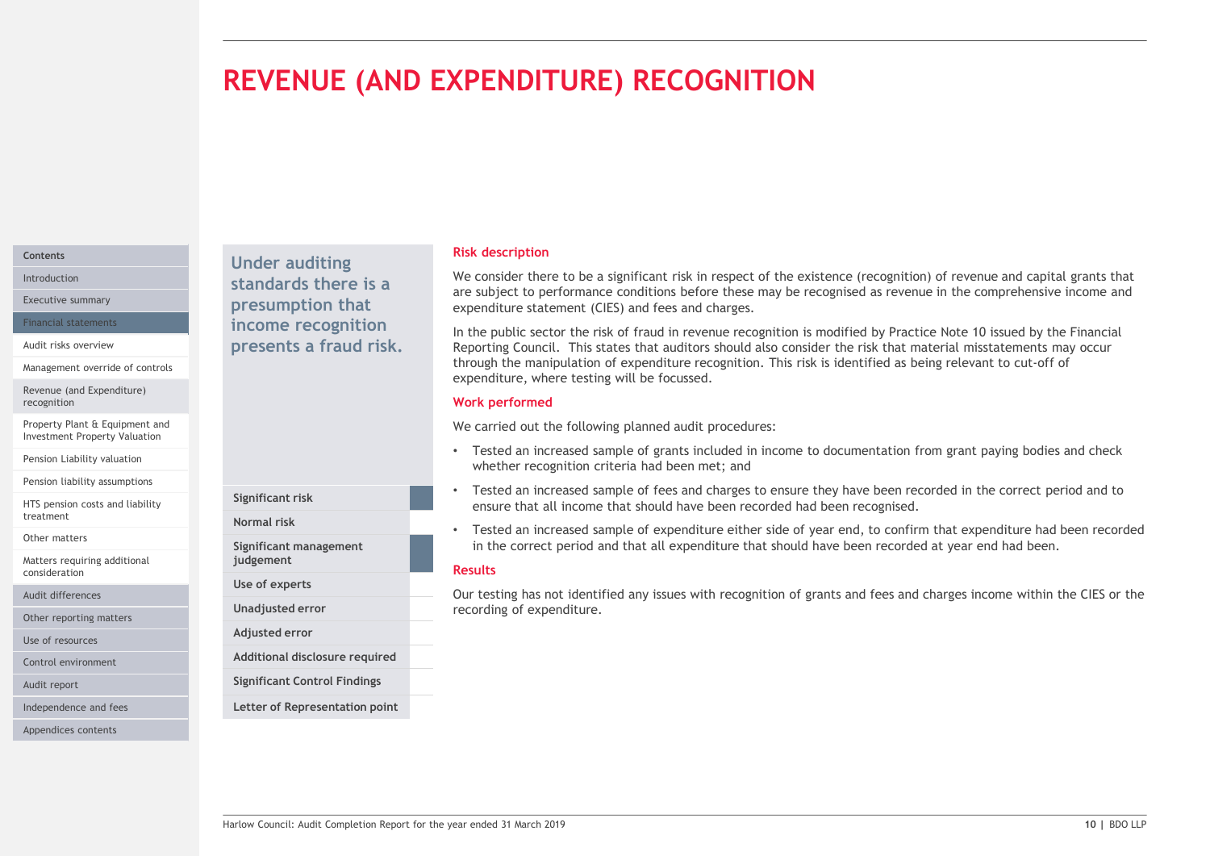# REVENUE (AND EXPENDITURE) RECOGNITION

Contents

- Introduction
- Executive summary
- Financial statements
- Audit risks overview
- Management override of controls
- Revenue (and Expenditure) recognition
- Property Plant & Equipment and Investment Property Valuation
- Pension Liability valuation
- Pension liability assumptions
- HTS pension costs and liability treatment
- Other matters
- Matters requiring additional consideration
- Audit differences
- Other reporting matters
- Use of resources
- Control environment
- Audit report
- Independence and fees
- Appendices contents

**Under auditing standards there is a presumption that income recognition presents a fraud risk.**

| | |
|---|---|
| **Significant risk** | ■ |
| **Normal risk** | |
| **Significant management judgement** | ■ |
| **Use of experts** | |
| **Unadjusted error** | |
| **Adjusted error** | |
| **Additional disclosure required** | |
| **Significant Control Findings** | |
| **Letter of Representation point** | |

### Risk description

We consider there to be a significant risk in respect of the existence (recognition) of revenue and capital grants that are subject to performance conditions before these may be recognised as revenue in the comprehensive income and expenditure statement (CIES) and fees and charges.

In the public sector the risk of fraud in revenue recognition is modified by Practice Note 10 issued by the Financial Reporting Council. This states that auditors should also consider the risk that material misstatements may occur through the manipulation of expenditure recognition. This risk is identified as being relevant to cut-off of expenditure, where testing will be focussed.

### Work performed

We carried out the following planned audit procedures:

- Tested an increased sample of grants included in income to documentation from grant paying bodies and check whether recognition criteria had been met; and
- Tested an increased sample of fees and charges to ensure they have been recorded in the correct period and to ensure that all income that should have been recorded had been recognised.
- Tested an increased sample of expenditure either side of year end, to confirm that expenditure had been recorded in the correct period and that all expenditure that should have been recorded at year end had been.

### Results

Our testing has not identified any issues with recognition of grants and fees and charges income within the CIES or the recording of expenditure.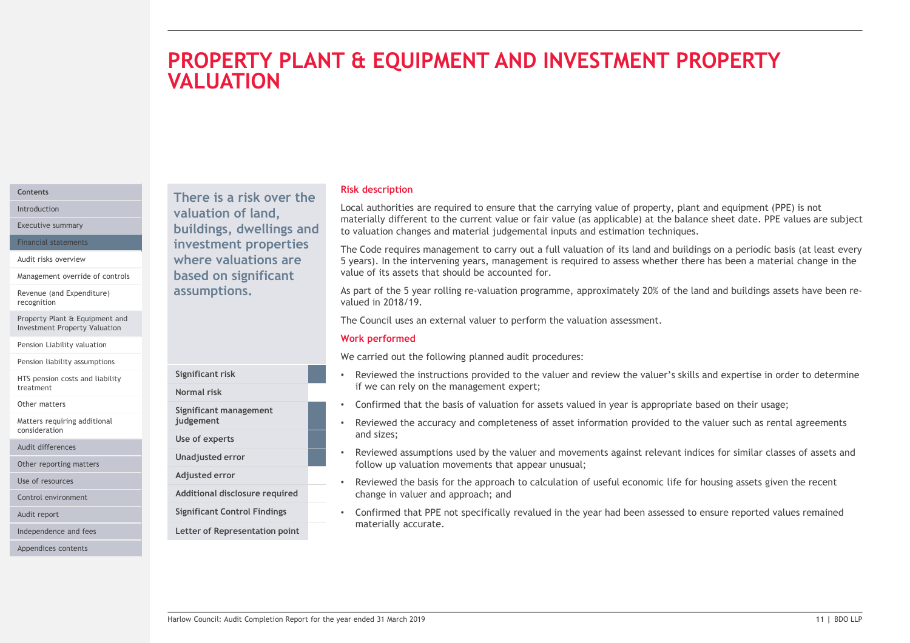# PROPERTY PLANT & EQUIPMENT AND INVESTMENT PROPERTY VALUATION

**There is a risk over the valuation of land, buildings, dwellings and investment properties where valuations are based on significant assumptions.**

| | |
|---|---|
| Significant risk | ■ |
| Normal risk | |
| Significant management judgement | ■ |
| Use of experts | ■ |
| Unadjusted error | ■ |
| Adjusted error | |
| Additional disclosure required | |
| Significant Control Findings | |
| Letter of Representation point | |

## Risk description

Local authorities are required to ensure that the carrying value of property, plant and equipment (PPE) is not materially different to the current value or fair value (as applicable) at the balance sheet date. PPE values are subject to valuation changes and material judgemental inputs and estimation techniques.

The Code requires management to carry out a full valuation of its land and buildings on a periodic basis (at least every 5 years). In the intervening years, management is required to assess whether there has been a material change in the value of its assets that should be accounted for.

As part of the 5 year rolling re-valuation programme, approximately 20% of the land and buildings assets have been re-valued in 2018/19.

The Council uses an external valuer to perform the valuation assessment.

## Work performed

We carried out the following planned audit procedures:

- Reviewed the instructions provided to the valuer and review the valuer's skills and expertise in order to determine if we can rely on the management expert;
- Confirmed that the basis of valuation for assets valued in year is appropriate based on their usage;
- Reviewed the accuracy and completeness of asset information provided to the valuer such as rental agreements and sizes;
- Reviewed assumptions used by the valuer and movements against relevant indices for similar classes of assets and follow up valuation movements that appear unusual;
- Reviewed the basis for the approach to calculation of useful economic life for housing assets given the recent change in valuer and approach; and
- Confirmed that PPE not specifically revalued in the year had been assessed to ensure reported values remained materially accurate.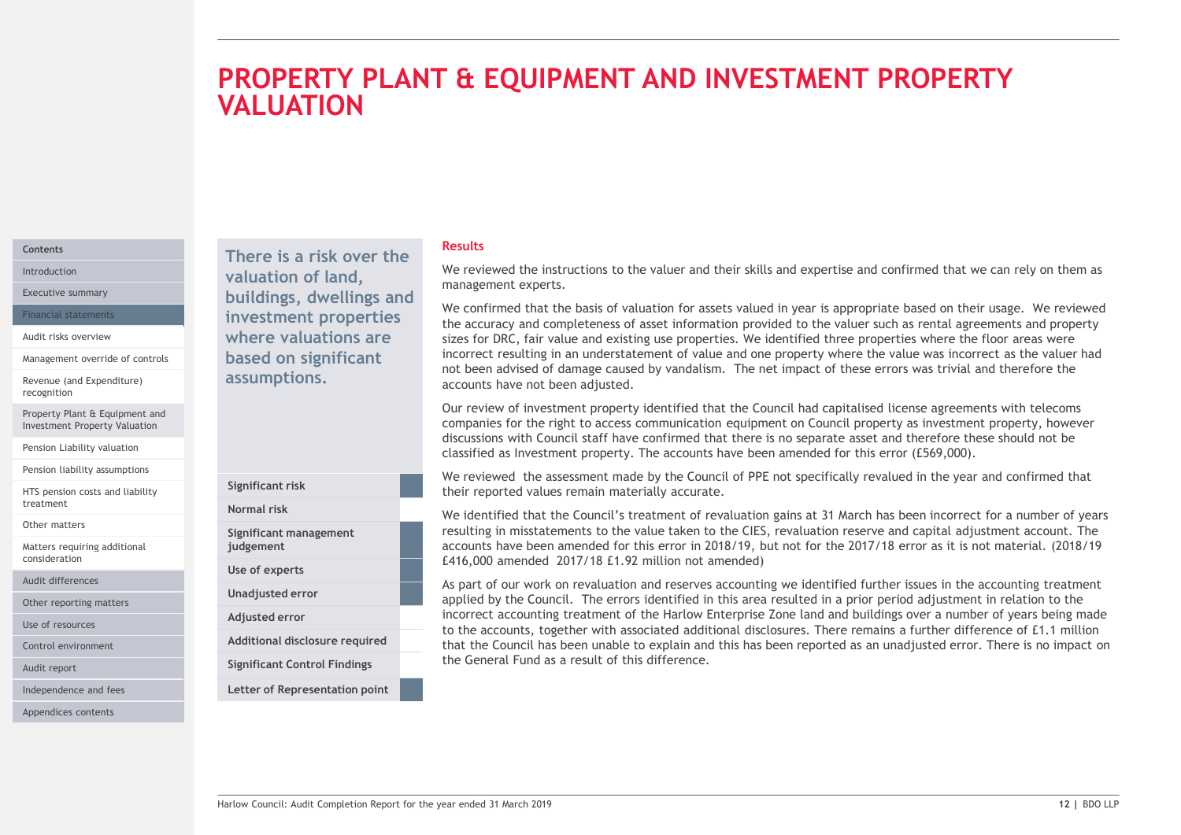# PROPERTY PLANT & EQUIPMENT AND INVESTMENT PROPERTY VALUATION

**There is a risk over the valuation of land, buildings, dwellings and investment properties where valuations are based on significant assumptions.**

| | |
|---|---|
| Significant risk | ■ |
| Normal risk | |
| Significant management judgement | ■ |
| Use of experts | ■ |
| Unadjusted error | ■ |
| Adjusted error | |
| Additional disclosure required | |
| Significant Control Findings | |
| Letter of Representation point | ■ |

## Results

We reviewed the instructions to the valuer and their skills and expertise and confirmed that we can rely on them as management experts.

We confirmed that the basis of valuation for assets valued in year is appropriate based on their usage. We reviewed the accuracy and completeness of asset information provided to the valuer such as rental agreements and property sizes for DRC, fair value and existing use properties. We identified three properties where the floor areas were incorrect resulting in an understatement of value and one property where the value was incorrect as the valuer had not been advised of damage caused by vandalism. The net impact of these errors was trivial and therefore the accounts have not been adjusted.

Our review of investment property identified that the Council had capitalised license agreements with telecoms companies for the right to access communication equipment on Council property as investment property, however discussions with Council staff have confirmed that there is no separate asset and therefore these should not be classified as Investment property. The accounts have been amended for this error (£569,000).

We reviewed the assessment made by the Council of PPE not specifically revalued in the year and confirmed that their reported values remain materially accurate.

We identified that the Council's treatment of revaluation gains at 31 March has been incorrect for a number of years resulting in misstatements to the value taken to the CIES, revaluation reserve and capital adjustment account. The accounts have been amended for this error in 2018/19, but not for the 2017/18 error as it is not material. (2018/19 £416,000 amended 2017/18 £1.92 million not amended)

As part of our work on revaluation and reserves accounting we identified further issues in the accounting treatment applied by the Council. The errors identified in this area resulted in a prior period adjustment in relation to the incorrect accounting treatment of the Harlow Enterprise Zone land and buildings over a number of years being made to the accounts, together with associated additional disclosures. There remains a further difference of £1.1 million that the Council has been unable to explain and this has been reported as an unadjusted error. There is no impact on the General Fund as a result of this difference.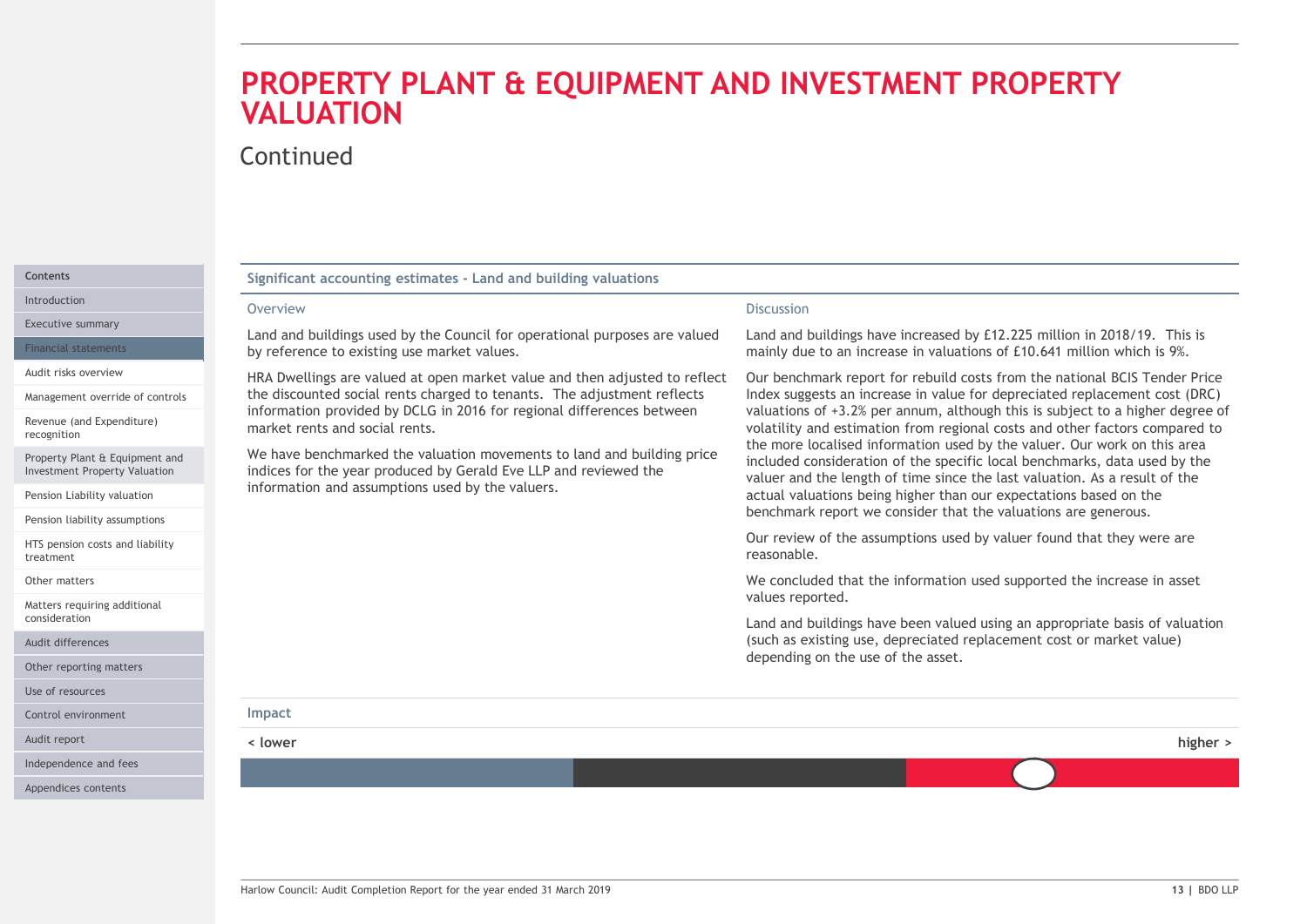# PROPERTY PLANT & EQUIPMENT AND INVESTMENT PROPERTY VALUATION

Continued

## Significant accounting estimates - Land and building valuations

### Overview

Land and buildings used by the Council for operational purposes are valued by reference to existing use market values.

HRA Dwellings are valued at open market value and then adjusted to reflect the discounted social rents charged to tenants. The adjustment reflects information provided by DCLG in 2016 for regional differences between market rents and social rents.

We have benchmarked the valuation movements to land and building price indices for the year produced by Gerald Eve LLP and reviewed the information and assumptions used by the valuers.

### Discussion

Land and buildings have increased by £12.225 million in 2018/19. This is mainly due to an increase in valuations of £10.641 million which is 9%.

Our benchmark report for rebuild costs from the national BCIS Tender Price Index suggests an increase in value for depreciated replacement cost (DRC) valuations of +3.2% per annum, although this is subject to a higher degree of volatility and estimation from regional costs and other factors compared to the more localised information used by the valuer. Our work on this area included consideration of the specific local benchmarks, data used by the valuer and the length of time since the last valuation. As a result of the actual valuations being higher than our expectations based on the benchmark report we consider that the valuations are generous.

Our review of the assumptions used by valuer found that they were are reasonable.

We concluded that the information used supported the increase in asset values reported.

Land and buildings have been valued using an appropriate basis of valuation (such as existing use, depreciated replacement cost or market value) depending on the use of the asset.

### Impact

**< lower** **higher >**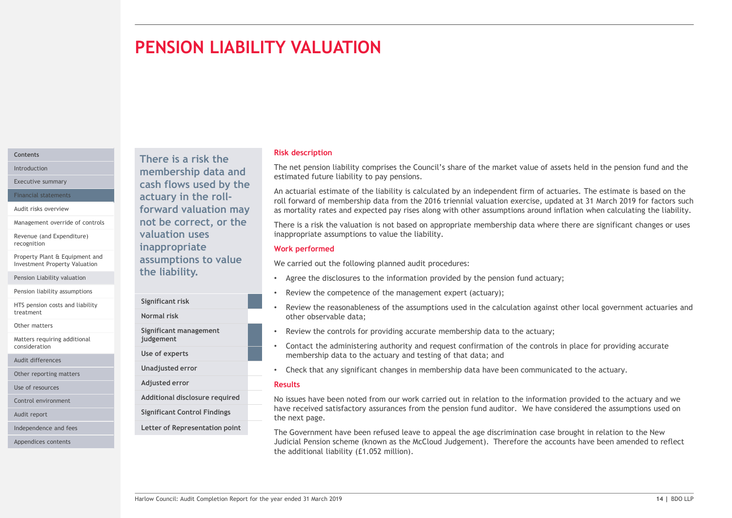# PENSION LIABILITY VALUATION

**There is a risk the membership data and cash flows used by the actuary in the roll-forward valuation may not be correct, or the valuation uses inappropriate assumptions to value the liability.**

| | |
|---|---|
| Significant risk | ■ |
| Normal risk | |
| Significant management judgement | ■ |
| Use of experts | ■ |
| Unadjusted error | |
| Adjusted error | |
| Additional disclosure required | |
| Significant Control Findings | |
| Letter of Representation point | |

### Risk description

The net pension liability comprises the Council's share of the market value of assets held in the pension fund and the estimated future liability to pay pensions.

An actuarial estimate of the liability is calculated by an independent firm of actuaries. The estimate is based on the roll forward of membership data from the 2016 triennial valuation exercise, updated at 31 March 2019 for factors such as mortality rates and expected pay rises along with other assumptions around inflation when calculating the liability.

There is a risk the valuation is not based on appropriate membership data where there are significant changes or uses inappropriate assumptions to value the liability.

### Work performed

We carried out the following planned audit procedures:

- Agree the disclosures to the information provided by the pension fund actuary;
- Review the competence of the management expert (actuary);
- Review the reasonableness of the assumptions used in the calculation against other local government actuaries and other observable data;
- Review the controls for providing accurate membership data to the actuary;
- Contact the administering authority and request confirmation of the controls in place for providing accurate membership data to the actuary and testing of that data; and
- Check that any significant changes in membership data have been communicated to the actuary.

### Results

No issues have been noted from our work carried out in relation to the information provided to the actuary and we have received satisfactory assurances from the pension fund auditor. We have considered the assumptions used on the next page.

The Government have been refused leave to appeal the age discrimination case brought in relation to the New Judicial Pension scheme (known as the McCloud Judgement). Therefore the accounts have been amended to reflect the additional liability (£1.052 million).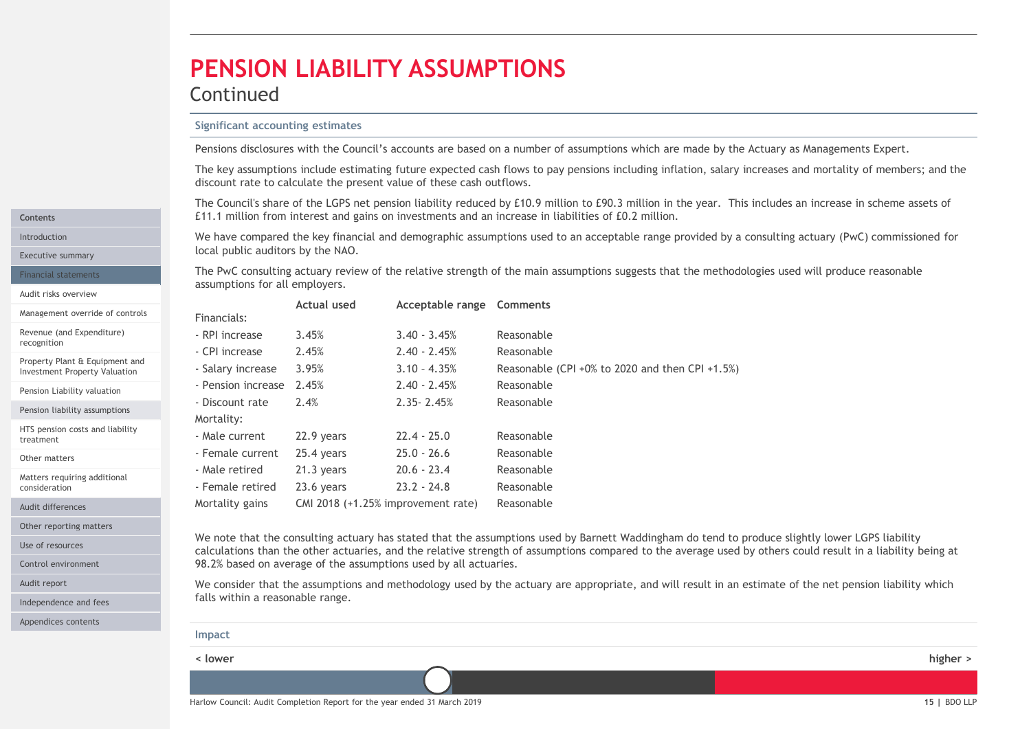# PENSION LIABILITY ASSUMPTIONS

## Continued

### Significant accounting estimates

Pensions disclosures with the Council's accounts are based on a number of assumptions which are made by the Actuary as Managements Expert.

The key assumptions include estimating future expected cash flows to pay pensions including inflation, salary increases and mortality of members; and the discount rate to calculate the present value of these cash outflows.

The Council's share of the LGPS net pension liability reduced by £10.9 million to £90.3 million in the year. This includes an increase in scheme assets of £11.1 million from interest and gains on investments and an increase in liabilities of £0.2 million.

We have compared the key financial and demographic assumptions used to an acceptable range provided by a consulting actuary (PwC) commissioned for local public auditors by the NAO.

The PwC consulting actuary review of the relative strength of the main assumptions suggests that the methodologies used will produce reasonable assumptions for all employers.

| | Actual used | Acceptable range | Comments |
|---|---|---|---|
| Financials: | | | |
| - RPI increase | 3.45% | 3.40 - 3.45% | Reasonable |
| - CPI increase | 2.45% | 2.40 - 2.45% | Reasonable |
| - Salary increase | 3.95% | 3.10 – 4.35% | Reasonable (CPI +0% to 2020 and then CPI +1.5%) |
| - Pension increase | 2.45% | 2.40 - 2.45% | Reasonable |
| - Discount rate | 2.4% | 2.35- 2.45% | Reasonable |
| Mortality: | | | |
| - Male current | 22.9 years | 22.4 - 25.0 | Reasonable |
| - Female current | 25.4 years | 25.0 - 26.6 | Reasonable |
| - Male retired | 21.3 years | 20.6 - 23.4 | Reasonable |
| - Female retired | 23.6 years | 23.2 - 24.8 | Reasonable |
| Mortality gains | CMI 2018 (+1.25% improvement rate) | | Reasonable |

We note that the consulting actuary has stated that the assumptions used by Barnett Waddingham do tend to produce slightly lower LGPS liability calculations than the other actuaries, and the relative strength of assumptions compared to the average used by others could result in a liability being at 98.2% based on average of the assumptions used by all actuaries.

We consider that the assumptions and methodology used by the actuary are appropriate, and will result in an estimate of the net pension liability which falls within a reasonable range.

### Impact

< lower — higher >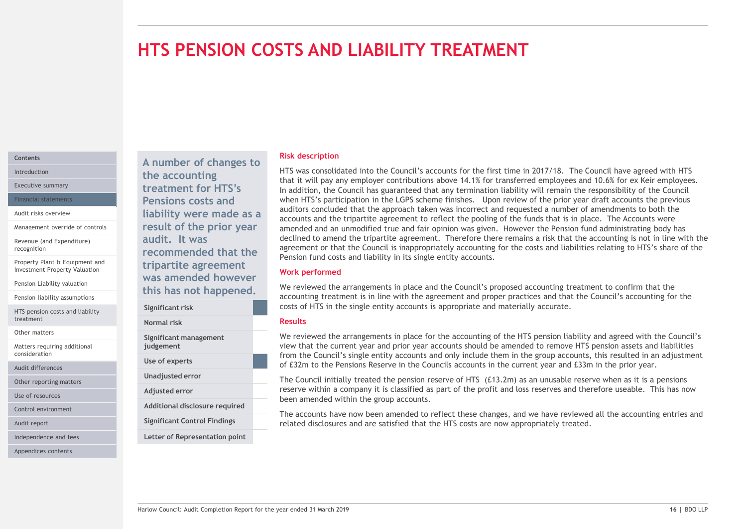# HTS PENSION COSTS AND LIABILITY TREATMENT

**A number of changes to the accounting treatment for HTS's Pensions costs and liability were made as a result of the prior year audit. It was recommended that the tripartite agreement was amended however this has not happened.**

| | |
|---|---|
| Significant risk | ■ |
| Normal risk | |
| Significant management judgement | |
| Use of experts | ■ |
| Unadjusted error | |
| Adjusted error | |
| Additional disclosure required | |
| Significant Control Findings | |
| Letter of Representation point | |

## Risk description

HTS was consolidated into the Council's accounts for the first time in 2017/18. The Council have agreed with HTS that it will pay any employer contributions above 14.1% for transferred employees and 10.6% for ex Keir employees. In addition, the Council has guaranteed that any termination liability will remain the responsibility of the Council when HTS's participation in the LGPS scheme finishes. Upon review of the prior year draft accounts the previous auditors concluded that the approach taken was incorrect and requested a number of amendments to both the accounts and the tripartite agreement to reflect the pooling of the funds that is in place. The Accounts were amended and an unmodified true and fair opinion was given. However the Pension fund administrating body has declined to amend the tripartite agreement. Therefore there remains a risk that the accounting is not in line with the agreement or that the Council is inappropriately accounting for the costs and liabilities relating to HTS's share of the Pension fund costs and liability in its single entity accounts.

## Work performed

We reviewed the arrangements in place and the Council's proposed accounting treatment to confirm that the accounting treatment is in line with the agreement and proper practices and that the Council's accounting for the costs of HTS in the single entity accounts is appropriate and materially accurate.

## Results

We reviewed the arrangements in place for the accounting of the HTS pension liability and agreed with the Council's view that the current year and prior year accounts should be amended to remove HTS pension assets and liabilities from the Council's single entity accounts and only include them in the group accounts, this resulted in an adjustment of £32m to the Pensions Reserve in the Councils accounts in the current year and £33m in the prior year.

The Council initially treated the pension reserve of HTS (£13.2m) as an unusable reserve when as it is a pensions reserve within a company it is classified as part of the profit and loss reserves and therefore useable. This has now been amended within the group accounts.

The accounts have now been amended to reflect these changes, and we have reviewed all the accounting entries and related disclosures and are satisfied that the HTS costs are now appropriately treated.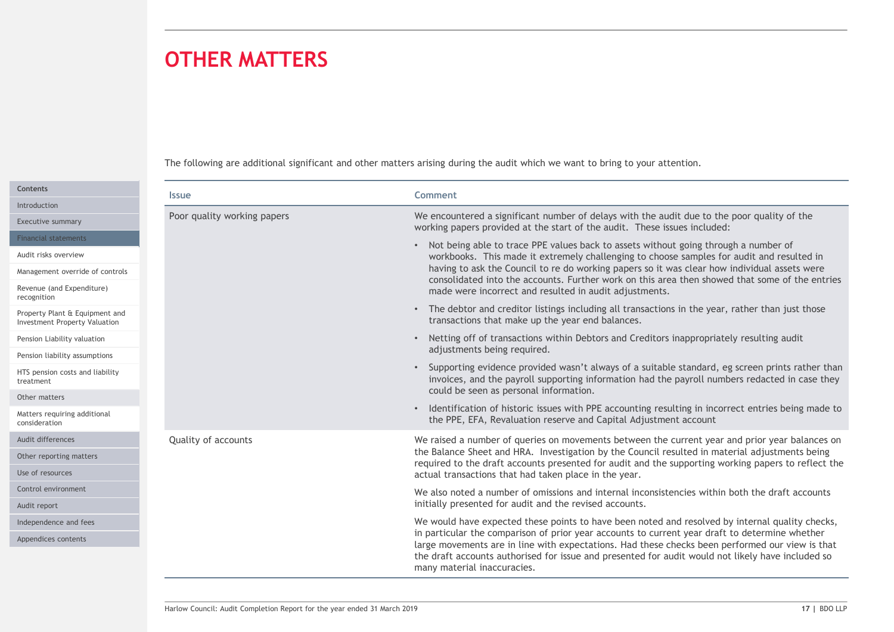# OTHER MATTERS

The following are additional significant and other matters arising during the audit which we want to bring to your attention.

| Issue | Comment |
|---|---|
| Poor quality working papers | We encountered a significant number of delays with the audit due to the poor quality of the working papers provided at the start of the audit. These issues included:<br>• Not being able to trace PPE values back to assets without going through a number of workbooks. This made it extremely challenging to choose samples for audit and resulted in having to ask the Council to re do working papers so it was clear how individual assets were consolidated into the accounts. Further work on this area then showed that some of the entries made were incorrect and resulted in audit adjustments.<br>• The debtor and creditor listings including all transactions in the year, rather than just those transactions that make up the year end balances.<br>• Netting off of transactions within Debtors and Creditors inappropriately resulting audit adjustments being required.<br>• Supporting evidence provided wasn't always of a suitable standard, eg screen prints rather than invoices, and the payroll supporting information had the payroll numbers redacted in case they could be seen as personal information.<br>• Identification of historic issues with PPE accounting resulting in incorrect entries being made to the PPE, EFA, Revaluation reserve and Capital Adjustment account |
| Quality of accounts | We raised a number of queries on movements between the current year and prior year balances on the Balance Sheet and HRA. Investigation by the Council resulted in material adjustments being required to the draft accounts presented for audit and the supporting working papers to reflect the actual transactions that had taken place in the year.<br><br>We also noted a number of omissions and internal inconsistencies within both the draft accounts initially presented for audit and the revised accounts.<br><br>We would have expected these points to have been noted and resolved by internal quality checks, in particular the comparison of prior year accounts to current year draft to determine whether large movements are in line with expectations. Had these checks been performed our view is that the draft accounts authorised for issue and presented for audit would not likely have included so many material inaccuracies. |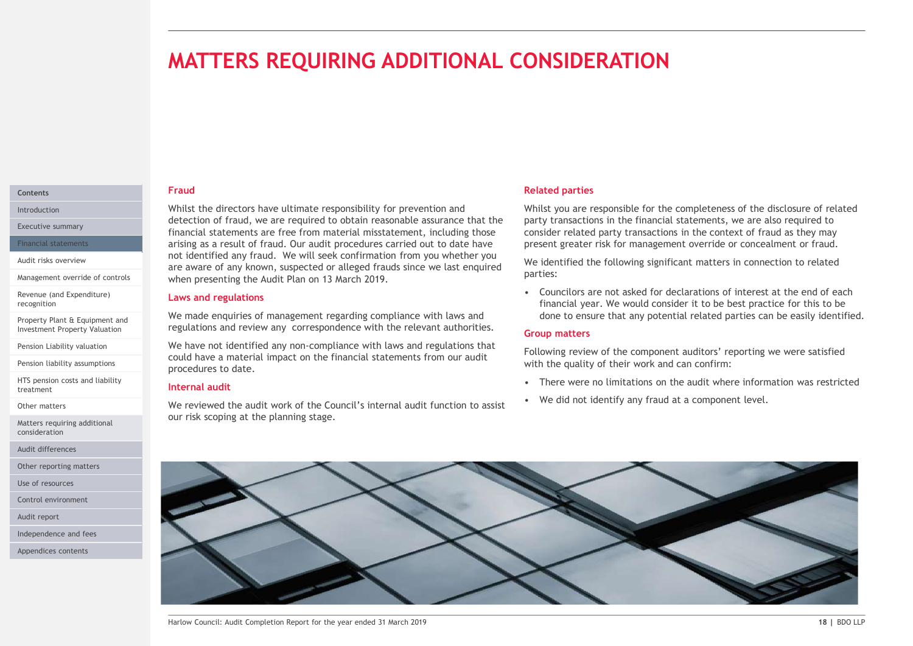# MATTERS REQUIRING ADDITIONAL CONSIDERATION

## Fraud

Whilst the directors have ultimate responsibility for prevention and detection of fraud, we are required to obtain reasonable assurance that the financial statements are free from material misstatement, including those arising as a result of fraud. Our audit procedures carried out to date have not identified any fraud. We will seek confirmation from you whether you are aware of any known, suspected or alleged frauds since we last enquired when presenting the Audit Plan on 13 March 2019.

## Laws and regulations

We made enquiries of management regarding compliance with laws and regulations and review any correspondence with the relevant authorities.

We have not identified any non-compliance with laws and regulations that could have a material impact on the financial statements from our audit procedures to date.

## Internal audit

We reviewed the audit work of the Council's internal audit function to assist our risk scoping at the planning stage.

## Related parties

Whilst you are responsible for the completeness of the disclosure of related party transactions in the financial statements, we are also required to consider related party transactions in the context of fraud as they may present greater risk for management override or concealment or fraud.

We identified the following significant matters in connection to related parties:

- Councilors are not asked for declarations of interest at the end of each financial year. We would consider it to be best practice for this to be done to ensure that any potential related parties can be easily identified.

## Group matters

Following review of the component auditors' reporting we were satisfied with the quality of their work and can confirm:

- There were no limitations on the audit where information was restricted
- We did not identify any fraud at a component level.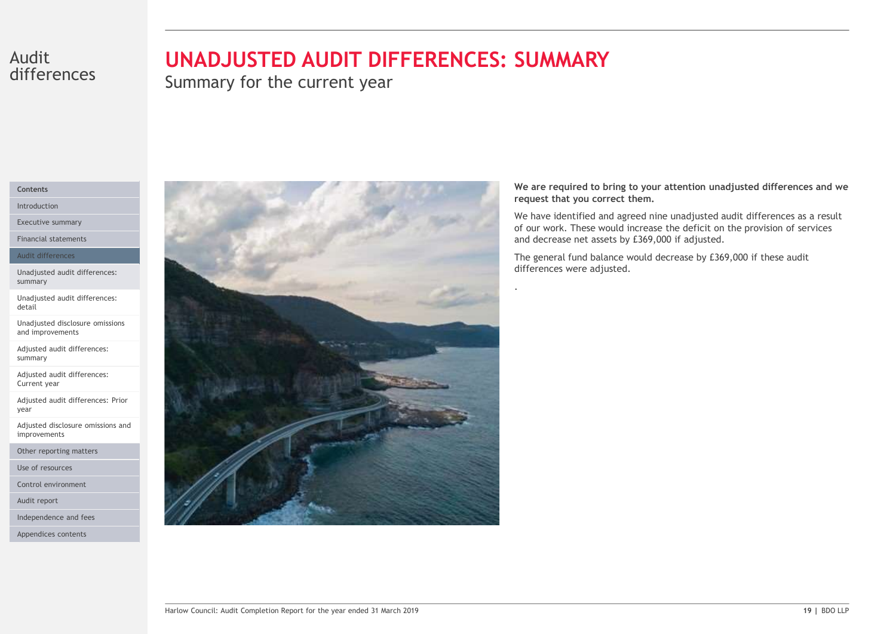# UNADJUSTED AUDIT DIFFERENCES: SUMMARY

## Summary for the current year

**We are required to bring to your attention unadjusted differences and we request that you correct them.**

We have identified and agreed nine unadjusted audit differences as a result of our work. These would increase the deficit on the provision of services and decrease net assets by £369,000 if adjusted.

The general fund balance would decrease by £369,000 if these audit differences were adjusted.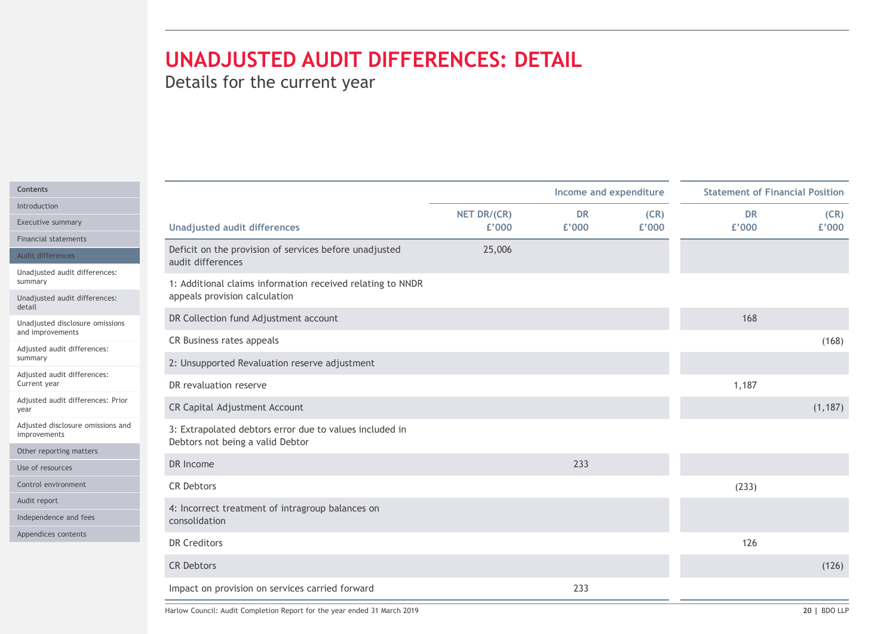# UNADJUSTED AUDIT DIFFERENCES: DETAIL

Details for the current year

| Unadjusted audit differences | NET DR/(CR) £'000 | Income and expenditure DR £'000 | Income and expenditure (CR) £'000 | Statement of Financial Position DR £'000 | Statement of Financial Position (CR) £'000 |
|---|---|---|---|---|---|
| Deficit on the provision of services before unadjusted audit differences | 25,006 | | | | |
| 1: Additional claims information received relating to NNDR appeals provision calculation | | | | | |
| DR Collection fund Adjustment account | | | | 168 | |
| CR Business rates appeals | | | | | (168) |
| 2: Unsupported Revaluation reserve adjustment | | | | | |
| DR revaluation reserve | | | | 1,187 | |
| CR Capital Adjustment Account | | | | | (1,187) |
| 3: Extrapolated debtors error due to values included in Debtors not being a valid Debtor | | | | | |
| DR Income | | 233 | | | |
| CR Debtors | | | | (233) | |
| 4: Incorrect treatment of intragroup balances on consolidation | | | | | |
| DR Creditors | | | | 126 | |
| CR Debtors | | | | | (126) |
| Impact on provision on services carried forward | | 233 | | | |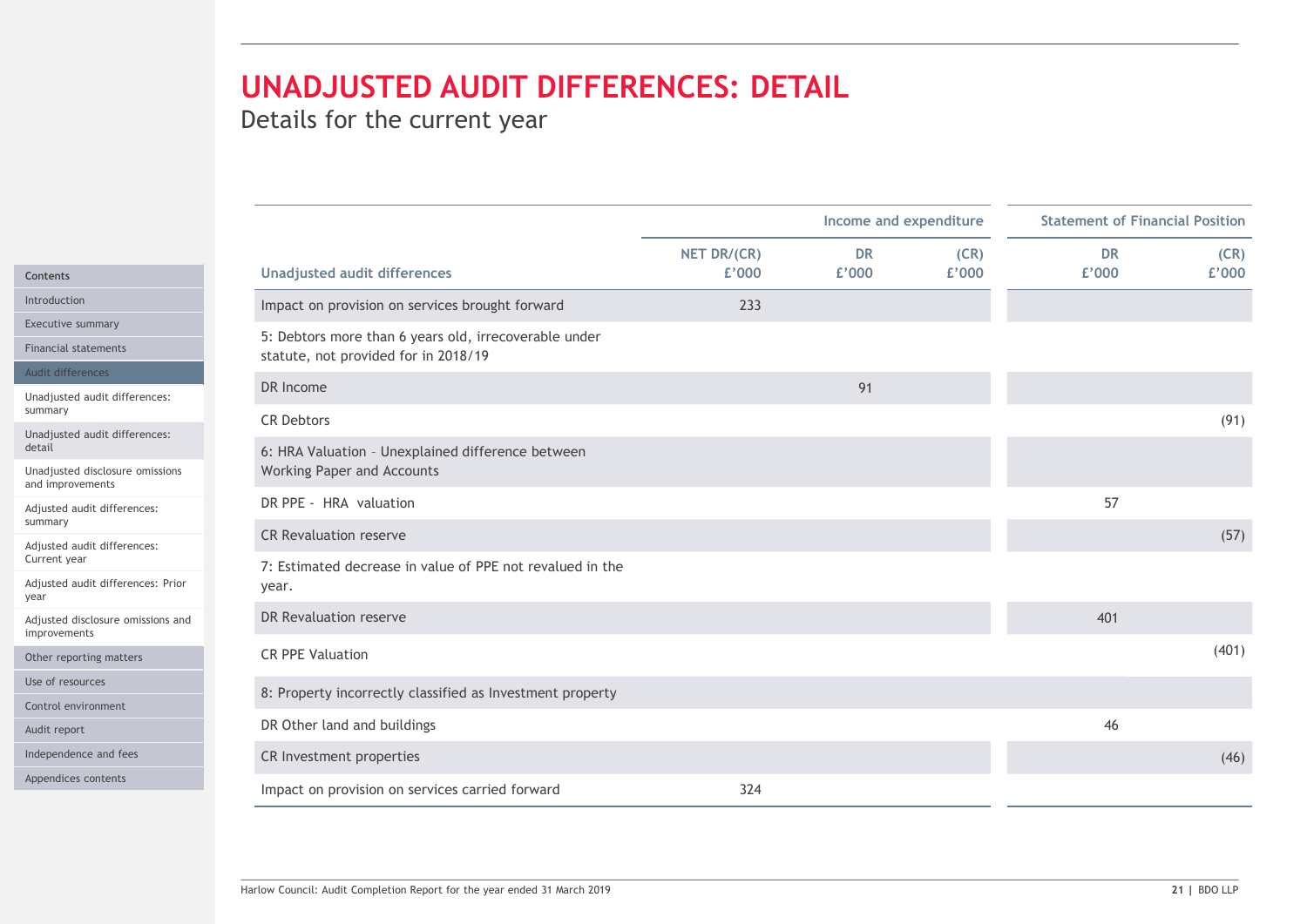# UNADJUSTED AUDIT DIFFERENCES: DETAIL

Details for the current year

| Unadjusted audit differences | NET DR/(CR) £'000 | Income and expenditure DR £'000 | Income and expenditure (CR) £'000 | Statement of Financial Position DR £'000 | Statement of Financial Position (CR) £'000 |
|---|---|---|---|---|---|
| Impact on provision on services brought forward | 233 | | | | |
| 5: Debtors more than 6 years old, irrecoverable under statute, not provided for in 2018/19 | | | | | |
| DR Income | | 91 | | | |
| CR Debtors | | | | | (91) |
| 6: HRA Valuation – Unexplained difference between Working Paper and Accounts | | | | | |
| DR PPE - HRA valuation | | | | 57 | |
| CR Revaluation reserve | | | | | (57) |
| 7: Estimated decrease in value of PPE not revalued in the year. | | | | | |
| DR Revaluation reserve | | | | 401 | |
| CR PPE Valuation | | | | | (401) |
| 8: Property incorrectly classified as Investment property | | | | | |
| DR Other land and buildings | | | | 46 | |
| CR Investment properties | | | | | (46) |
| Impact on provision on services carried forward | 324 | | | | |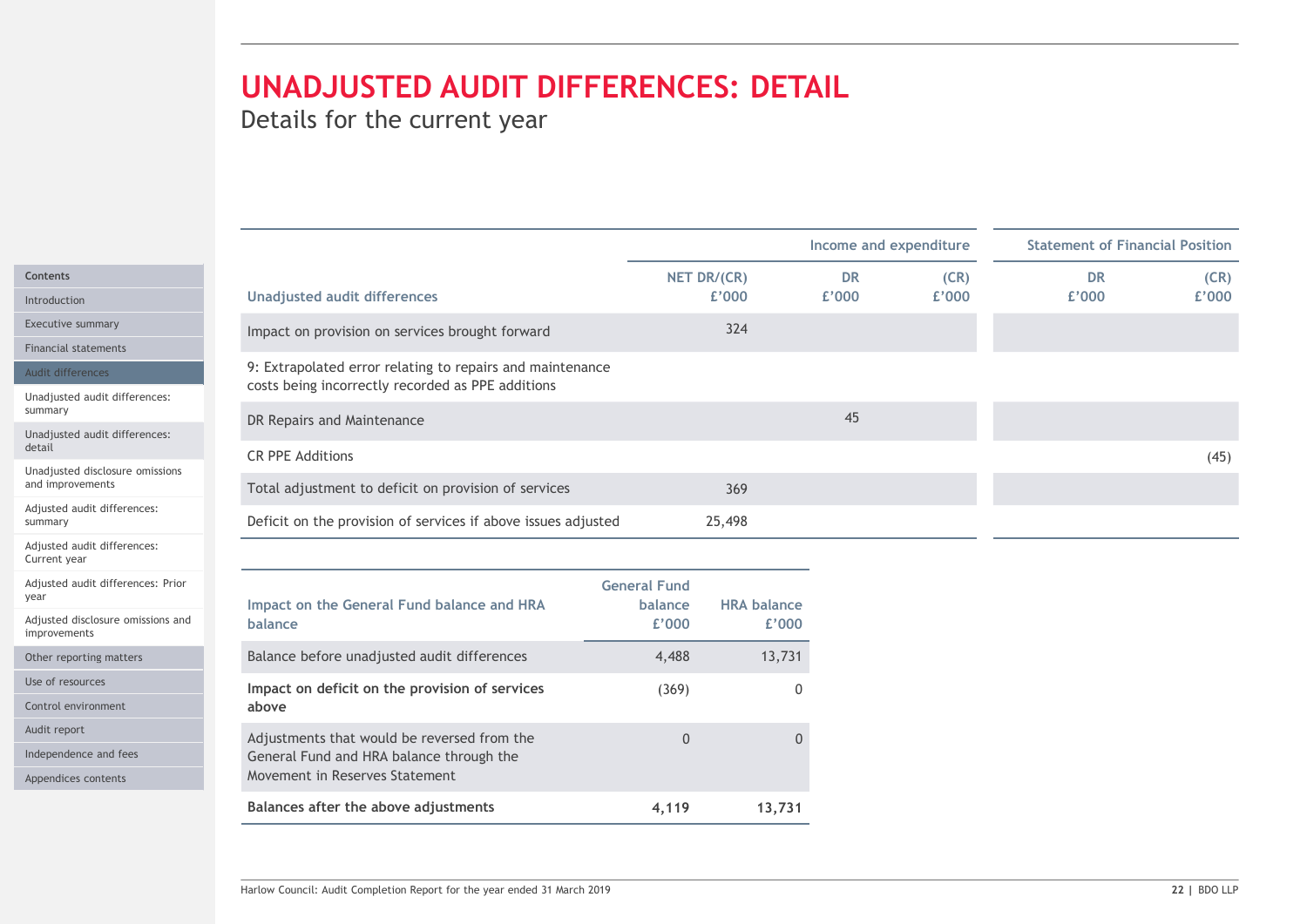# UNADJUSTED AUDIT DIFFERENCES: DETAIL

Details for the current year

| Unadjusted audit differences | NET DR/(CR) £'000 | Income and expenditure DR £'000 | Income and expenditure (CR) £'000 | Statement of Financial Position DR £'000 | Statement of Financial Position (CR) £'000 |
|---|---|---|---|---|---|
| Impact on provision on services brought forward | 324 | | | | |
| 9: Extrapolated error relating to repairs and maintenance costs being incorrectly recorded as PPE additions | | | | | |
| DR Repairs and Maintenance | | 45 | | | |
| CR PPE Additions | | | | | (45) |
| Total adjustment to deficit on provision of services | 369 | | | | |
| Deficit on the provision of services if above issues adjusted | 25,498 | | | | |

| Impact on the General Fund balance and HRA balance | General Fund balance £'000 | HRA balance £'000 |
|---|---|---|
| Balance before unadjusted audit differences | 4,488 | 13,731 |
| **Impact on deficit on the provision of services above** | (369) | 0 |
| Adjustments that would be reversed from the General Fund and HRA balance through the Movement in Reserves Statement | 0 | 0 |
| **Balances after the above adjustments** | **4,119** | **13,731** |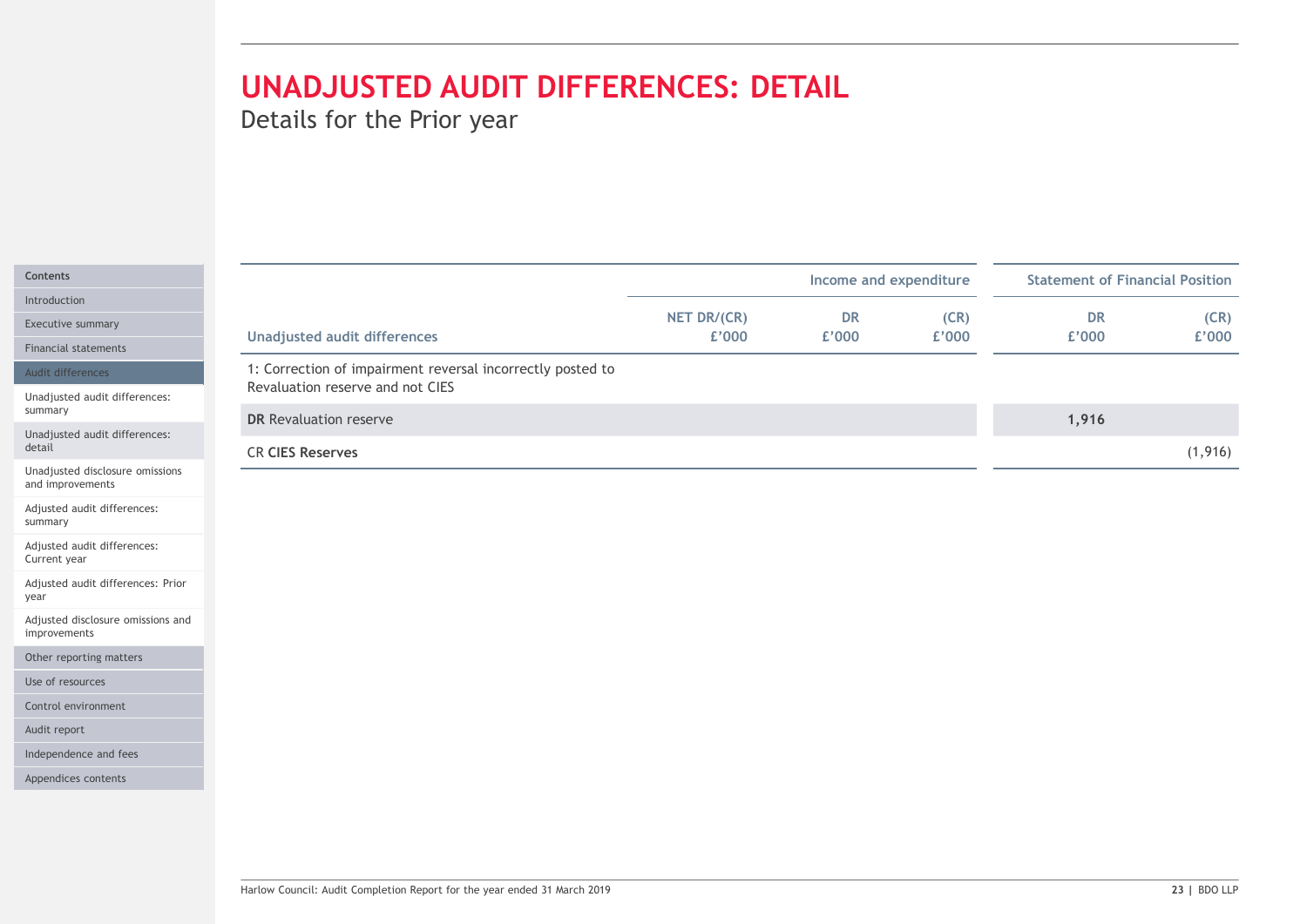# UNADJUSTED AUDIT DIFFERENCES: DETAIL

Details for the Prior year

| Unadjusted audit differences | NET DR/(CR) £'000 | Income and expenditure DR £'000 | Income and expenditure (CR) £'000 | Statement of Financial Position DR £'000 | Statement of Financial Position (CR) £'000 |
|---|---|---|---|---|---|
| 1: Correction of impairment reversal incorrectly posted to Revaluation reserve and not CIES | | | | | |
| **DR** Revaluation reserve | | | | 1,916 | |
| CR **CIES Reserves** | | | | | (1,916) |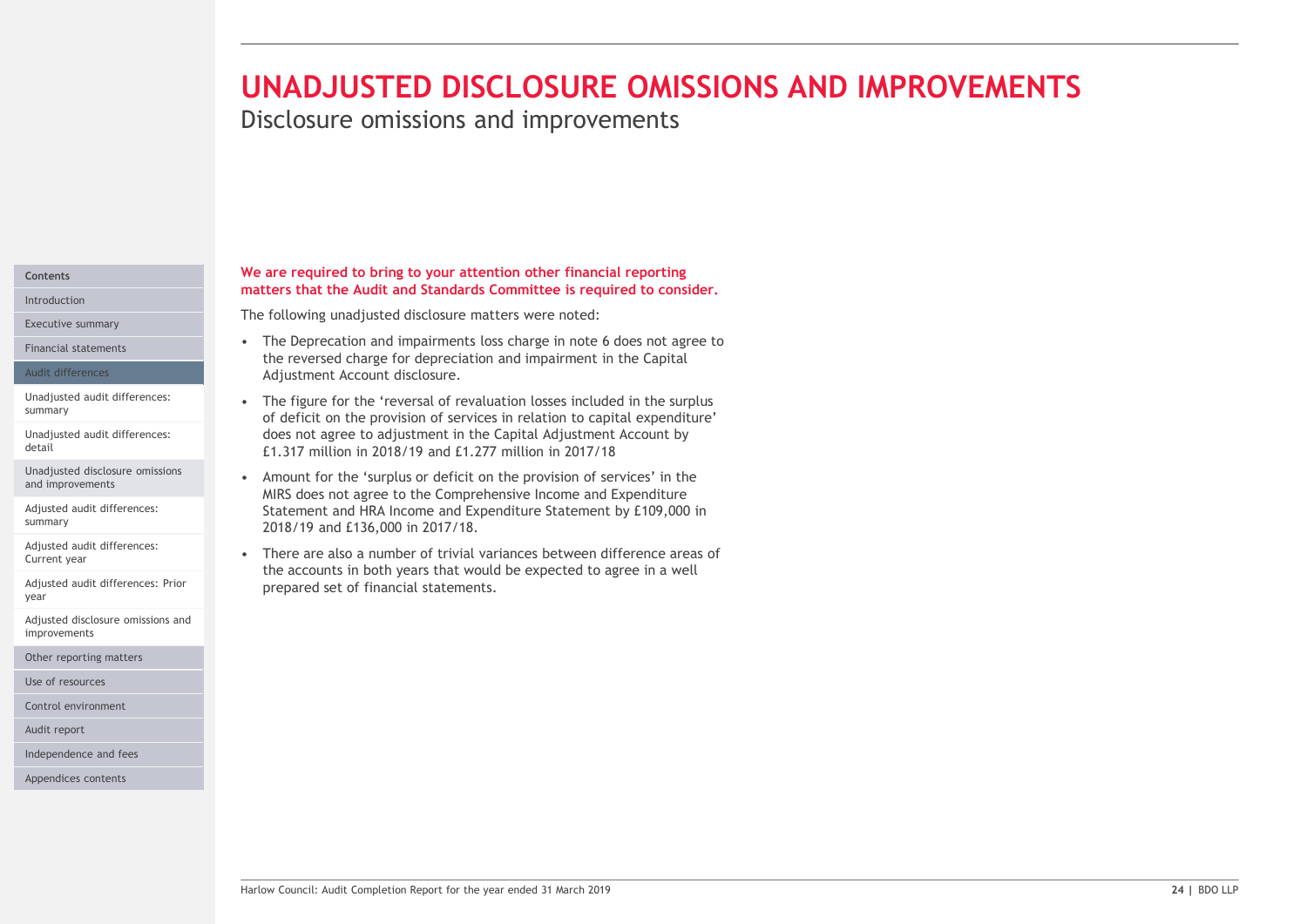# UNADJUSTED DISCLOSURE OMISSIONS AND IMPROVEMENTS

## Disclosure omissions and improvements

**We are required to bring to your attention other financial reporting matters that the Audit and Standards Committee is required to consider.**

The following unadjusted disclosure matters were noted:

- The Deprecation and impairments loss charge in note 6 does not agree to the reversed charge for depreciation and impairment in the Capital Adjustment Account disclosure.
- The figure for the 'reversal of revaluation losses included in the surplus of deficit on the provision of services in relation to capital expenditure' does not agree to adjustment in the Capital Adjustment Account by £1.317 million in 2018/19 and £1.277 million in 2017/18
- Amount for the 'surplus or deficit on the provision of services' in the MIRS does not agree to the Comprehensive Income and Expenditure Statement and HRA Income and Expenditure Statement by £109,000 in 2018/19 and £136,000 in 2017/18.
- There are also a number of trivial variances between difference areas of the accounts in both years that would be expected to agree in a well prepared set of financial statements.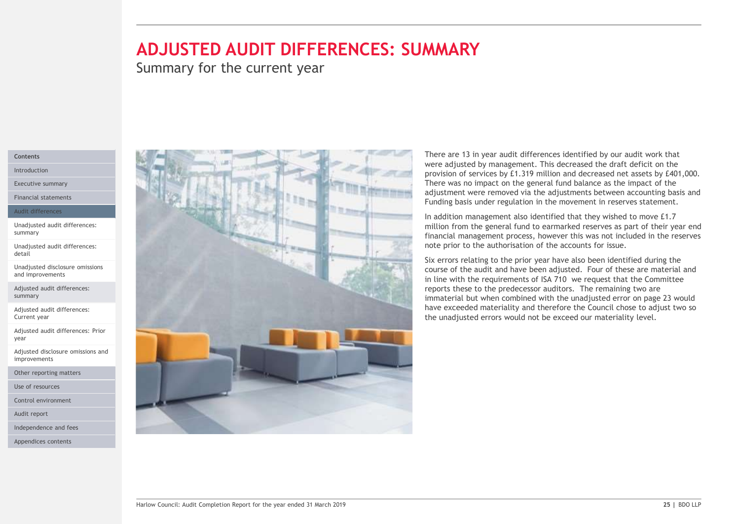# ADJUSTED AUDIT DIFFERENCES: SUMMARY

## Summary for the current year

There are 13 in year audit differences identified by our audit work that were adjusted by management. This decreased the draft deficit on the provision of services by £1.319 million and decreased net assets by £401,000. There was no impact on the general fund balance as the impact of the adjustment were removed via the adjustments between accounting basis and Funding basis under regulation in the movement in reserves statement.

In addition management also identified that they wished to move £1.7 million from the general fund to earmarked reserves as part of their year end financial management process, however this was not included in the reserves note prior to the authorisation of the accounts for issue.

Six errors relating to the prior year have also been identified during the course of the audit and have been adjusted. Four of these are material and in line with the requirements of ISA 710 we request that the Committee reports these to the predecessor auditors. The remaining two are immaterial but when combined with the unadjusted error on page 23 would have exceeded materiality and therefore the Council chose to adjust two so the unadjusted errors would not be exceed our materiality level.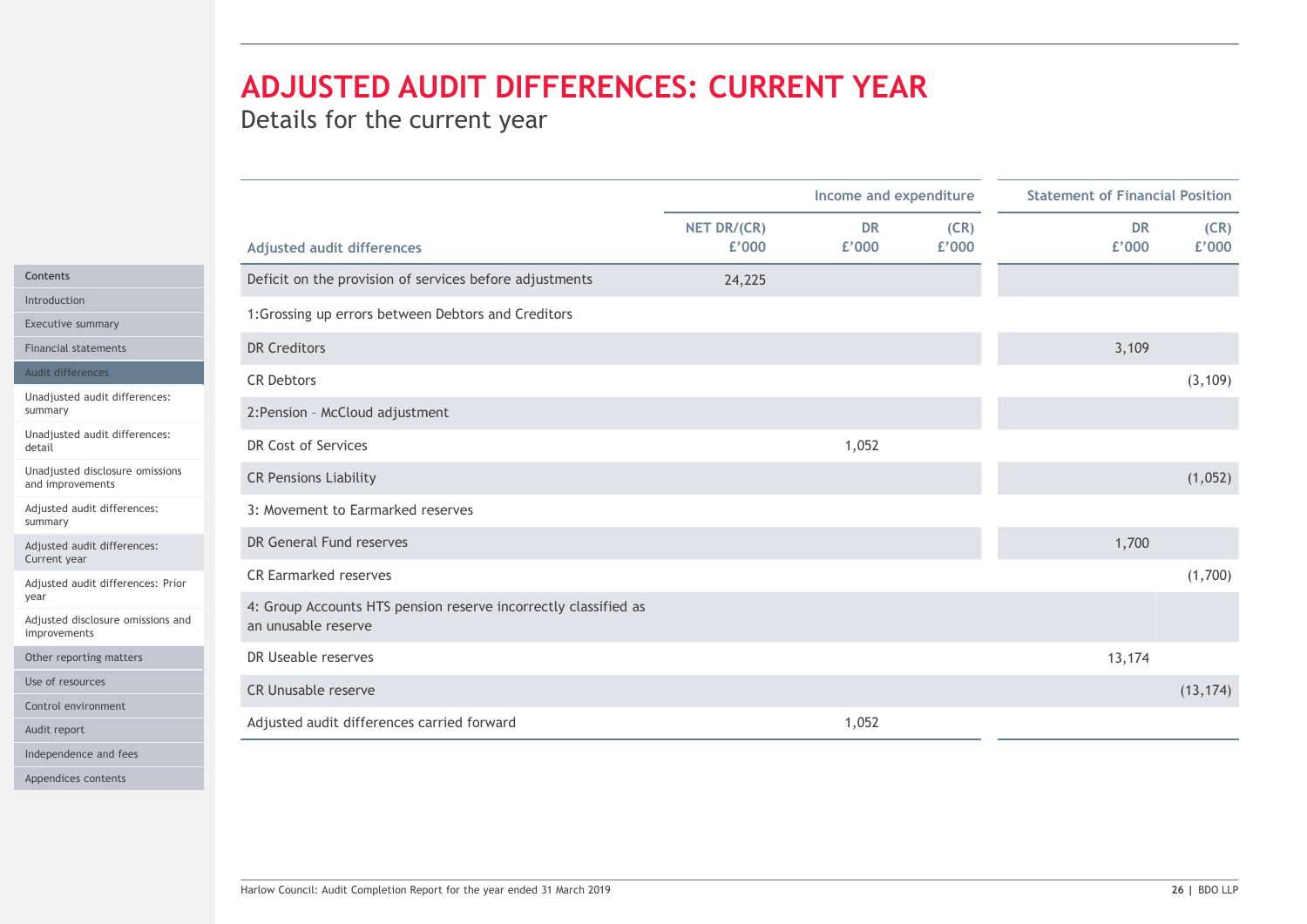# ADJUSTED AUDIT DIFFERENCES: CURRENT YEAR

Details for the current year

| | | Income and expenditure | | Statement of Financial Position | |
|---|---|---|---|---|---|
| Adjusted audit differences | NET DR/(CR) £'000 | DR £'000 | (CR) £'000 | DR £'000 | (CR) £'000 |
| Deficit on the provision of services before adjustments | 24,225 | | | | |
| 1:Grossing up errors between Debtors and Creditors | | | | | |
| DR Creditors | | | | 3,109 | |
| CR Debtors | | | | | (3,109) |
| 2:Pension – McCloud adjustment | | | | | |
| DR Cost of Services | | 1,052 | | | |
| CR Pensions Liability | | | | | (1,052) |
| 3: Movement to Earmarked reserves | | | | | |
| DR General Fund reserves | | | | 1,700 | |
| CR Earmarked reserves | | | | | (1,700) |
| 4: Group Accounts HTS pension reserve incorrectly classified as an unusable reserve | | | | | |
| DR Useable reserves | | | | 13,174 | |
| CR Unusable reserve | | | | | (13,174) |
| Adjusted audit differences carried forward | | 1,052 | | | |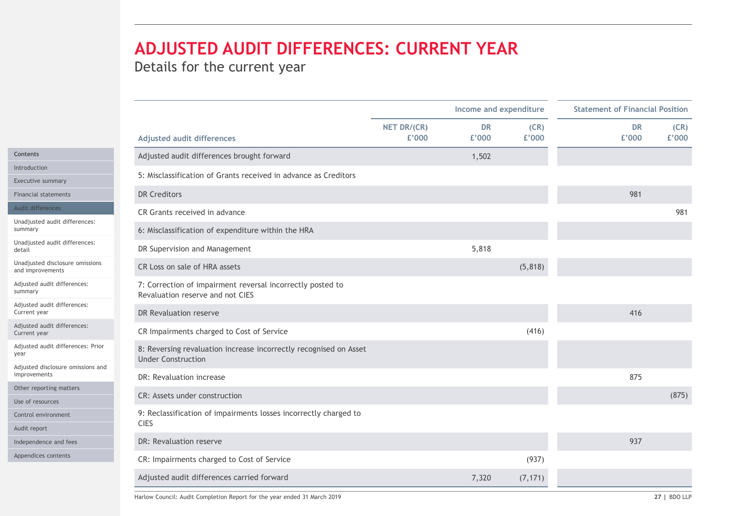# ADJUSTED AUDIT DIFFERENCES: CURRENT YEAR

Details for the current year

| Adjusted audit differences | NET DR/(CR) £'000 | Income and expenditure DR £'000 | Income and expenditure (CR) £'000 | Statement of Financial Position DR £'000 | Statement of Financial Position (CR) £'000 |
|---|---|---|---|---|---|
| Adjusted audit differences brought forward | | 1,502 | | | |
| 5: Misclassification of Grants received in advance as Creditors | | | | | |
| DR Creditors | | | | 981 | |
| CR Grants received in advance | | | | | 981 |
| 6: Misclassification of expenditure within the HRA | | | | | |
| DR Supervision and Management | | 5,818 | | | |
| CR Loss on sale of HRA assets | | | (5,818) | | |
| 7: Correction of impairment reversal incorrectly posted to Revaluation reserve and not CIES | | | | | |
| DR Revaluation reserve | | | | 416 | |
| CR Impairments charged to Cost of Service | | | (416) | | |
| 8: Reversing revaluation increase incorrectly recognised on Asset Under Construction | | | | | |
| DR: Revaluation increase | | | | 875 | |
| CR: Assets under construction | | | | | (875) |
| 9: Reclassification of impairments losses incorrectly charged to CIES | | | | | |
| DR: Revaluation reserve | | | | 937 | |
| CR: Impairments charged to Cost of Service | | | (937) | | |
| Adjusted audit differences carried forward | | 7,320 | (7,171) | | |

Harlow Council: Audit Completion Report for the year ended 31 March 2019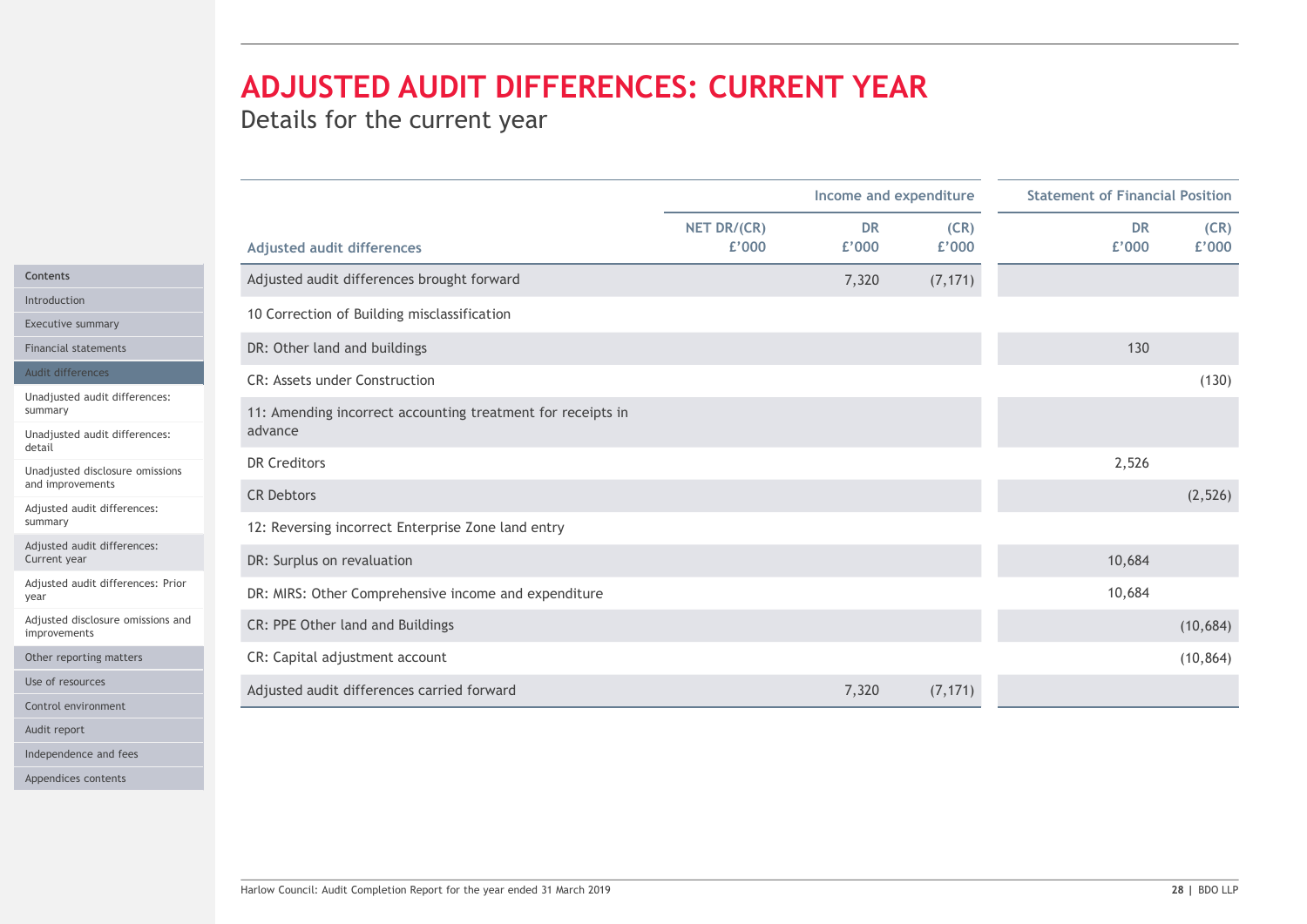# ADJUSTED AUDIT DIFFERENCES: CURRENT YEAR

## Details for the current year

| Adjusted audit differences | NET DR/(CR) £'000 | Income and expenditure DR £'000 | Income and expenditure (CR) £'000 | Statement of Financial Position DR £'000 | Statement of Financial Position (CR) £'000 |
|---|---|---|---|---|---|
| Adjusted audit differences brought forward | | 7,320 | (7,171) | | |
| 10 Correction of Building misclassification | | | | | |
| DR: Other land and buildings | | | | 130 | |
| CR: Assets under Construction | | | | | (130) |
| 11: Amending incorrect accounting treatment for receipts in advance | | | | | |
| DR Creditors | | | | 2,526 | |
| CR Debtors | | | | | (2,526) |
| 12: Reversing incorrect Enterprise Zone land entry | | | | | |
| DR: Surplus on revaluation | | | | 10,684 | |
| DR: MIRS: Other Comprehensive income and expenditure | | | | 10,684 | |
| CR: PPE Other land and Buildings | | | | | (10,684) |
| CR: Capital adjustment account | | | | | (10,864) |
| Adjusted audit differences carried forward | | 7,320 | (7,171) | | |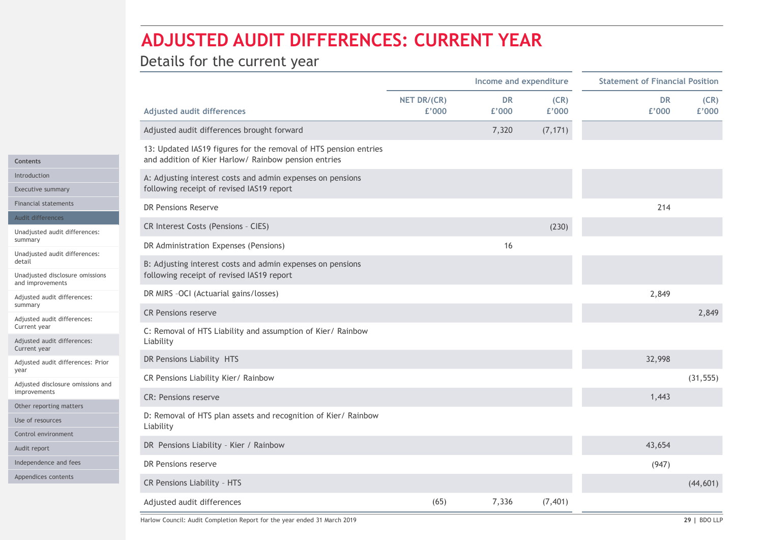# ADJUSTED AUDIT DIFFERENCES: CURRENT YEAR

## Details for the current year

| Adjusted audit differences | NET DR/(CR) £'000 | Income and expenditure DR £'000 | Income and expenditure (CR) £'000 | Statement of Financial Position DR £'000 | Statement of Financial Position (CR) £'000 |
|---|---|---|---|---|---|
| Adjusted audit differences brought forward | | 7,320 | (7,171) | | |
| 13: Updated IAS19 figures for the removal of HTS pension entries and addition of Kier Harlow/ Rainbow pension entries | | | | | |
| A: Adjusting interest costs and admin expenses on pensions following receipt of revised IAS19 report | | | | | |
| DR Pensions Reserve | | | | 214 | |
| CR Interest Costs (Pensions - CIES) | | | (230) | | |
| DR Administration Expenses (Pensions) | | 16 | | | |
| B: Adjusting interest costs and admin expenses on pensions following receipt of revised IAS19 report | | | | | |
| DR MIRS -OCI (Actuarial gains/losses) | | | | 2,849 | |
| CR Pensions reserve | | | | | 2,849 |
| C: Removal of HTS Liability and assumption of Kier/ Rainbow Liability | | | | | |
| DR Pensions Liability HTS | | | | 32,998 | |
| CR Pensions Liability Kier/ Rainbow | | | | | (31,555) |
| CR: Pensions reserve | | | | 1,443 | |
| D: Removal of HTS plan assets and recognition of Kier/ Rainbow Liability | | | | | |
| DR Pensions Liability - Kier / Rainbow | | | | 43,654 | |
| DR Pensions reserve | | | | (947) | |
| CR Pensions Liability - HTS | | | | | (44,601) |
| Adjusted audit differences | (65) | 7,336 | (7,401) | | |

Harlow Council: Audit Completion Report for the year ended 31 March 2019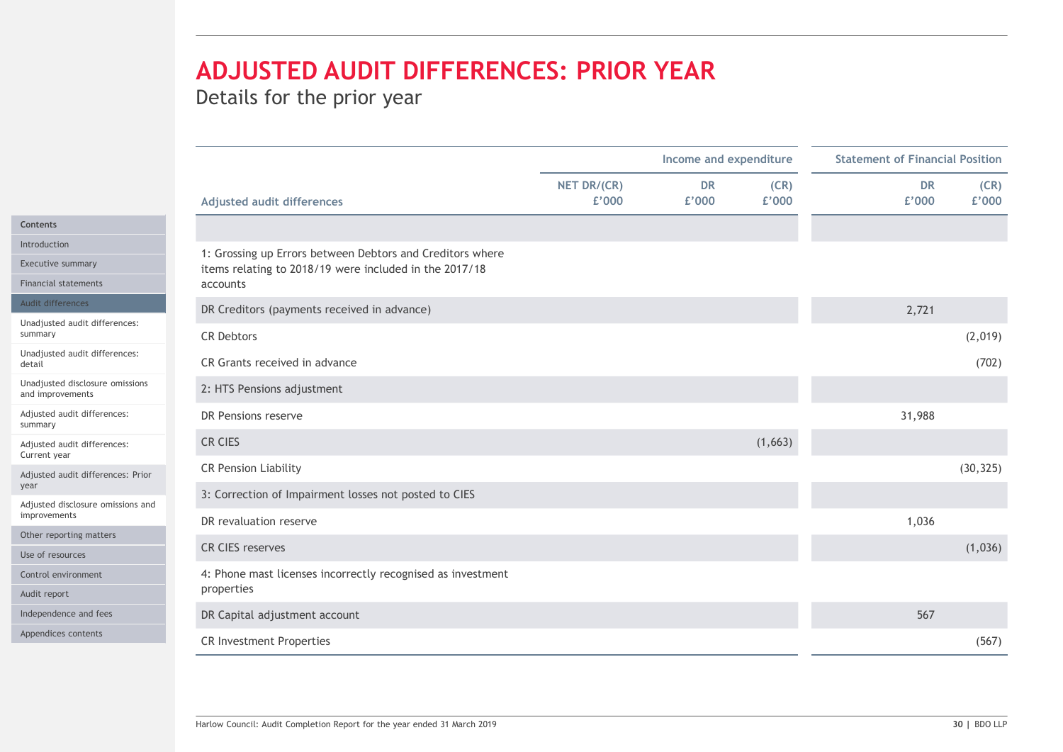# ADJUSTED AUDIT DIFFERENCES: PRIOR YEAR

Details for the prior year

| Adjusted audit differences | Income and expenditure | | | Statement of Financial Position | |
|---|---|---|---|---|---|
| | NET DR/(CR) £'000 | DR £'000 | (CR) £'000 | DR £'000 | (CR) £'000 |
| | | | | | |
| 1: Grossing up Errors between Debtors and Creditors where items relating to 2018/19 were included in the 2017/18 accounts | | | | | |
| DR Creditors (payments received in advance) | | | | 2,721 | |
| CR Debtors | | | | | (2,019) |
| CR Grants received in advance | | | | | (702) |
| 2: HTS Pensions adjustment | | | | | |
| DR Pensions reserve | | | | 31,988 | |
| CR CIES | | | (1,663) | | |
| CR Pension Liability | | | | | (30,325) |
| 3: Correction of Impairment losses not posted to CIES | | | | | |
| DR revaluation reserve | | | | 1,036 | |
| CR CIES reserves | | | | | (1,036) |
| 4: Phone mast licenses incorrectly recognised as investment properties | | | | | |
| DR Capital adjustment account | | | | 567 | |
| CR Investment Properties | | | | | (567) |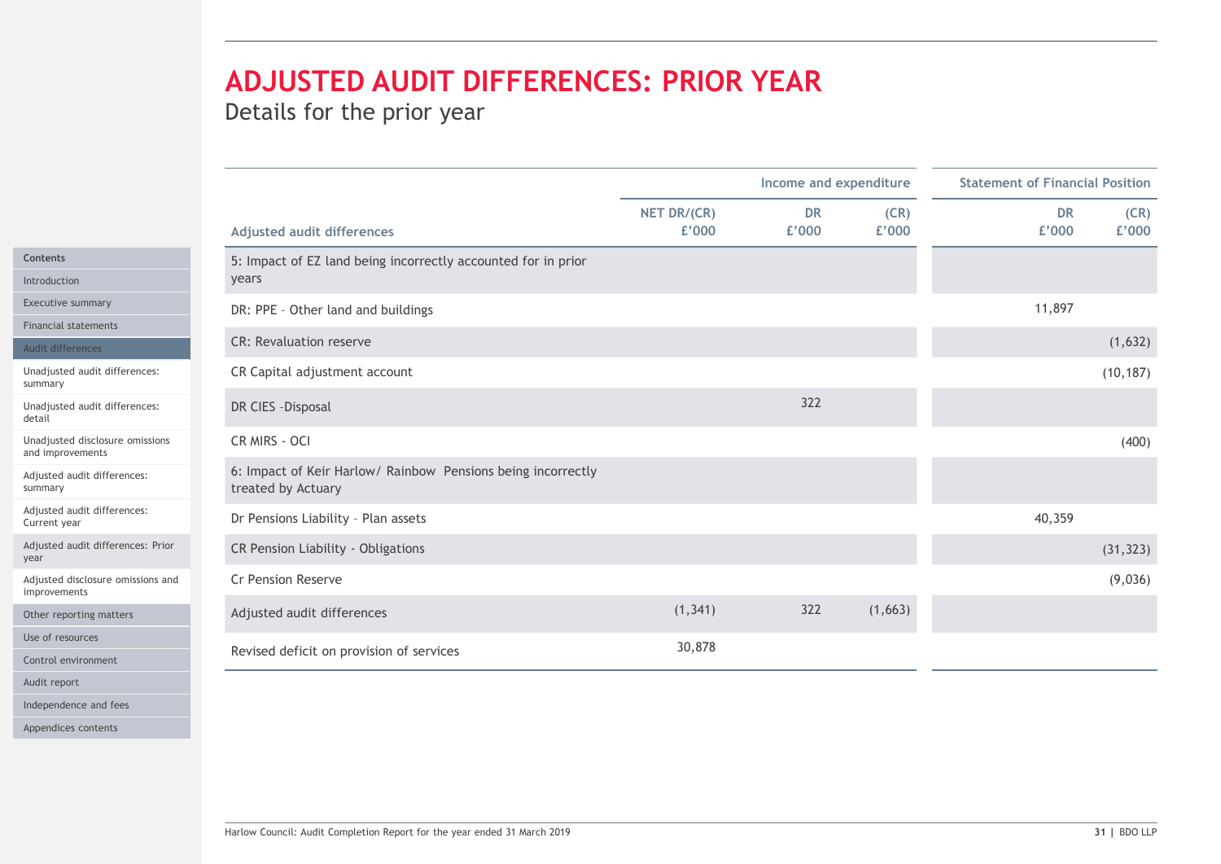# ADJUSTED AUDIT DIFFERENCES: PRIOR YEAR

Details for the prior year

| Adjusted audit differences | NET DR/(CR) £'000 | Income and expenditure DR £'000 | Income and expenditure (CR) £'000 | Statement of Financial Position DR £'000 | Statement of Financial Position (CR) £'000 |
|---|---|---|---|---|---|
| 5: Impact of EZ land being incorrectly accounted for in prior years | | | | | |
| DR: PPE - Other land and buildings | | | | 11,897 | |
| CR: Revaluation reserve | | | | | (1,632) |
| CR Capital adjustment account | | | | | (10,187) |
| DR CIES -Disposal | | 322 | | | |
| CR MIRS - OCI | | | | | (400) |
| 6: Impact of Keir Harlow/ Rainbow Pensions being incorrectly treated by Actuary | | | | | |
| Dr Pensions Liability - Plan assets | | | | 40,359 | |
| CR Pension Liability - Obligations | | | | | (31,323) |
| Cr Pension Reserve | | | | | (9,036) |
| Adjusted audit differences | (1,341) | 322 | (1,663) | | |
| Revised deficit on provision of services | 30,878 | | | | |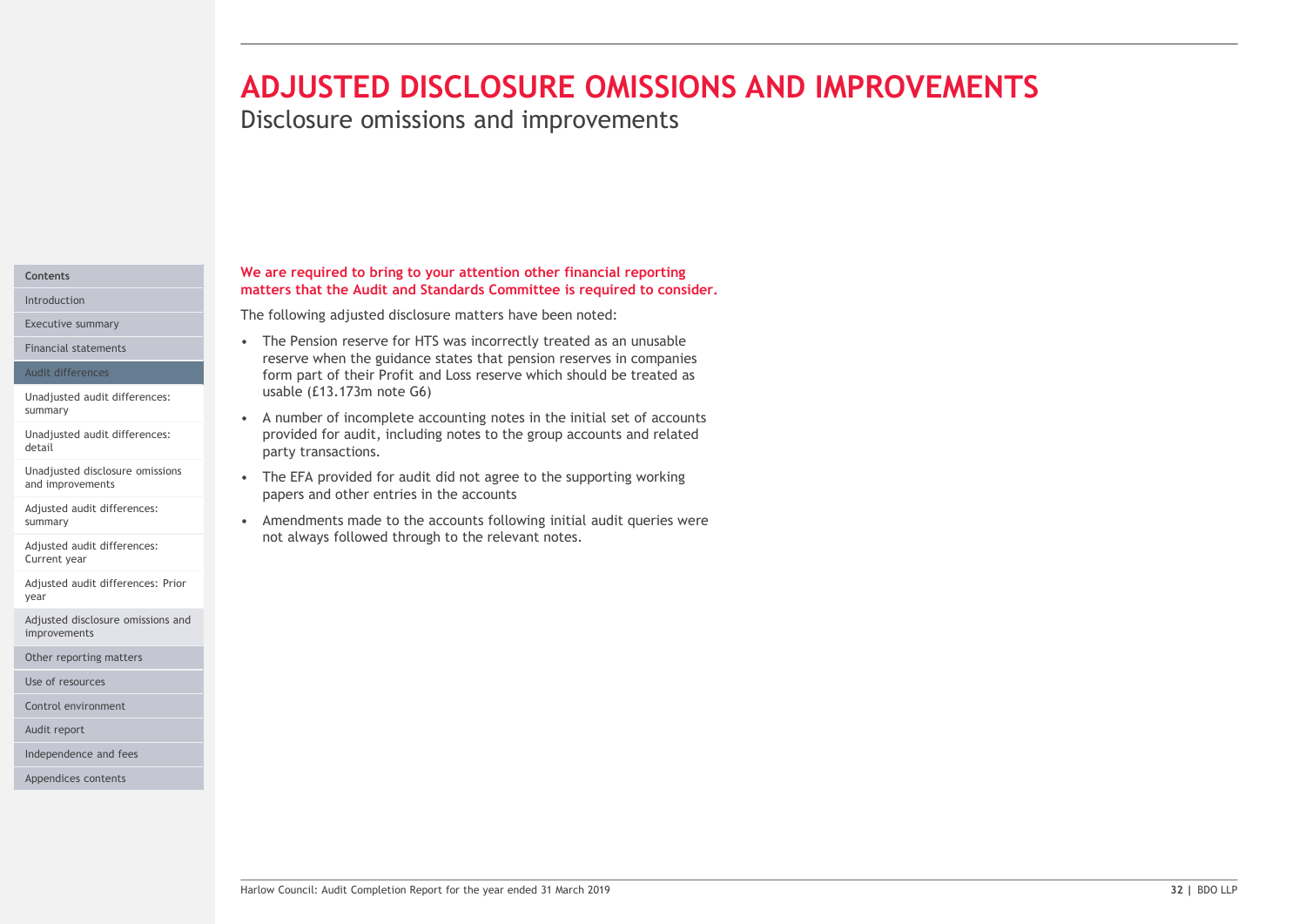# ADJUSTED DISCLOSURE OMISSIONS AND IMPROVEMENTS

## Disclosure omissions and improvements

**We are required to bring to your attention other financial reporting matters that the Audit and Standards Committee is required to consider.**

The following adjusted disclosure matters have been noted:

- The Pension reserve for HTS was incorrectly treated as an unusable reserve when the guidance states that pension reserves in companies form part of their Profit and Loss reserve which should be treated as usable (£13.173m note G6)
- A number of incomplete accounting notes in the initial set of accounts provided for audit, including notes to the group accounts and related party transactions.
- The EFA provided for audit did not agree to the supporting working papers and other entries in the accounts
- Amendments made to the accounts following initial audit queries were not always followed through to the relevant notes.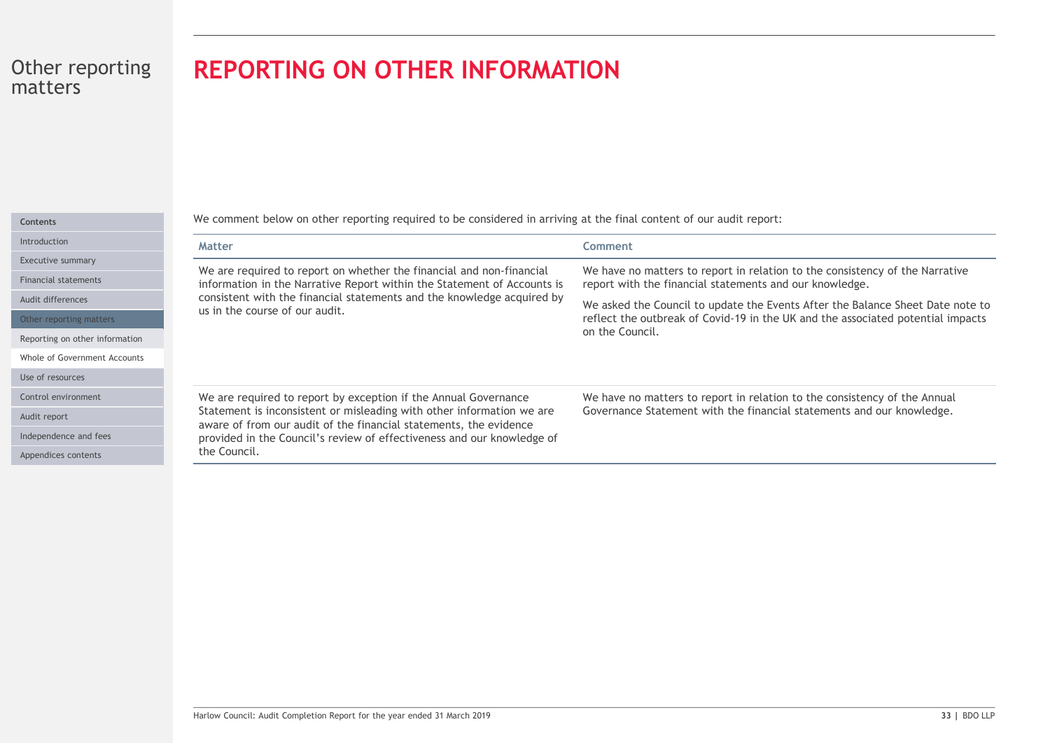Other reporting matters

# REPORTING ON OTHER INFORMATION

| Contents |
| --- |
| Introduction |
| Executive summary |
| Financial statements |
| Audit differences |
| Other reporting matters |
| Reporting on other information |
| Whole of Government Accounts |
| Use of resources |
| Control environment |
| Audit report |
| Independence and fees |
| Appendices contents |

We comment below on other reporting required to be considered in arriving at the final content of our audit report:

| Matter | Comment |
| --- | --- |
| We are required to report on whether the financial and non-financial information in the Narrative Report within the Statement of Accounts is consistent with the financial statements and the knowledge acquired by us in the course of our audit. | We have no matters to report in relation to the consistency of the Narrative report with the financial statements and our knowledge.<br><br>We asked the Council to update the Events After the Balance Sheet Date note to reflect the outbreak of Covid-19 in the UK and the associated potential impacts on the Council. |
| We are required to report by exception if the Annual Governance Statement is inconsistent or misleading with other information we are aware of from our audit of the financial statements, the evidence provided in the Council's review of effectiveness and our knowledge of the Council. | We have no matters to report in relation to the consistency of the Annual Governance Statement with the financial statements and our knowledge. |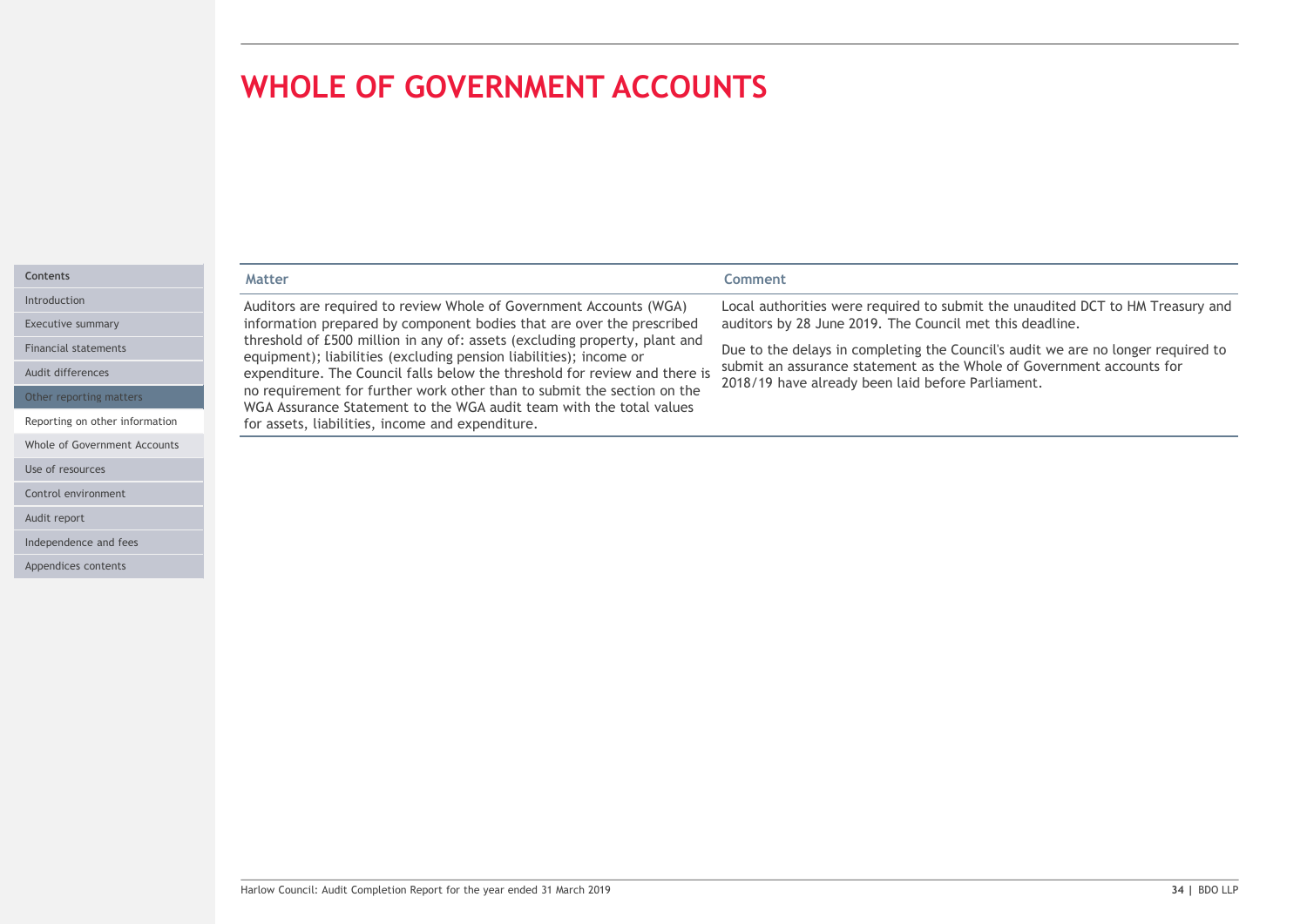# WHOLE OF GOVERNMENT ACCOUNTS

| Matter | Comment |
| --- | --- |
| Auditors are required to review Whole of Government Accounts (WGA) information prepared by component bodies that are over the prescribed threshold of £500 million in any of: assets (excluding property, plant and equipment); liabilities (excluding pension liabilities); income or expenditure. The Council falls below the threshold for review and there is no requirement for further work other than to submit the section on the WGA Assurance Statement to the WGA audit team with the total values for assets, liabilities, income and expenditure. | Local authorities were required to submit the unaudited DCT to HM Treasury and auditors by 28 June 2019. The Council met this deadline.<br><br>Due to the delays in completing the Council's audit we are no longer required to submit an assurance statement as the Whole of Government accounts for 2018/19 have already been laid before Parliament. |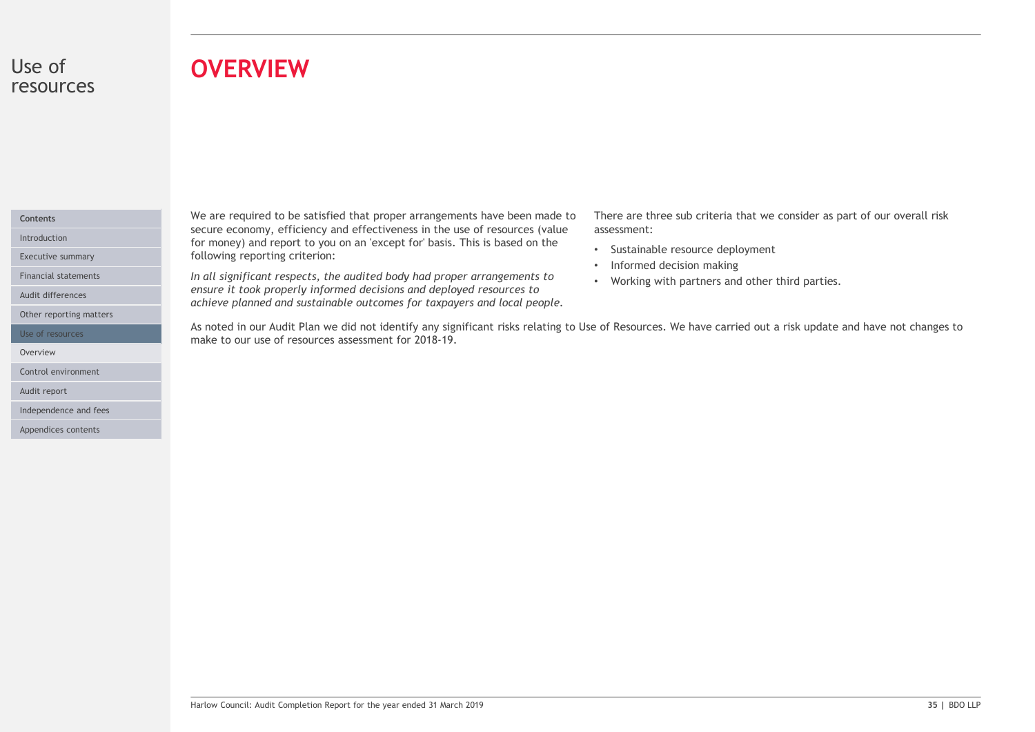# Use of resources

## OVERVIEW

We are required to be satisfied that proper arrangements have been made to secure economy, efficiency and effectiveness in the use of resources (value for money) and report to you on an 'except for' basis. This is based on the following reporting criterion:

*In all significant respects, the audited body had proper arrangements to ensure it took properly informed decisions and deployed resources to achieve planned and sustainable outcomes for taxpayers and local people.*

There are three sub criteria that we consider as part of our overall risk assessment:

- Sustainable resource deployment
- Informed decision making
- Working with partners and other third parties.

As noted in our Audit Plan we did not identify any significant risks relating to Use of Resources. We have carried out a risk update and have not changes to make to our use of resources assessment for 2018-19.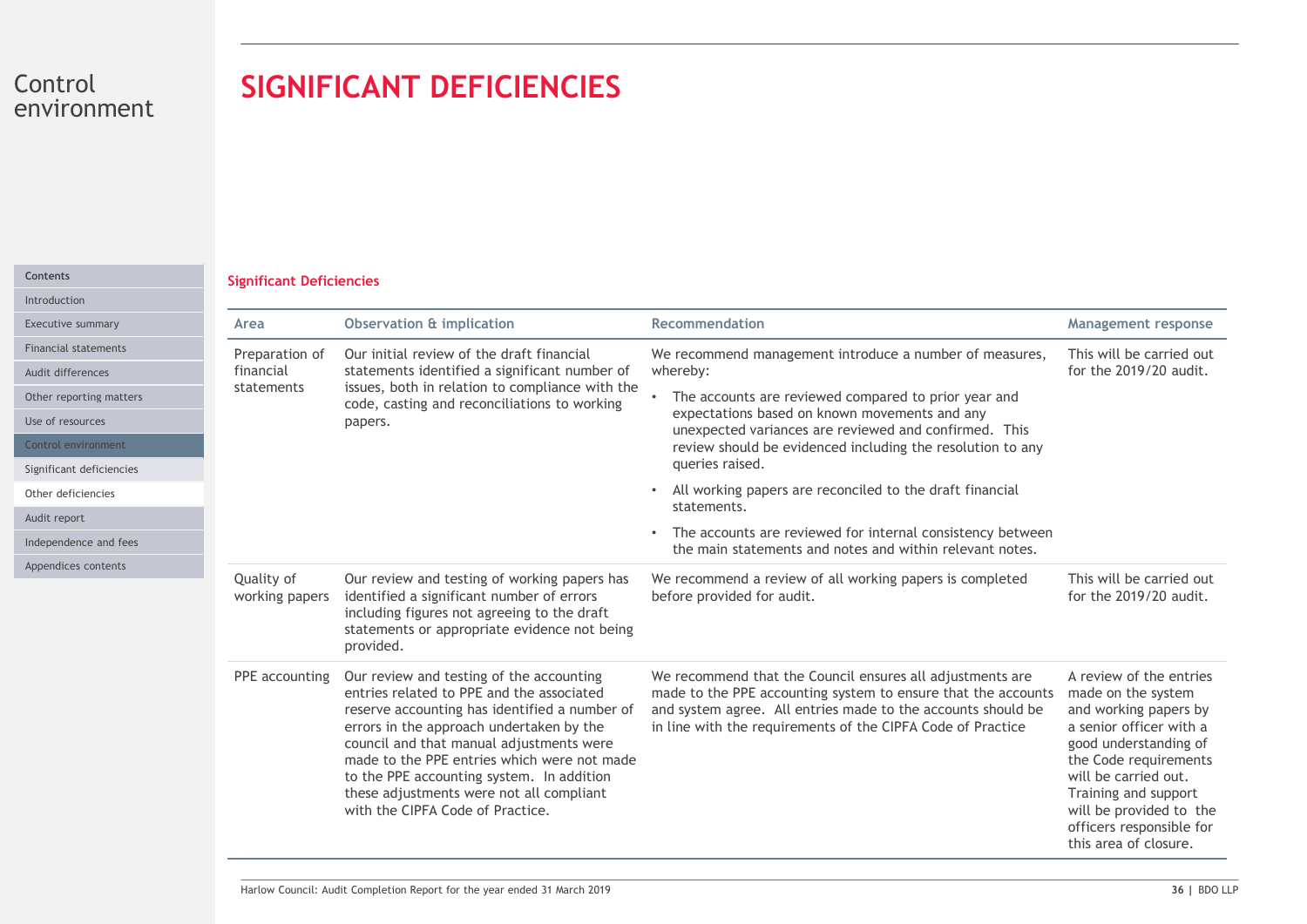# Control environment

# SIGNIFICANT DEFICIENCIES

**Significant Deficiencies**

| Area | Observation & implication | Recommendation | Management response |
|---|---|---|---|
| Preparation of financial statements | Our initial review of the draft financial statements identified a significant number of issues, both in relation to compliance with the code, casting and reconciliations to working papers. | We recommend management introduce a number of measures, whereby:<br>• The accounts are reviewed compared to prior year and expectations based on known movements and any unexpected variances are reviewed and confirmed. This review should be evidenced including the resolution to any queries raised.<br>• All working papers are reconciled to the draft financial statements.<br>• The accounts are reviewed for internal consistency between the main statements and notes and within relevant notes. | This will be carried out for the 2019/20 audit. |
| Quality of working papers | Our review and testing of working papers has identified a significant number of errors including figures not agreeing to the draft statements or appropriate evidence not being provided. | We recommend a review of all working papers is completed before provided for audit. | This will be carried out for the 2019/20 audit. |
| PPE accounting | Our review and testing of the accounting entries related to PPE and the associated reserve accounting has identified a number of errors in the approach undertaken by the council and that manual adjustments were made to the PPE entries which were not made to the PPE accounting system. In addition these adjustments were not all compliant with the CIPFA Code of Practice. | We recommend that the Council ensures all adjustments are made to the PPE accounting system to ensure that the accounts and system agree. All entries made to the accounts should be in line with the requirements of the CIPFA Code of Practice | A review of the entries made on the system and working papers by a senior officer with a good understanding of the Code requirements will be carried out. Training and support will be provided to the officers responsible for this area of closure. |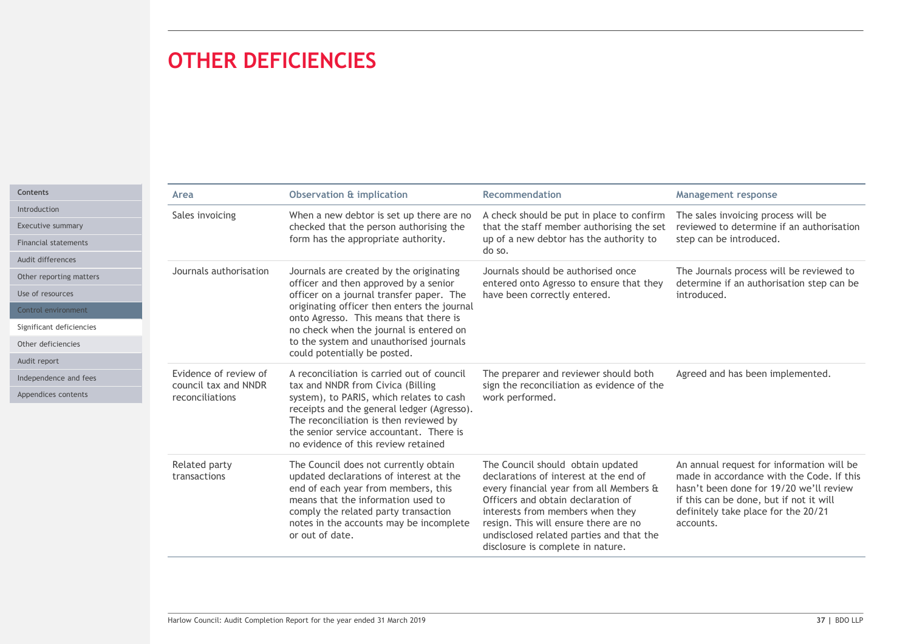# OTHER DEFICIENCIES

| Area | Observation & implication | Recommendation | Management response |
|---|---|---|---|
| Sales invoicing | When a new debtor is set up there are no checked that the person authorising the form has the appropriate authority. | A check should be put in place to confirm that the staff member authorising the set up of a new debtor has the authority to do so. | The sales invoicing process will be reviewed to determine if an authorisation step can be introduced. |
| Journals authorisation | Journals are created by the originating officer and then approved by a senior officer on a journal transfer paper. The originating officer then enters the journal onto Agresso. This means that there is no check when the journal is entered on to the system and unauthorised journals could potentially be posted. | Journals should be authorised once entered onto Agresso to ensure that they have been correctly entered. | The Journals process will be reviewed to determine if an authorisation step can be introduced. |
| Evidence of review of council tax and NNDR reconciliations | A reconciliation is carried out of council tax and NNDR from Civica (Billing system), to PARIS, which relates to cash receipts and the general ledger (Agresso). The reconciliation is then reviewed by the senior service accountant. There is no evidence of this review retained | The preparer and reviewer should both sign the reconciliation as evidence of the work performed. | Agreed and has been implemented. |
| Related party transactions | The Council does not currently obtain updated declarations of interest at the end of each year from members, this means that the information used to comply the related party transaction notes in the accounts may be incomplete or out of date. | The Council should obtain updated declarations of interest at the end of every financial year from all Members & Officers and obtain declaration of interests from members when they resign. This will ensure there are no undisclosed related parties and that the disclosure is complete in nature. | An annual request for information will be made in accordance with the Code. If this hasn't been done for 19/20 we'll review if this can be done, but if not it will definitely take place for the 20/21 accounts. |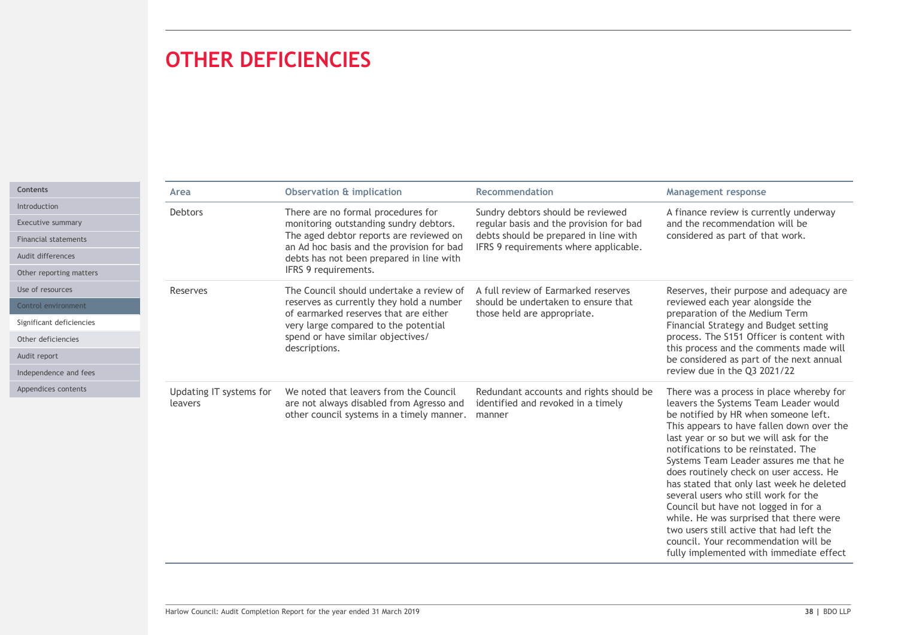# OTHER DEFICIENCIES

| Area | Observation & implication | Recommendation | Management response |
|---|---|---|---|
| Debtors | There are no formal procedures for monitoring outstanding sundry debtors. The aged debtor reports are reviewed on an Ad hoc basis and the provision for bad debts has not been prepared in line with IFRS 9 requirements. | Sundry debtors should be reviewed regular basis and the provision for bad debts should be prepared in line with IFRS 9 requirements where applicable. | A finance review is currently underway and the recommendation will be considered as part of that work. |
| Reserves | The Council should undertake a review of reserves as currently they hold a number of earmarked reserves that are either very large compared to the potential spend or have similar objectives/ descriptions. | A full review of Earmarked reserves should be undertaken to ensure that those held are appropriate. | Reserves, their purpose and adequacy are reviewed each year alongside the preparation of the Medium Term Financial Strategy and Budget setting process. The S151 Officer is content with this process and the comments made will be considered as part of the next annual review due in the Q3 2021/22 |
| Updating IT systems for leavers | We noted that leavers from the Council are not always disabled from Agresso and other council systems in a timely manner. | Redundant accounts and rights should be identified and revoked in a timely manner | There was a process in place whereby for leavers the Systems Team Leader would be notified by HR when someone left. This appears to have fallen down over the last year or so but we will ask for the notifications to be reinstated. The Systems Team Leader assures me that he does routinely check on user access. He has stated that only last week he deleted several users who still work for the Council but have not logged in for a while. He was surprised that there were two users still active that had left the council. Your recommendation will be fully implemented with immediate effect |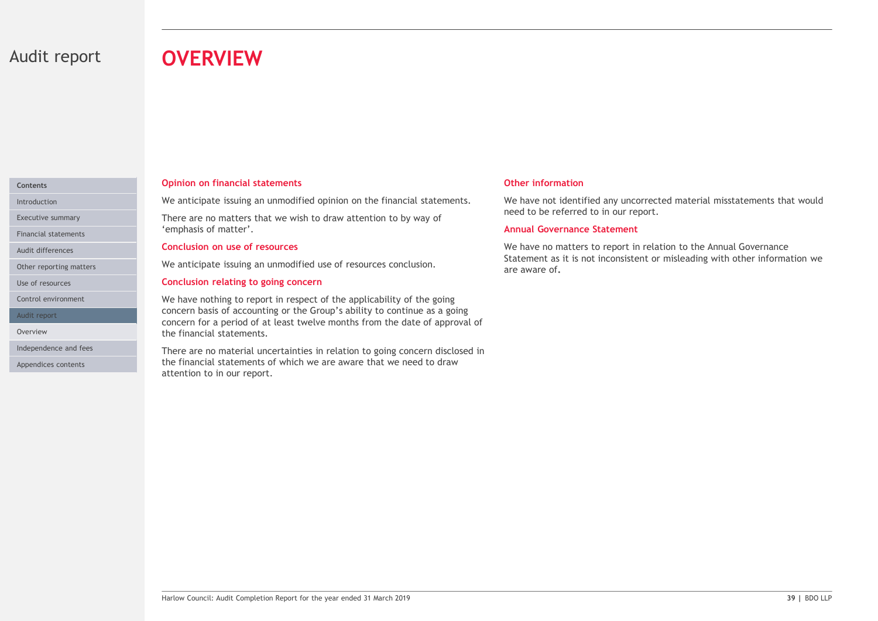# Audit report

## OVERVIEW

### Opinion on financial statements

We anticipate issuing an unmodified opinion on the financial statements.

There are no matters that we wish to draw attention to by way of 'emphasis of matter'.

### Conclusion on use of resources

We anticipate issuing an unmodified use of resources conclusion.

### Conclusion relating to going concern

We have nothing to report in respect of the applicability of the going concern basis of accounting or the Group's ability to continue as a going concern for a period of at least twelve months from the date of approval of the financial statements.

There are no material uncertainties in relation to going concern disclosed in the financial statements of which we are aware that we need to draw attention to in our report.

### Other information

We have not identified any uncorrected material misstatements that would need to be referred to in our report.

### Annual Governance Statement

We have no matters to report in relation to the Annual Governance Statement as it is not inconsistent or misleading with other information we are aware of.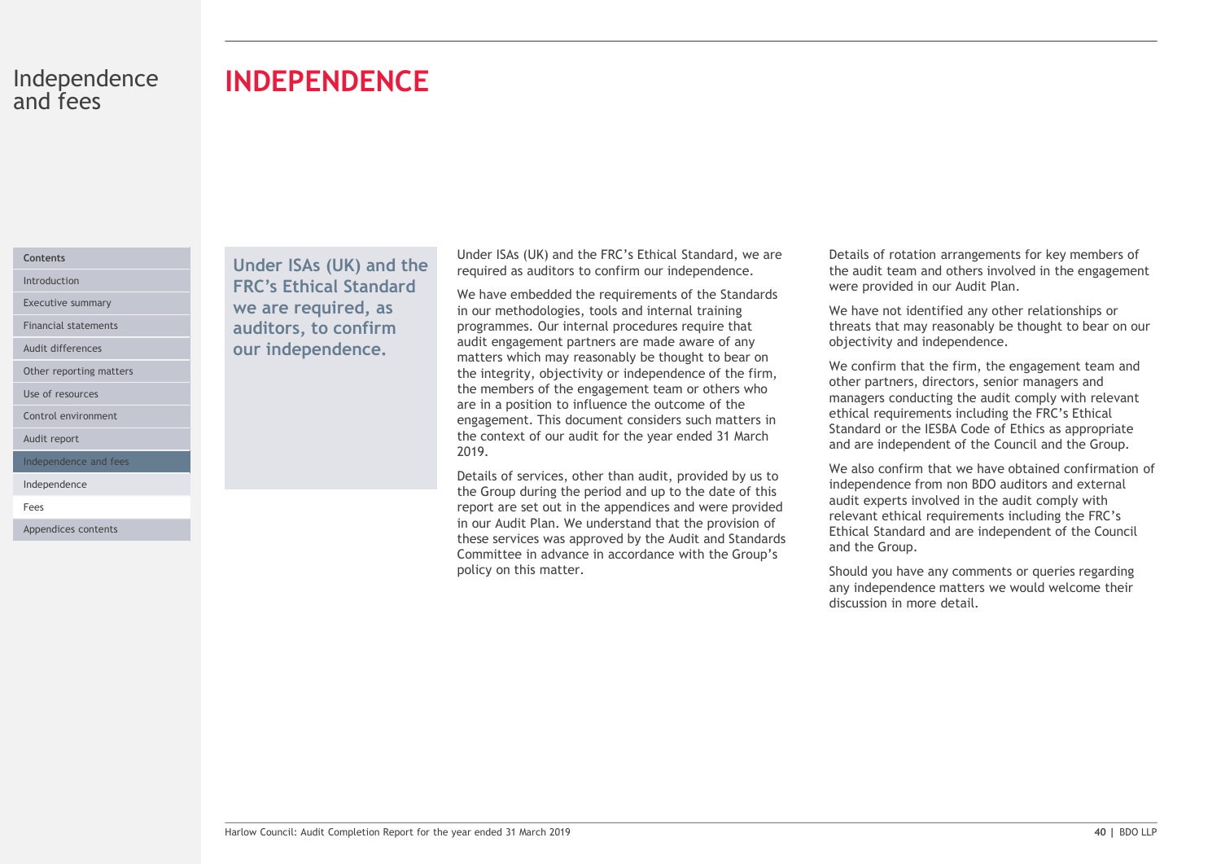# INDEPENDENCE

**Under ISAs (UK) and the FRC's Ethical Standard we are required, as auditors, to confirm our independence.**

Under ISAs (UK) and the FRC's Ethical Standard, we are required as auditors to confirm our independence.

We have embedded the requirements of the Standards in our methodologies, tools and internal training programmes. Our internal procedures require that audit engagement partners are made aware of any matters which may reasonably be thought to bear on the integrity, objectivity or independence of the firm, the members of the engagement team or others who are in a position to influence the outcome of the engagement. This document considers such matters in the context of our audit for the year ended 31 March 2019.

Details of services, other than audit, provided by us to the Group during the period and up to the date of this report are set out in the appendices and were provided in our Audit Plan. We understand that the provision of these services was approved by the Audit and Standards Committee in advance in accordance with the Group's policy on this matter.

Details of rotation arrangements for key members of the audit team and others involved in the engagement were provided in our Audit Plan.

We have not identified any other relationships or threats that may reasonably be thought to bear on our objectivity and independence.

We confirm that the firm, the engagement team and other partners, directors, senior managers and managers conducting the audit comply with relevant ethical requirements including the FRC's Ethical Standard or the IESBA Code of Ethics as appropriate and are independent of the Council and the Group.

We also confirm that we have obtained confirmation of independence from non BDO auditors and external audit experts involved in the audit comply with relevant ethical requirements including the FRC's Ethical Standard and are independent of the Council and the Group.

Should you have any comments or queries regarding any independence matters we would welcome their discussion in more detail.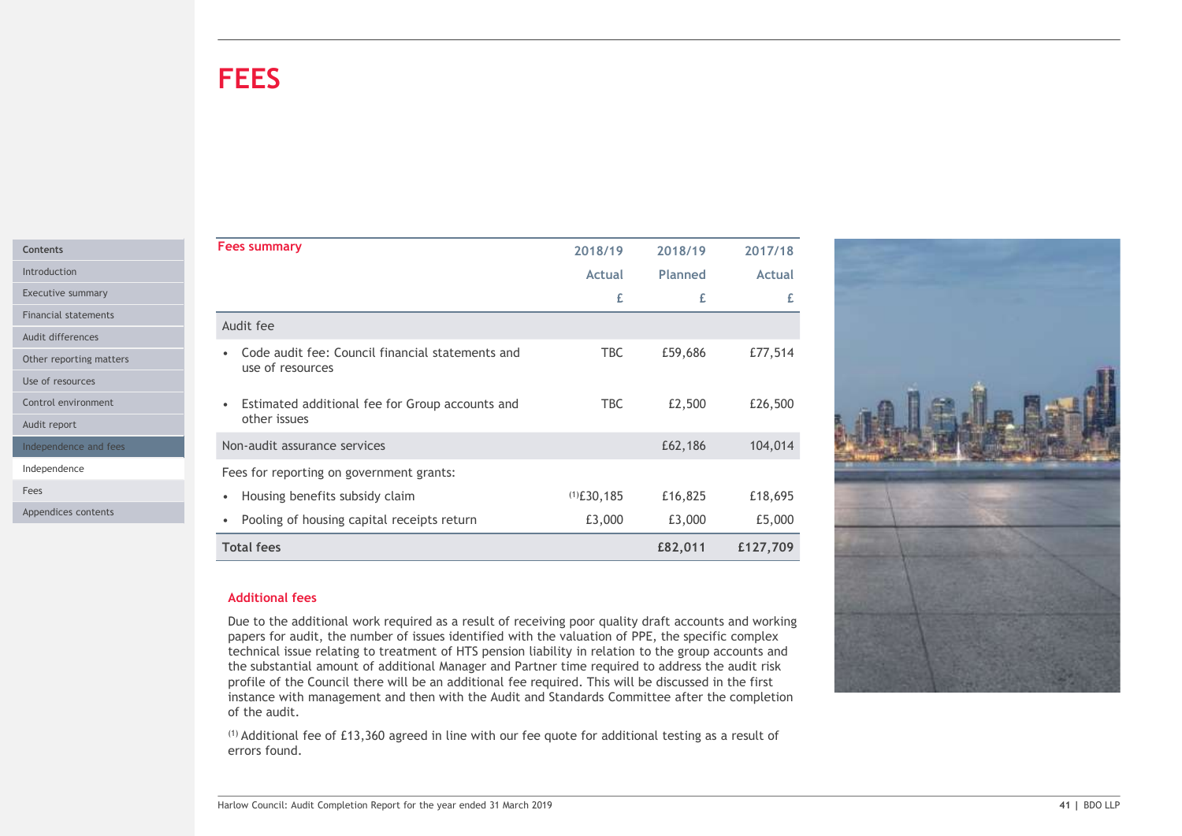# FEES

| Fees summary | 2018/19 Actual £ | 2018/19 Planned £ | 2017/18 Actual £ |
|---|---|---|---|
| Audit fee | | | |
| • Code audit fee: Council financial statements and use of resources | TBC | £59,686 | £77,514 |
| • Estimated additional fee for Group accounts and other issues | TBC | £2,500 | £26,500 |
| Non-audit assurance services | | £62,186 | 104,014 |
| Fees for reporting on government grants: | | | |
| • Housing benefits subsidy claim | (1)£30,185 | £16,825 | £18,695 |
| • Pooling of housing capital receipts return | £3,000 | £3,000 | £5,000 |
| **Total fees** | | **£82,011** | **£127,709** |

## Additional fees

Due to the additional work required as a result of receiving poor quality draft accounts and working papers for audit, the number of issues identified with the valuation of PPE, the specific complex technical issue relating to treatment of HTS pension liability in relation to the group accounts and the substantial amount of additional Manager and Partner time required to address the audit risk profile of the Council there will be an additional fee required. This will be discussed in the first instance with management and then with the Audit and Standards Committee after the completion of the audit.

(1) Additional fee of £13,360 agreed in line with our fee quote for additional testing as a result of errors found.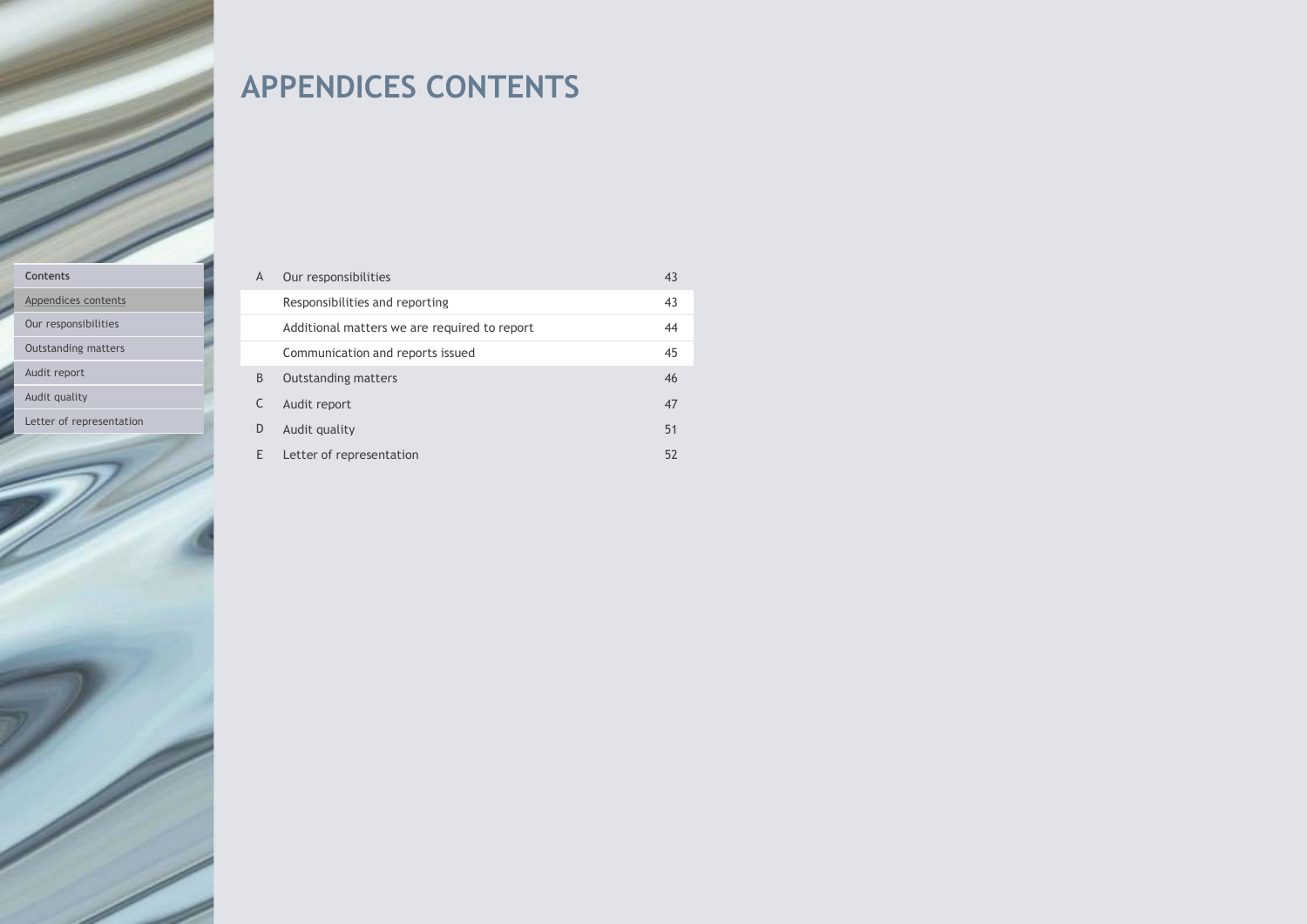# APPENDICES CONTENTS

| | | |
|---|---|---|
| A | Our responsibilities | 43 |
| | Responsibilities and reporting | 43 |
| | Additional matters we are required to report | 44 |
| | Communication and reports issued | 45 |
| B | Outstanding matters | 46 |
| C | Audit report | 47 |
| D | Audit quality | 51 |
| E | Letter of representation | 52 |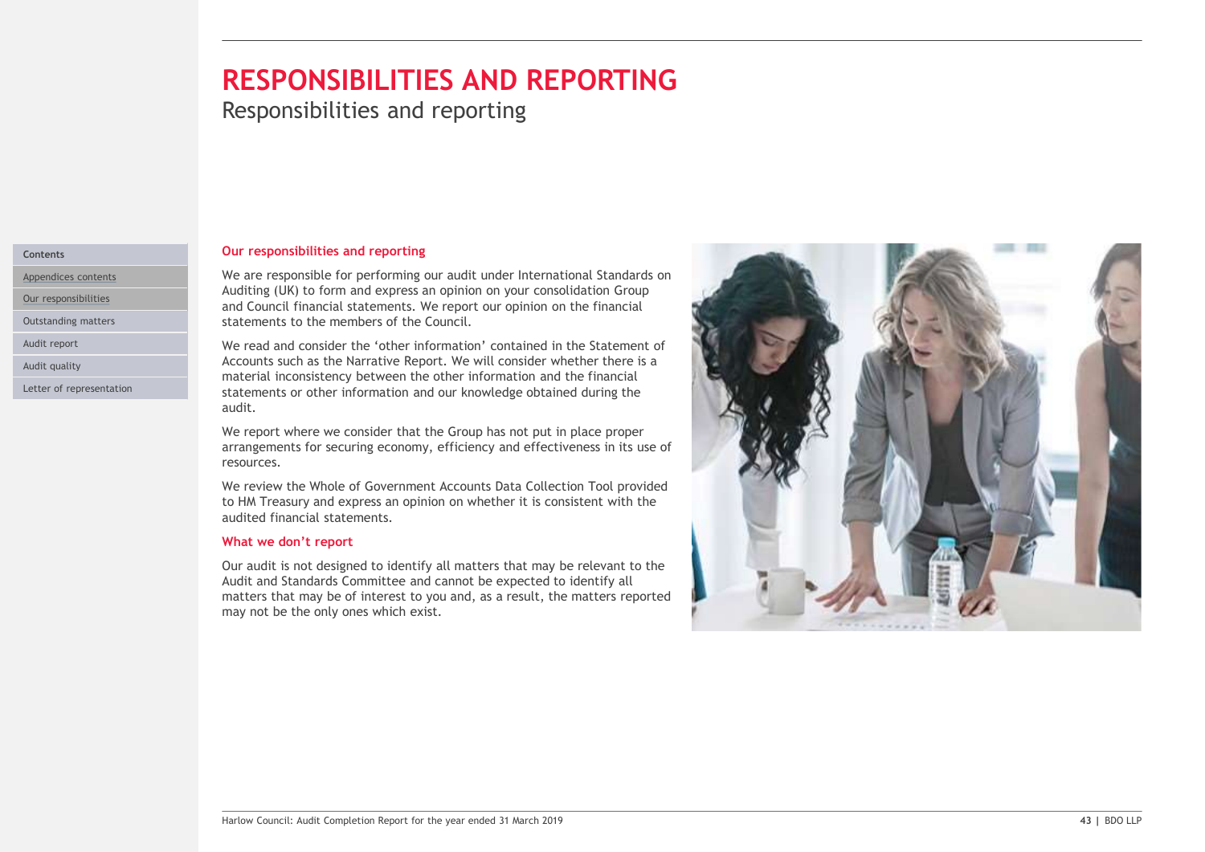# RESPONSIBILITIES AND REPORTING

Responsibilities and reporting

Contents

- Appendices contents
- Our responsibilities
- Outstanding matters
- Audit report
- Audit quality
- Letter of representation

## Our responsibilities and reporting

We are responsible for performing our audit under International Standards on Auditing (UK) to form and express an opinion on your consolidation Group and Council financial statements. We report our opinion on the financial statements to the members of the Council.

We read and consider the 'other information' contained in the Statement of Accounts such as the Narrative Report. We will consider whether there is a material inconsistency between the other information and the financial statements or other information and our knowledge obtained during the audit.

We report where we consider that the Group has not put in place proper arrangements for securing economy, efficiency and effectiveness in its use of resources.

We review the Whole of Government Accounts Data Collection Tool provided to HM Treasury and express an opinion on whether it is consistent with the audited financial statements.

## What we don't report

Our audit is not designed to identify all matters that may be relevant to the Audit and Standards Committee and cannot be expected to identify all matters that may be of interest to you and, as a result, the matters reported may not be the only ones which exist.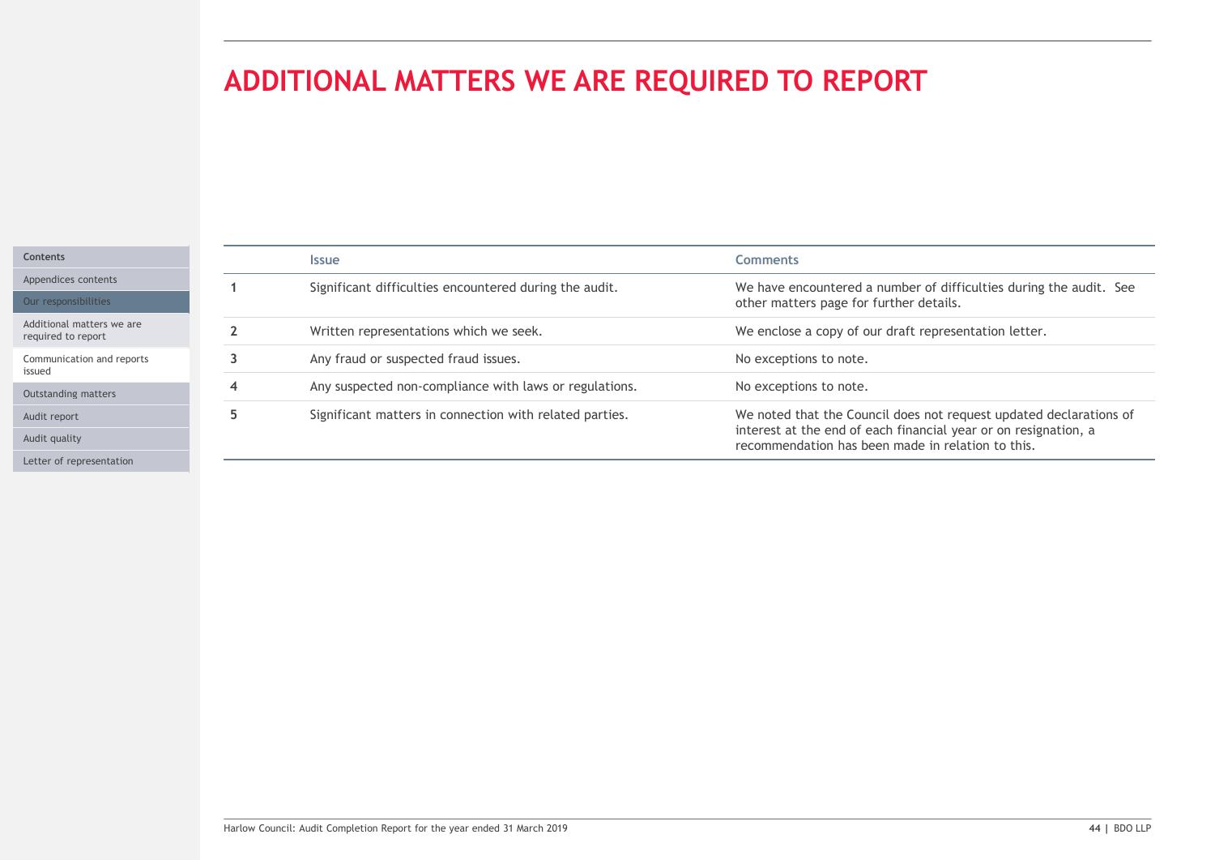# ADDITIONAL MATTERS WE ARE REQUIRED TO REPORT

| | Issue | Comments |
|---|---|---|
| 1 | Significant difficulties encountered during the audit. | We have encountered a number of difficulties during the audit. See other matters page for further details. |
| 2 | Written representations which we seek. | We enclose a copy of our draft representation letter. |
| 3 | Any fraud or suspected fraud issues. | No exceptions to note. |
| 4 | Any suspected non-compliance with laws or regulations. | No exceptions to note. |
| 5 | Significant matters in connection with related parties. | We noted that the Council does not request updated declarations of interest at the end of each financial year or on resignation, a recommendation has been made in relation to this. |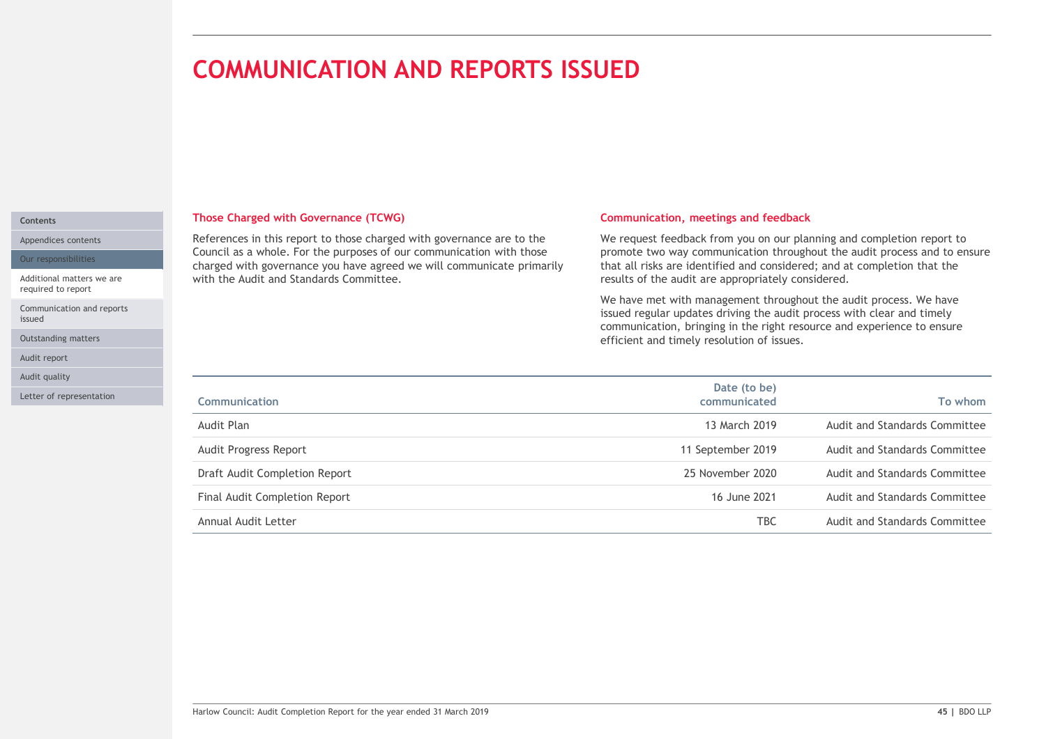# COMMUNICATION AND REPORTS ISSUED

### Those Charged with Governance (TCWG)

References in this report to those charged with governance are to the Council as a whole. For the purposes of our communication with those charged with governance you have agreed we will communicate primarily with the Audit and Standards Committee.

### Communication, meetings and feedback

We request feedback from you on our planning and completion report to promote two way communication throughout the audit process and to ensure that all risks are identified and considered; and at completion that the results of the audit are appropriately considered.

We have met with management throughout the audit process. We have issued regular updates driving the audit process with clear and timely communication, bringing in the right resource and experience to ensure efficient and timely resolution of issues.

| Communication | Date (to be) communicated | To whom |
|---|---|---|
| Audit Plan | 13 March 2019 | Audit and Standards Committee |
| Audit Progress Report | 11 September 2019 | Audit and Standards Committee |
| Draft Audit Completion Report | 25 November 2020 | Audit and Standards Committee |
| Final Audit Completion Report | 16 June 2021 | Audit and Standards Committee |
| Annual Audit Letter | TBC | Audit and Standards Committee |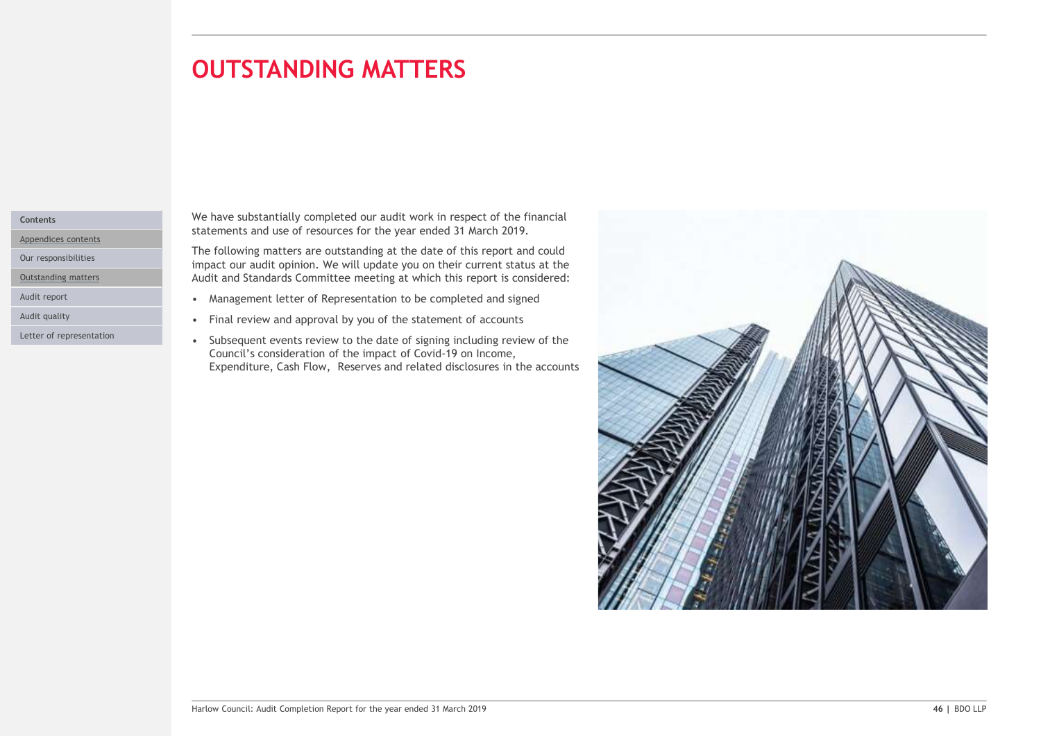# OUTSTANDING MATTERS

We have substantially completed our audit work in respect of the financial statements and use of resources for the year ended 31 March 2019.

The following matters are outstanding at the date of this report and could impact our audit opinion. We will update you on their current status at the Audit and Standards Committee meeting at which this report is considered:

- Management letter of Representation to be completed and signed
- Final review and approval by you of the statement of accounts
- Subsequent events review to the date of signing including review of the Council's consideration of the impact of Covid-19 on Income, Expenditure, Cash Flow, Reserves and related disclosures in the accounts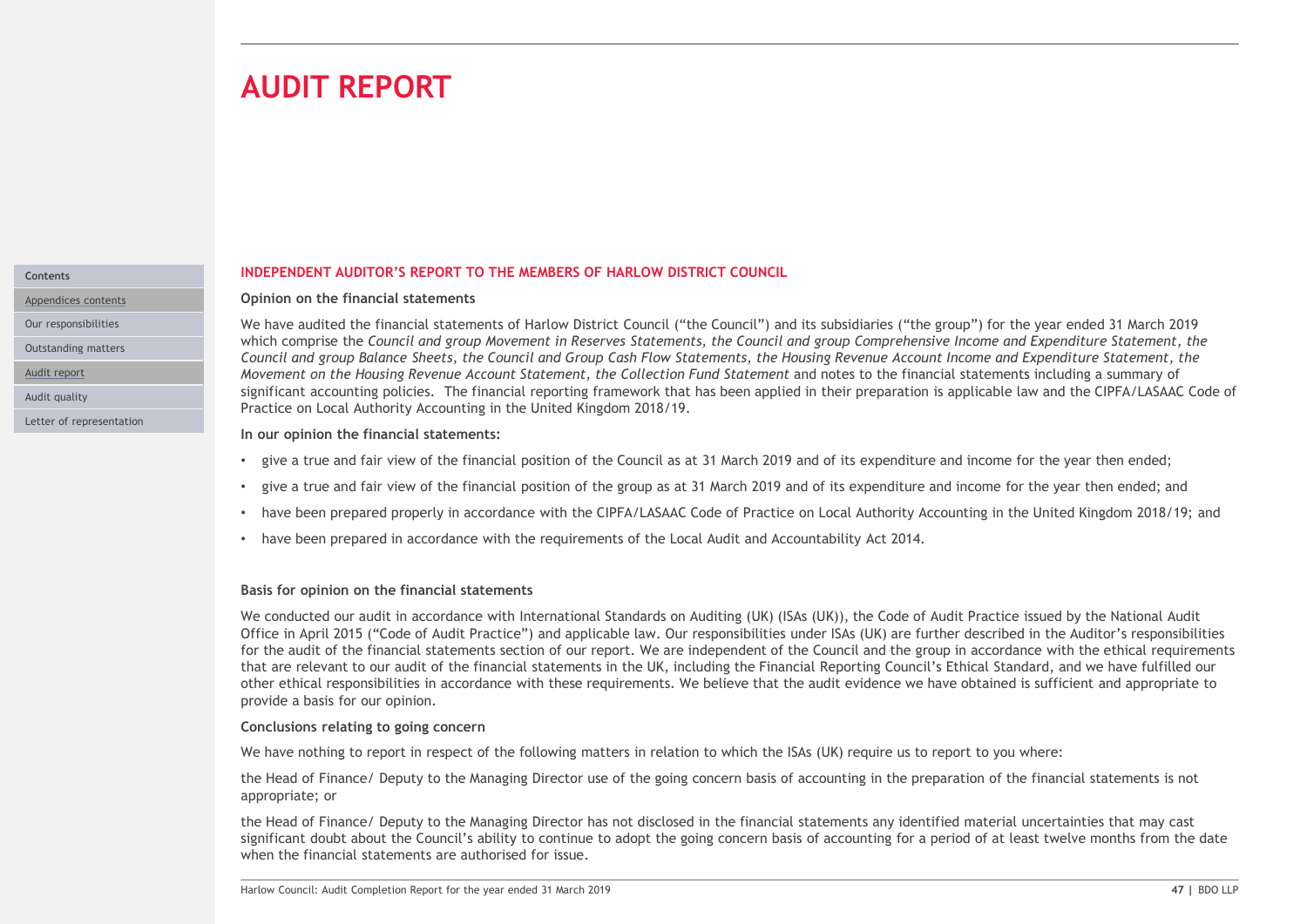# AUDIT REPORT

## INDEPENDENT AUDITOR'S REPORT TO THE MEMBERS OF HARLOW DISTRICT COUNCIL

### Opinion on the financial statements

We have audited the financial statements of Harlow District Council ("the Council") and its subsidiaries ("the group") for the year ended 31 March 2019 which comprise the *Council and group Movement in Reserves Statements, the Council and group Comprehensive Income and Expenditure Statement, the Council and group Balance Sheets, the Council and Group Cash Flow Statements, the Housing Revenue Account Income and Expenditure Statement, the Movement on the Housing Revenue Account Statement, the Collection Fund Statement* and notes to the financial statements including a summary of significant accounting policies. The financial reporting framework that has been applied in their preparation is applicable law and the CIPFA/LASAAC Code of Practice on Local Authority Accounting in the United Kingdom 2018/19.

**In our opinion the financial statements:**

- give a true and fair view of the financial position of the Council as at 31 March 2019 and of its expenditure and income for the year then ended;
- give a true and fair view of the financial position of the group as at 31 March 2019 and of its expenditure and income for the year then ended; and
- have been prepared properly in accordance with the CIPFA/LASAAC Code of Practice on Local Authority Accounting in the United Kingdom 2018/19; and
- have been prepared in accordance with the requirements of the Local Audit and Accountability Act 2014.

### Basis for opinion on the financial statements

We conducted our audit in accordance with International Standards on Auditing (UK) (ISAs (UK)), the Code of Audit Practice issued by the National Audit Office in April 2015 ("Code of Audit Practice") and applicable law. Our responsibilities under ISAs (UK) are further described in the Auditor's responsibilities for the audit of the financial statements section of our report. We are independent of the Council and the group in accordance with the ethical requirements that are relevant to our audit of the financial statements in the UK, including the Financial Reporting Council's Ethical Standard, and we have fulfilled our other ethical responsibilities in accordance with these requirements. We believe that the audit evidence we have obtained is sufficient and appropriate to provide a basis for our opinion.

### Conclusions relating to going concern

We have nothing to report in respect of the following matters in relation to which the ISAs (UK) require us to report to you where:

the Head of Finance/ Deputy to the Managing Director use of the going concern basis of accounting in the preparation of the financial statements is not appropriate; or

the Head of Finance/ Deputy to the Managing Director has not disclosed in the financial statements any identified material uncertainties that may cast significant doubt about the Council's ability to continue to adopt the going concern basis of accounting for a period of at least twelve months from the date when the financial statements are authorised for issue.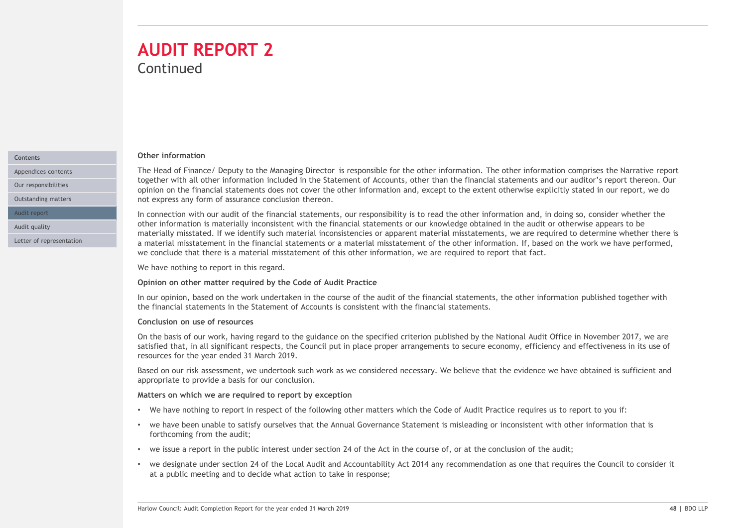# AUDIT REPORT 2

Continued

**Other information**

The Head of Finance/ Deputy to the Managing Director is responsible for the other information. The other information comprises the Narrative report together with all other information included in the Statement of Accounts, other than the financial statements and our auditor's report thereon. Our opinion on the financial statements does not cover the other information and, except to the extent otherwise explicitly stated in our report, we do not express any form of assurance conclusion thereon.

In connection with our audit of the financial statements, our responsibility is to read the other information and, in doing so, consider whether the other information is materially inconsistent with the financial statements or our knowledge obtained in the audit or otherwise appears to be materially misstated. If we identify such material inconsistencies or apparent material misstatements, we are required to determine whether there is a material misstatement in the financial statements or a material misstatement of the other information. If, based on the work we have performed, we conclude that there is a material misstatement of this other information, we are required to report that fact.

We have nothing to report in this regard.

**Opinion on other matter required by the Code of Audit Practice**

In our opinion, based on the work undertaken in the course of the audit of the financial statements, the other information published together with the financial statements in the Statement of Accounts is consistent with the financial statements.

**Conclusion on use of resources**

On the basis of our work, having regard to the guidance on the specified criterion published by the National Audit Office in November 2017, we are satisfied that, in all significant respects, the Council put in place proper arrangements to secure economy, efficiency and effectiveness in its use of resources for the year ended 31 March 2019.

Based on our risk assessment, we undertook such work as we considered necessary. We believe that the evidence we have obtained is sufficient and appropriate to provide a basis for our conclusion.

**Matters on which we are required to report by exception**

- We have nothing to report in respect of the following other matters which the Code of Audit Practice requires us to report to you if:
- we have been unable to satisfy ourselves that the Annual Governance Statement is misleading or inconsistent with other information that is forthcoming from the audit;
- we issue a report in the public interest under section 24 of the Act in the course of, or at the conclusion of the audit;
- we designate under section 24 of the Local Audit and Accountability Act 2014 any recommendation as one that requires the Council to consider it at a public meeting and to decide what action to take in response;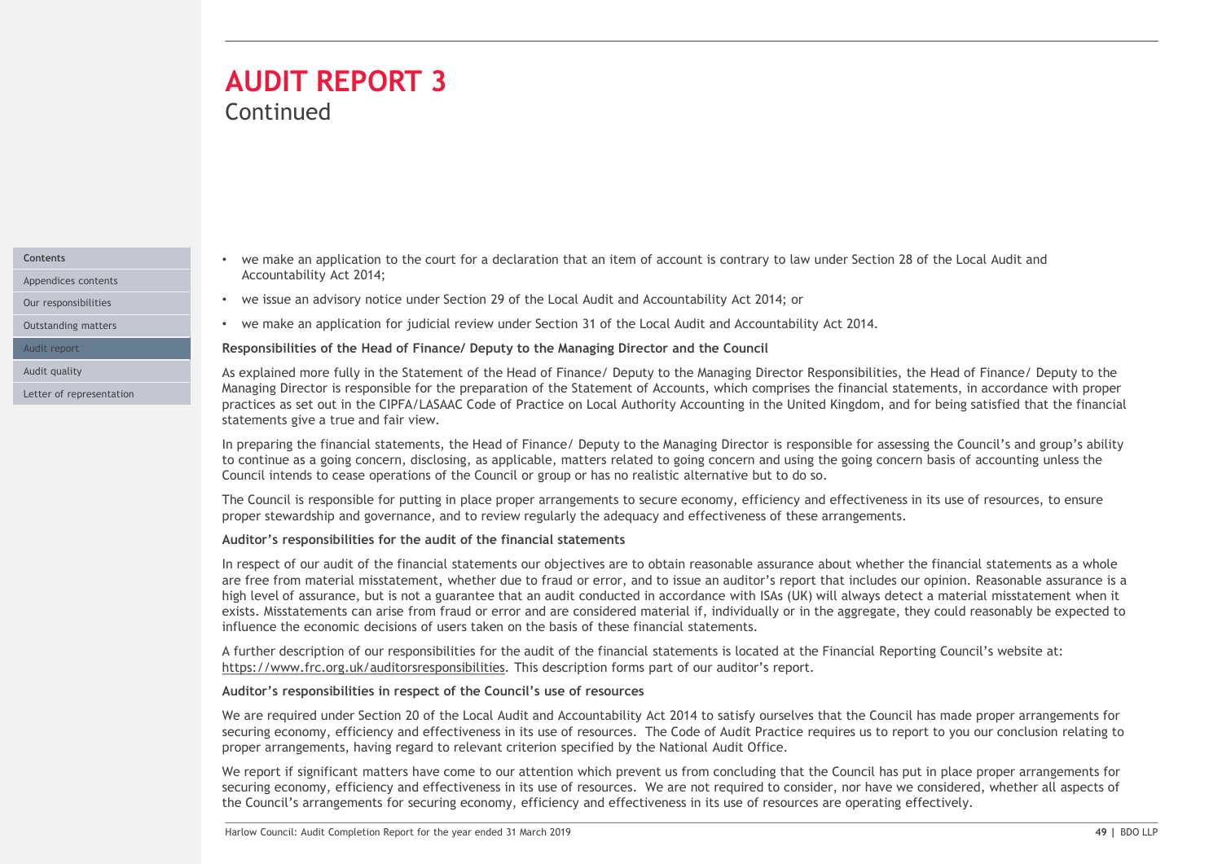# AUDIT REPORT 3

Continued

- we make an application to the court for a declaration that an item of account is contrary to law under Section 28 of the Local Audit and Accountability Act 2014;
- we issue an advisory notice under Section 29 of the Local Audit and Accountability Act 2014; or
- we make an application for judicial review under Section 31 of the Local Audit and Accountability Act 2014.

**Responsibilities of the Head of Finance/ Deputy to the Managing Director and the Council**

As explained more fully in the Statement of the Head of Finance/ Deputy to the Managing Director Responsibilities, the Head of Finance/ Deputy to the Managing Director is responsible for the preparation of the Statement of Accounts, which comprises the financial statements, in accordance with proper practices as set out in the CIPFA/LASAAC Code of Practice on Local Authority Accounting in the United Kingdom, and for being satisfied that the financial statements give a true and fair view.

In preparing the financial statements, the Head of Finance/ Deputy to the Managing Director is responsible for assessing the Council's and group's ability to continue as a going concern, disclosing, as applicable, matters related to going concern and using the going concern basis of accounting unless the Council intends to cease operations of the Council or group or has no realistic alternative but to do so.

The Council is responsible for putting in place proper arrangements to secure economy, efficiency and effectiveness in its use of resources, to ensure proper stewardship and governance, and to review regularly the adequacy and effectiveness of these arrangements.

**Auditor's responsibilities for the audit of the financial statements**

In respect of our audit of the financial statements our objectives are to obtain reasonable assurance about whether the financial statements as a whole are free from material misstatement, whether due to fraud or error, and to issue an auditor's report that includes our opinion. Reasonable assurance is a high level of assurance, but is not a guarantee that an audit conducted in accordance with ISAs (UK) will always detect a material misstatement when it exists. Misstatements can arise from fraud or error and are considered material if, individually or in the aggregate, they could reasonably be expected to influence the economic decisions of users taken on the basis of these financial statements.

A further description of our responsibilities for the audit of the financial statements is located at the Financial Reporting Council's website at: https://www.frc.org.uk/auditorsresponsibilities. This description forms part of our auditor's report.

**Auditor's responsibilities in respect of the Council's use of resources**

We are required under Section 20 of the Local Audit and Accountability Act 2014 to satisfy ourselves that the Council has made proper arrangements for securing economy, efficiency and effectiveness in its use of resources. The Code of Audit Practice requires us to report to you our conclusion relating to proper arrangements, having regard to relevant criterion specified by the National Audit Office.

We report if significant matters have come to our attention which prevent us from concluding that the Council has put in place proper arrangements for securing economy, efficiency and effectiveness in its use of resources. We are not required to consider, nor have we considered, whether all aspects of the Council's arrangements for securing economy, efficiency and effectiveness in its use of resources are operating effectively.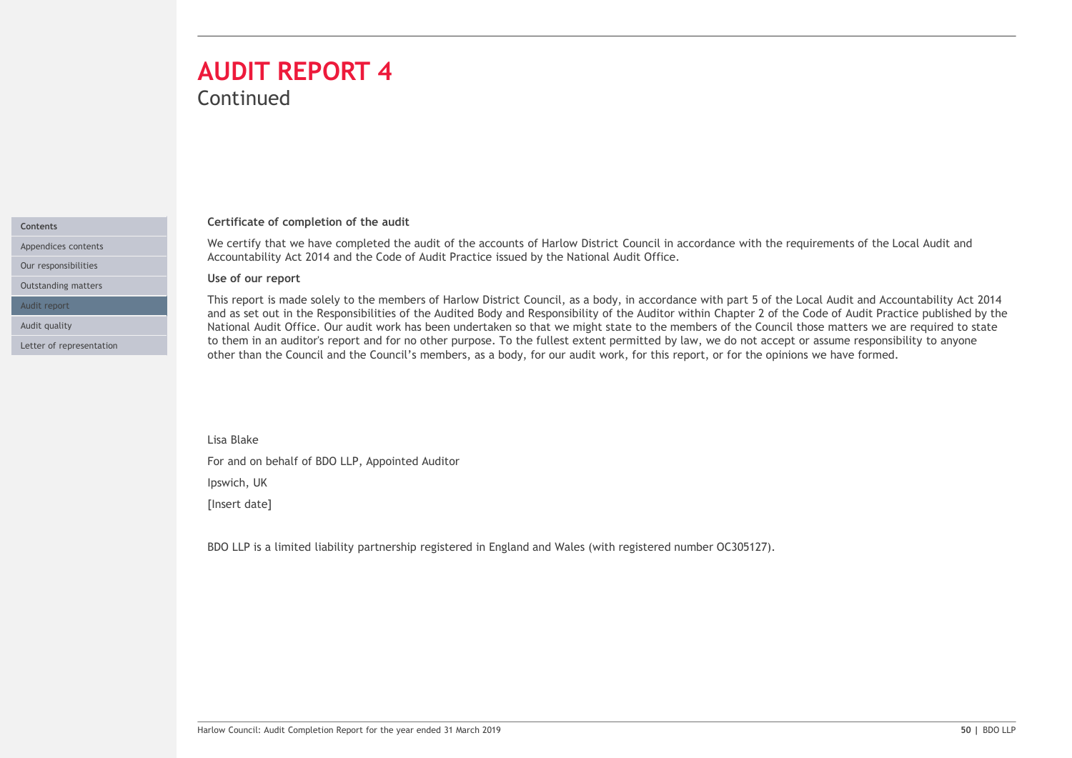# AUDIT REPORT 4

Continued

**Certificate of completion of the audit**

We certify that we have completed the audit of the accounts of Harlow District Council in accordance with the requirements of the Local Audit and Accountability Act 2014 and the Code of Audit Practice issued by the National Audit Office.

**Use of our report**

This report is made solely to the members of Harlow District Council, as a body, in accordance with part 5 of the Local Audit and Accountability Act 2014 and as set out in the Responsibilities of the Audited Body and Responsibility of the Auditor within Chapter 2 of the Code of Audit Practice published by the National Audit Office. Our audit work has been undertaken so that we might state to the members of the Council those matters we are required to state to them in an auditor's report and for no other purpose. To the fullest extent permitted by law, we do not accept or assume responsibility to anyone other than the Council and the Council's members, as a body, for our audit work, for this report, or for the opinions we have formed.

Lisa Blake

For and on behalf of BDO LLP, Appointed Auditor

Ipswich, UK

[Insert date]

BDO LLP is a limited liability partnership registered in England and Wales (with registered number OC305127).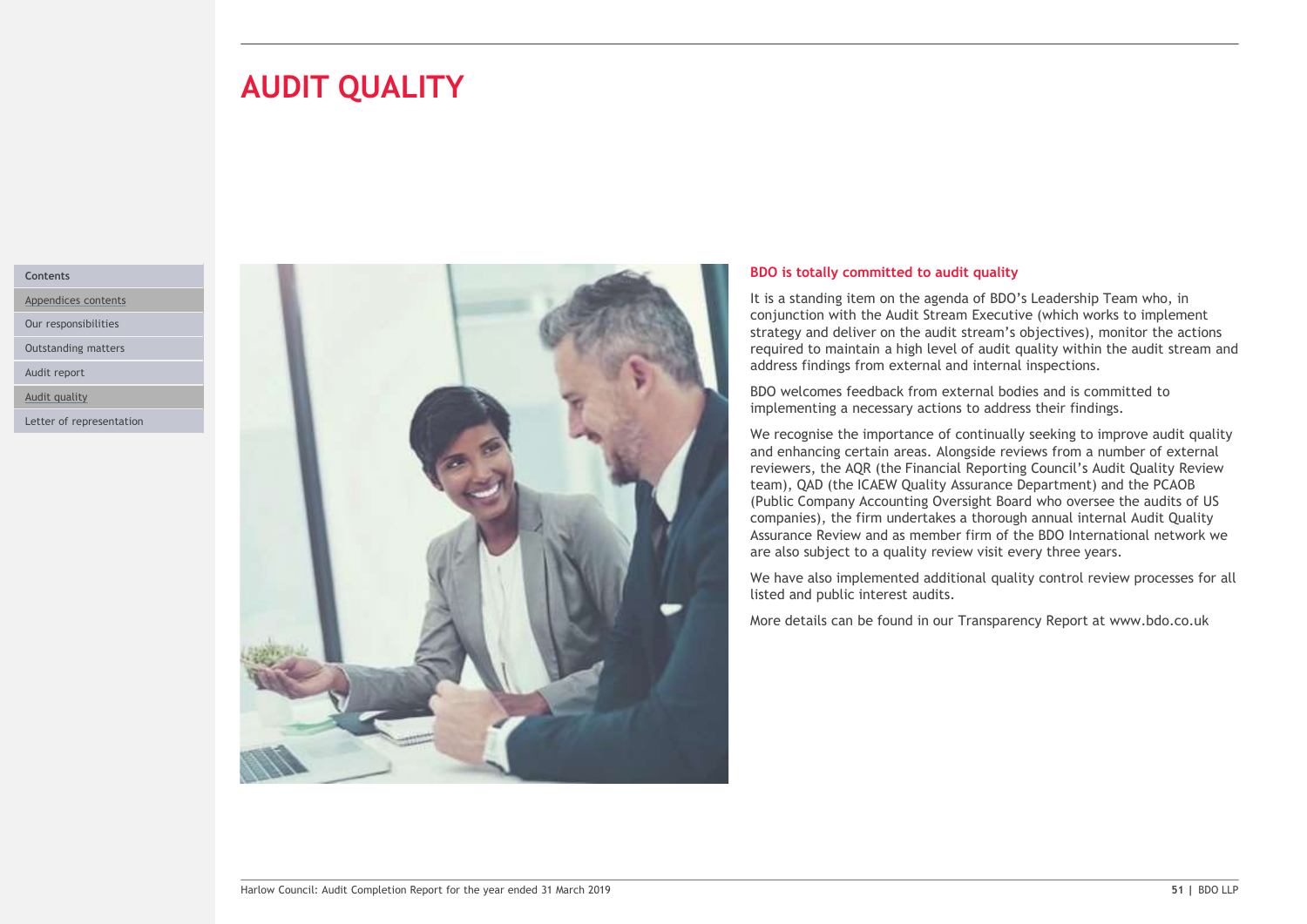# AUDIT QUALITY

Contents

Appendices contents

Our responsibilities

Outstanding matters

Audit report

Audit quality

Letter of representation

**BDO is totally committed to audit quality**

It is a standing item on the agenda of BDO's Leadership Team who, in conjunction with the Audit Stream Executive (which works to implement strategy and deliver on the audit stream's objectives), monitor the actions required to maintain a high level of audit quality within the audit stream and address findings from external and internal inspections.

BDO welcomes feedback from external bodies and is committed to implementing a necessary actions to address their findings.

We recognise the importance of continually seeking to improve audit quality and enhancing certain areas. Alongside reviews from a number of external reviewers, the AQR (the Financial Reporting Council's Audit Quality Review team), QAD (the ICAEW Quality Assurance Department) and the PCAOB (Public Company Accounting Oversight Board who oversee the audits of US companies), the firm undertakes a thorough annual internal Audit Quality Assurance Review and as member firm of the BDO International network we are also subject to a quality review visit every three years.

We have also implemented additional quality control review processes for all listed and public interest audits.

More details can be found in our Transparency Report at www.bdo.co.uk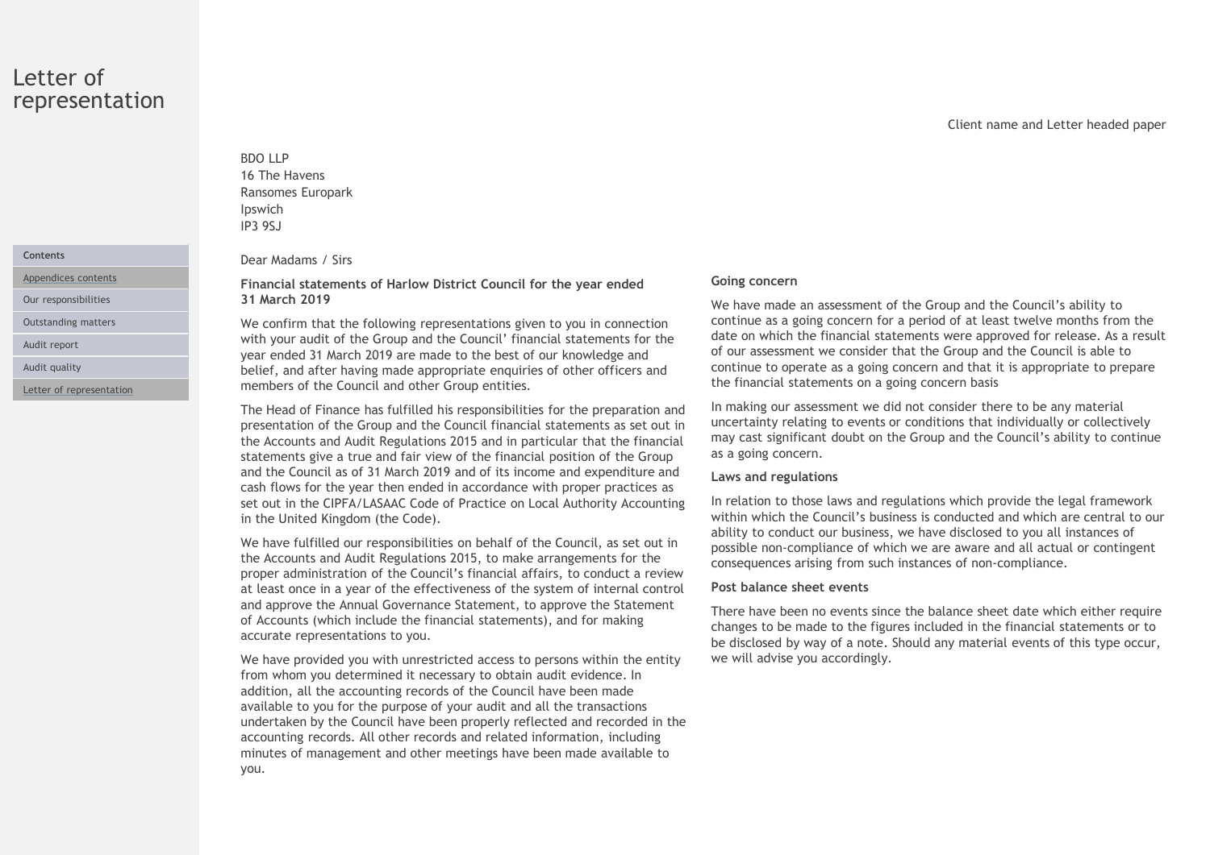# Letter of representation

Client name and Letter headed paper

BDO LLP
16 The Havens
Ransomes Europark
Ipswich
IP3 9SJ

Dear Madams / Sirs

**Financial statements of Harlow District Council for the year ended 31 March 2019**

We confirm that the following representations given to you in connection with your audit of the Group and the Council' financial statements for the year ended 31 March 2019 are made to the best of our knowledge and belief, and after having made appropriate enquiries of other officers and members of the Council and other Group entities.

The Head of Finance has fulfilled his responsibilities for the preparation and presentation of the Group and the Council financial statements as set out in the Accounts and Audit Regulations 2015 and in particular that the financial statements give a true and fair view of the financial position of the Group and the Council as of 31 March 2019 and of its income and expenditure and cash flows for the year then ended in accordance with proper practices as set out in the CIPFA/LASAAC Code of Practice on Local Authority Accounting in the United Kingdom (the Code).

We have fulfilled our responsibilities on behalf of the Council, as set out in the Accounts and Audit Regulations 2015, to make arrangements for the proper administration of the Council's financial affairs, to conduct a review at least once in a year of the effectiveness of the system of internal control and approve the Annual Governance Statement, to approve the Statement of Accounts (which include the financial statements), and for making accurate representations to you.

We have provided you with unrestricted access to persons within the entity from whom you determined it necessary to obtain audit evidence. In addition, all the accounting records of the Council have been made available to you for the purpose of your audit and all the transactions undertaken by the Council have been properly reflected and recorded in the accounting records. All other records and related information, including minutes of management and other meetings have been made available to you.

**Going concern**

We have made an assessment of the Group and the Council's ability to continue as a going concern for a period of at least twelve months from the date on which the financial statements were approved for release. As a result of our assessment we consider that the Group and the Council is able to continue to operate as a going concern and that it is appropriate to prepare the financial statements on a going concern basis

In making our assessment we did not consider there to be any material uncertainty relating to events or conditions that individually or collectively may cast significant doubt on the Group and the Council's ability to continue as a going concern.

**Laws and regulations**

In relation to those laws and regulations which provide the legal framework within which the Council's business is conducted and which are central to our ability to conduct our business, we have disclosed to you all instances of possible non-compliance of which we are aware and all actual or contingent consequences arising from such instances of non-compliance.

**Post balance sheet events**

There have been no events since the balance sheet date which either require changes to be made to the figures included in the financial statements or to be disclosed by way of a note. Should any material events of this type occur, we will advise you accordingly.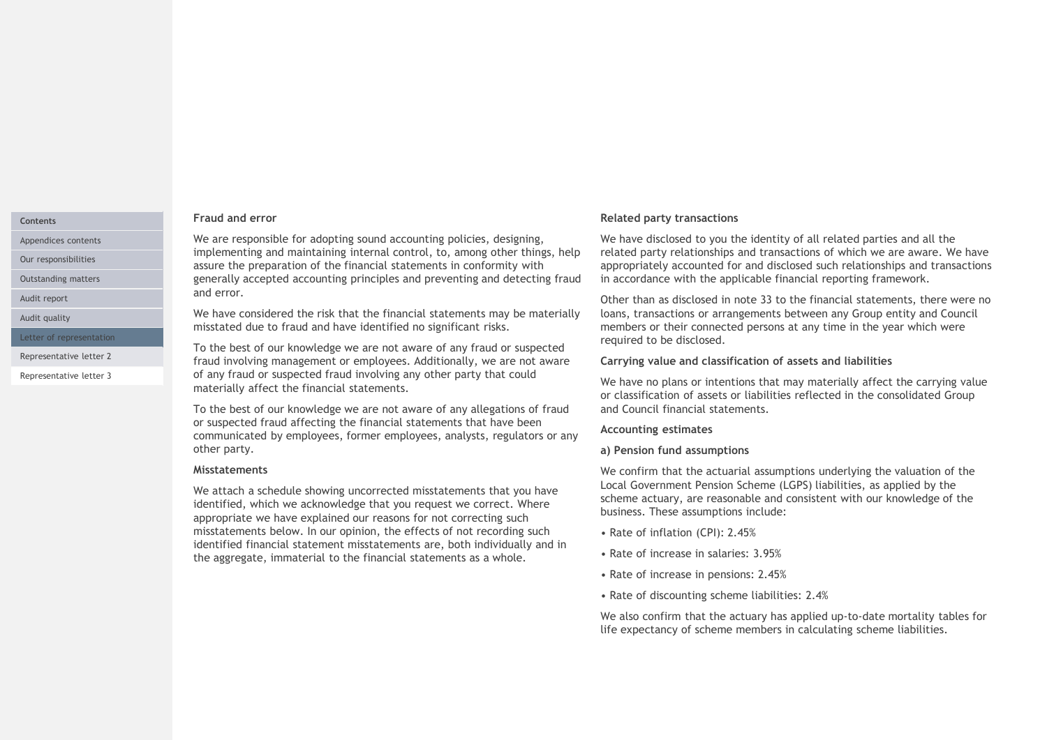### Fraud and error

We are responsible for adopting sound accounting policies, designing, implementing and maintaining internal control, to, among other things, help assure the preparation of the financial statements in conformity with generally accepted accounting principles and preventing and detecting fraud and error.

We have considered the risk that the financial statements may be materially misstated due to fraud and have identified no significant risks.

To the best of our knowledge we are not aware of any fraud or suspected fraud involving management or employees. Additionally, we are not aware of any fraud or suspected fraud involving any other party that could materially affect the financial statements.

To the best of our knowledge we are not aware of any allegations of fraud or suspected fraud affecting the financial statements that have been communicated by employees, former employees, analysts, regulators or any other party.

### Misstatements

We attach a schedule showing uncorrected misstatements that you have identified, which we acknowledge that you request we correct. Where appropriate we have explained our reasons for not correcting such misstatements below. In our opinion, the effects of not recording such identified financial statement misstatements are, both individually and in the aggregate, immaterial to the financial statements as a whole.

### Related party transactions

We have disclosed to you the identity of all related parties and all the related party relationships and transactions of which we are aware. We have appropriately accounted for and disclosed such relationships and transactions in accordance with the applicable financial reporting framework.

Other than as disclosed in note 33 to the financial statements, there were no loans, transactions or arrangements between any Group entity and Council members or their connected persons at any time in the year which were required to be disclosed.

### Carrying value and classification of assets and liabilities

We have no plans or intentions that may materially affect the carrying value or classification of assets or liabilities reflected in the consolidated Group and Council financial statements.

### Accounting estimates

#### a) Pension fund assumptions

We confirm that the actuarial assumptions underlying the valuation of the Local Government Pension Scheme (LGPS) liabilities, as applied by the scheme actuary, are reasonable and consistent with our knowledge of the business. These assumptions include:

- Rate of inflation (CPI): 2.45%
- Rate of increase in salaries: 3.95%
- Rate of increase in pensions: 2.45%
- Rate of discounting scheme liabilities: 2.4%

We also confirm that the actuary has applied up-to-date mortality tables for life expectancy of scheme members in calculating scheme liabilities.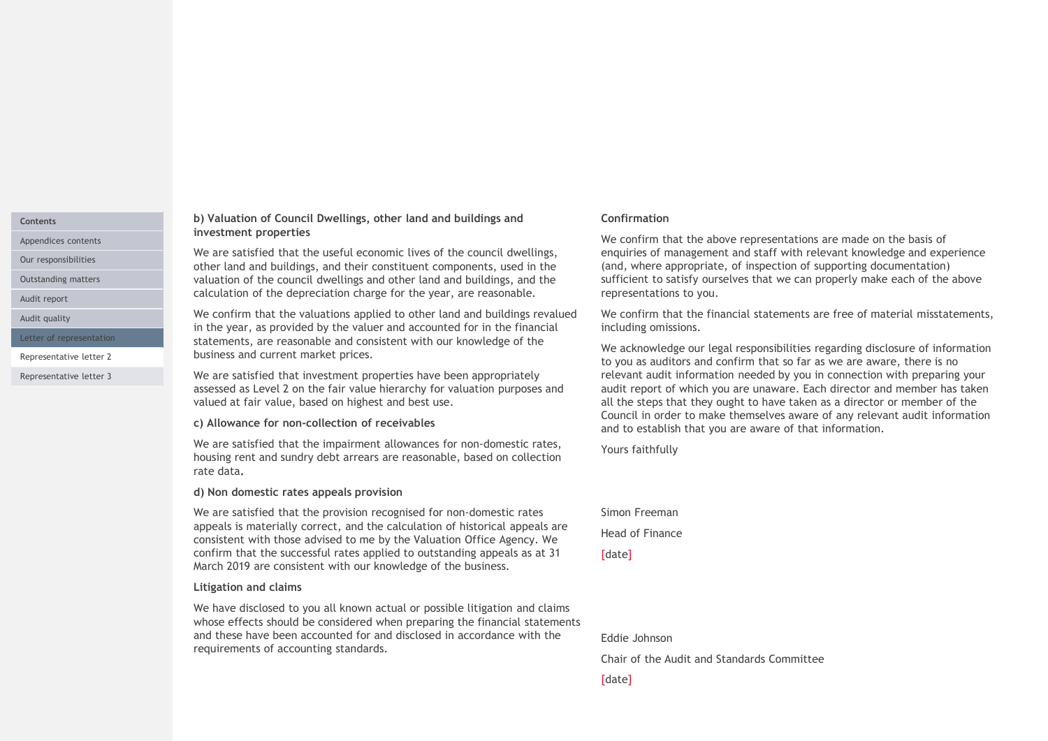**b) Valuation of Council Dwellings, other land and buildings and investment properties**

We are satisfied that the useful economic lives of the council dwellings, other land and buildings, and their constituent components, used in the valuation of the council dwellings and other land and buildings, and the calculation of the depreciation charge for the year, are reasonable.

We confirm that the valuations applied to other land and buildings revalued in the year, as provided by the valuer and accounted for in the financial statements, are reasonable and consistent with our knowledge of the business and current market prices.

We are satisfied that investment properties have been appropriately assessed as Level 2 on the fair value hierarchy for valuation purposes and valued at fair value, based on highest and best use.

**c) Allowance for non-collection of receivables**

We are satisfied that the impairment allowances for non-domestic rates, housing rent and sundry debt arrears are reasonable, based on collection rate data.

**d) Non domestic rates appeals provision**

We are satisfied that the provision recognised for non-domestic rates appeals is materially correct, and the calculation of historical appeals are consistent with those advised to me by the Valuation Office Agency. We confirm that the successful rates applied to outstanding appeals as at 31 March 2019 are consistent with our knowledge of the business.

**Litigation and claims**

We have disclosed to you all known actual or possible litigation and claims whose effects should be considered when preparing the financial statements and these have been accounted for and disclosed in accordance with the requirements of accounting standards.

**Confirmation**

We confirm that the above representations are made on the basis of enquiries of management and staff with relevant knowledge and experience (and, where appropriate, of inspection of supporting documentation) sufficient to satisfy ourselves that we can properly make each of the above representations to you.

We confirm that the financial statements are free of material misstatements, including omissions.

We acknowledge our legal responsibilities regarding disclosure of information to you as auditors and confirm that so far as we are aware, there is no relevant audit information needed by you in connection with preparing your audit report of which you are unaware. Each director and member has taken all the steps that they ought to have taken as a director or member of the Council in order to make themselves aware of any relevant audit information and to establish that you are aware of that information.

Yours faithfully

Simon Freeman

Head of Finance

[date]

Eddie Johnson

Chair of the Audit and Standards Committee

[date]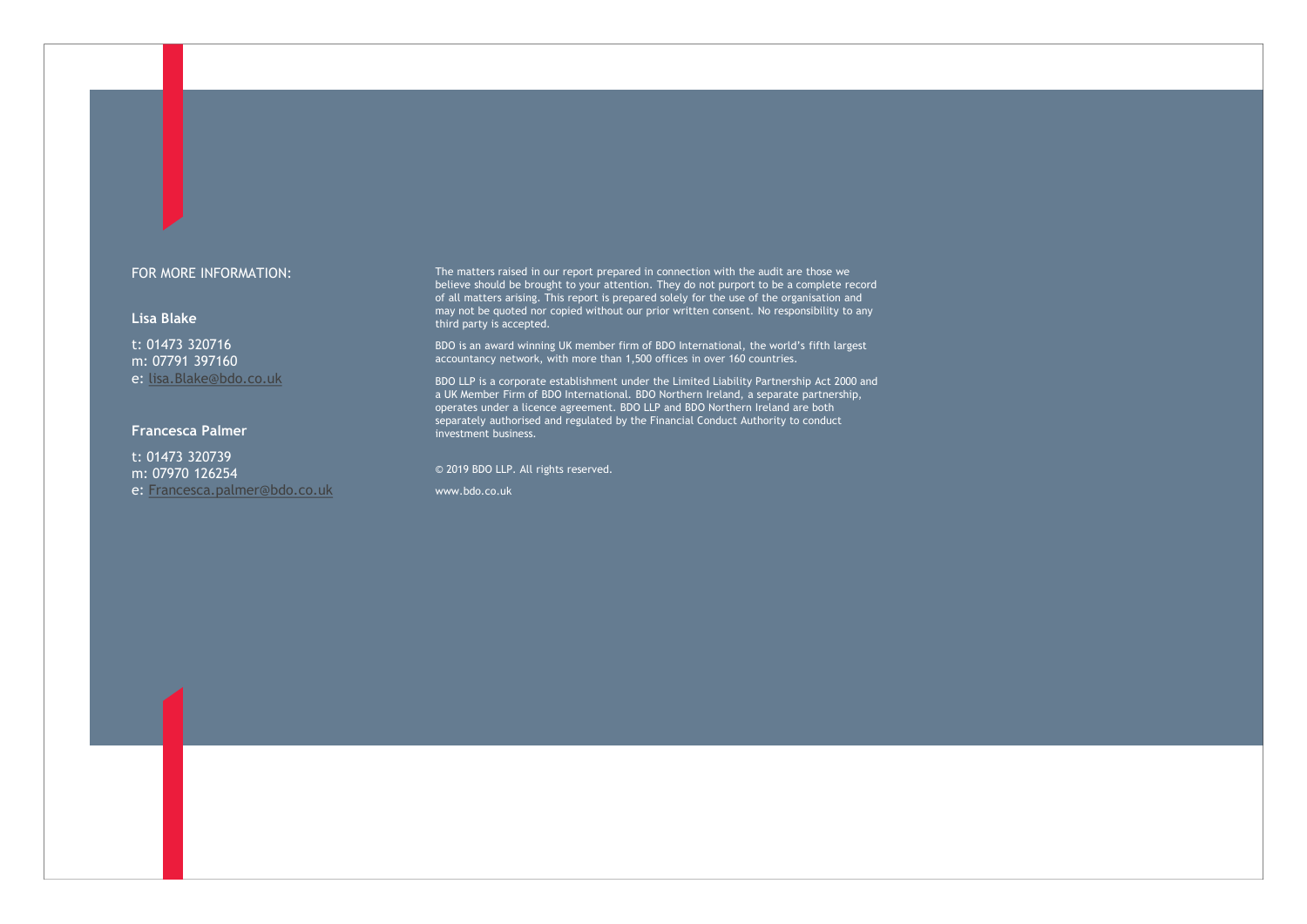FOR MORE INFORMATION:

**Lisa Blake**

t: 01473 320716
m: 07791 397160
e: lisa.Blake@bdo.co.uk

**Francesca Palmer**

t: 01473 320739
m: 07970 126254
e: Francesca.palmer@bdo.co.uk

The matters raised in our report prepared in connection with the audit are those we believe should be brought to your attention. They do not purport to be a complete record of all matters arising. This report is prepared solely for the use of the organisation and may not be quoted nor copied without our prior written consent. No responsibility to any third party is accepted.

BDO is an award winning UK member firm of BDO International, the world's fifth largest accountancy network, with more than 1,500 offices in over 160 countries.

BDO LLP is a corporate establishment under the Limited Liability Partnership Act 2000 and a UK Member Firm of BDO International. BDO Northern Ireland, a separate partnership, operates under a licence agreement. BDO LLP and BDO Northern Ireland are both separately authorised and regulated by the Financial Conduct Authority to conduct investment business.

© 2019 BDO LLP. All rights reserved.

www.bdo.co.uk